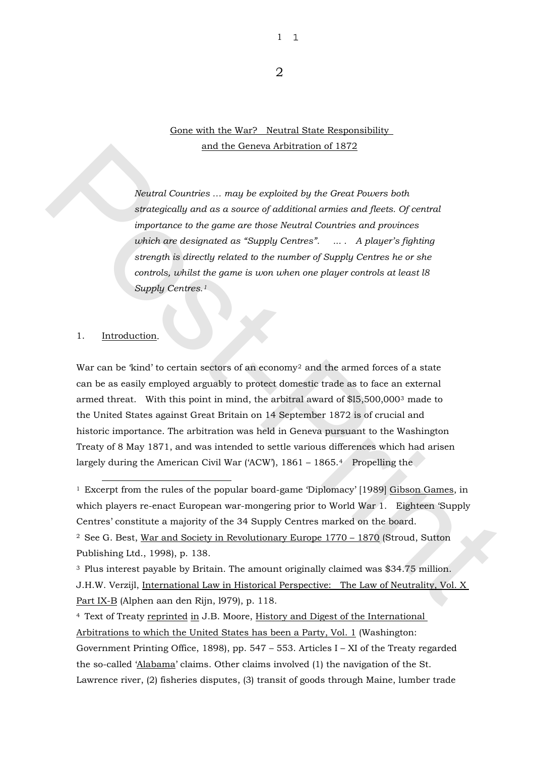## Gone with the War? Neutral State Responsibility and the Geneva Arbitration of 1872

> *Neutral Countries … may be exploited by the Great Powers both strategically and as a source of additional armies and fleets. Of central importance to the game are those Neutral Countries and provinces which are designated as "Supply Centres". … . A player's fighting strength is directly related to the number of Supply Centres he or she controls, whilst the game is won when one player controls at least l8 Supply Centres.*[1]

### 1. Introduction.

War can be 'kind' to certain sectors of an economy[2] and the armed forces of a state can be as easily employed arguably to protect domestic trade as to face an external armed threat. With this point in mind, the arbitral award of $l5,500,000[3] made to the United States against Great Britain on 14 September 1872 is of crucial and historic importance. The arbitration was held in Geneva pursuant to the Washington Treaty of 8 May 1871, and was intended to settle various differences which had arisen largely during the American Civil War ('ACW'), 1861 – 1865.[4] Propelling the

---

[1] Excerpt from the rules of the popular board-game 'Diplomacy' [1989] Gibson Games, in which players re-enact European war-mongering prior to World War 1. Eighteen 'Supply Centres' constitute a majority of the 34 Supply Centres marked on the board.

[2] See G. Best, War and Society in Revolutionary Europe 1770 – 1870 (Stroud, Sutton Publishing Ltd., 1998), p. 138.

[3] Plus interest payable by Britain. The amount originally claimed was $34.75 million. J.H.W. Verzijl, International Law in Historical Perspective: The Law of Neutrality, Vol. X Part IX-B (Alphen aan den Rijn, l979), p. 118.

[4] Text of Treaty reprinted in J.B. Moore, History and Digest of the International Arbitrations to which the United States has been a Party, Vol. 1 (Washington: Government Printing Office, 1898), pp. 547 – 553. Articles I – XI of the Treaty regarded the so-called 'Alabama' claims. Other claims involved (1) the navigation of the St. Lawrence river, (2) fisheries disputes, (3) transit of goods through Maine, lumber trade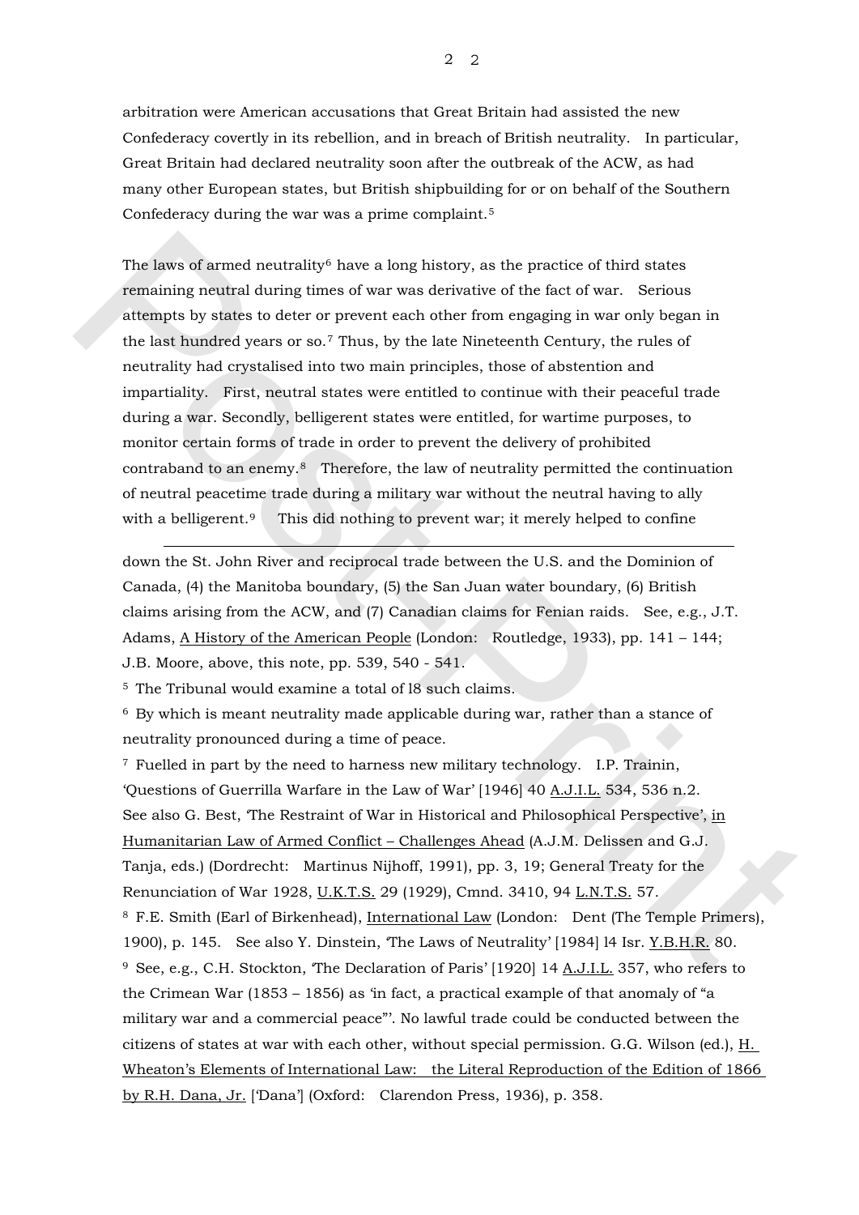arbitration were American accusations that Great Britain had assisted the new Confederacy covertly in its rebellion, and in breach of British neutrality. In particular, Great Britain had declared neutrality soon after the outbreak of the ACW, as had many other European states, but British shipbuilding for or on behalf of the Southern Confederacy during the war was a prime complaint.[5]

The laws of armed neutrality[6] have a long history, as the practice of third states remaining neutral during times of war was derivative of the fact of war. Serious attempts by states to deter or prevent each other from engaging in war only began in the last hundred years or so.[7] Thus, by the late Nineteenth Century, the rules of neutrality had crystalised into two main principles, those of abstention and impartiality. First, neutral states were entitled to continue with their peaceful trade during a war. Secondly, belligerent states were entitled, for wartime purposes, to monitor certain forms of trade in order to prevent the delivery of prohibited contraband to an enemy.[8] Therefore, the law of neutrality permitted the continuation of neutral peacetime trade during a military war without the neutral having to ally with a belligerent.[9] This did nothing to prevent war; it merely helped to confine

---

down the St. John River and reciprocal trade between the U.S. and the Dominion of Canada, (4) the Manitoba boundary, (5) the San Juan water boundary, (6) British claims arising from the ACW, and (7) Canadian claims for Fenian raids. See, e.g., J.T. Adams, <u>A History of the American People</u> (London: Routledge, 1933), pp. 141 – 144; J.B. Moore, above, this note, pp. 539, 540 - 541.

[5] The Tribunal would examine a total of l8 such claims.

[6] By which is meant neutrality made applicable during war, rather than a stance of neutrality pronounced during a time of peace.

[7] Fuelled in part by the need to harness new military technology. I.P. Trainin, 'Questions of Guerrilla Warfare in the Law of War' [1946] 40 <u>A.J.I.L.</u> 534, 536 n.2. See also G. Best, 'The Restraint of War in Historical and Philosophical Perspective', <u>in Humanitarian Law of Armed Conflict – Challenges Ahead</u> (A.J.M. Delissen and G.J. Tanja, eds.) (Dordrecht: Martinus Nijhoff, 1991), pp. 3, 19; General Treaty for the Renunciation of War 1928, <u>U.K.T.S.</u> 29 (1929), Cmnd. 3410, 94 <u>L.N.T.S.</u> 57.

[8] F.E. Smith (Earl of Birkenhead), <u>International Law</u> (London: Dent (The Temple Primers), 1900), p. 145. See also Y. Dinstein, 'The Laws of Neutrality' [1984] l4 Isr. <u>Y.B.H.R.</u> 80.

[9] See, e.g., C.H. Stockton, 'The Declaration of Paris' [1920] 14 <u>A.J.I.L.</u> 357, who refers to the Crimean War (1853 – 1856) as 'in fact, a practical example of that anomaly of "a military war and a commercial peace"'. No lawful trade could be conducted between the citizens of states at war with each other, without special permission. G.G. Wilson (ed.), <u>H. Wheaton's Elements of International Law: the Literal Reproduction of the Edition of 1866 by R.H. Dana, Jr.</u> ['Dana'] (Oxford: Clarendon Press, 1936), p. 358.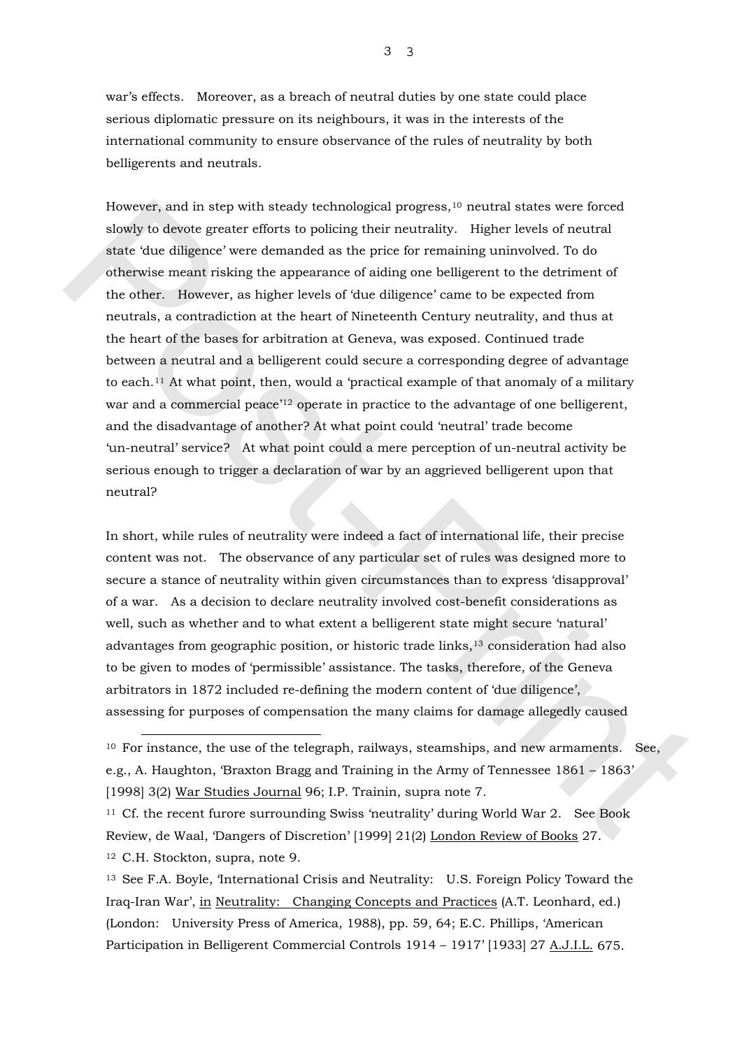war's effects. Moreover, as a breach of neutral duties by one state could place serious diplomatic pressure on its neighbours, it was in the interests of the international community to ensure observance of the rules of neutrality by both belligerents and neutrals.

However, and in step with steady technological progress,[10] neutral states were forced slowly to devote greater efforts to policing their neutrality. Higher levels of neutral state 'due diligence' were demanded as the price for remaining uninvolved. To do otherwise meant risking the appearance of aiding one belligerent to the detriment of the other. However, as higher levels of 'due diligence' came to be expected from neutrals, a contradiction at the heart of Nineteenth Century neutrality, and thus at the heart of the bases for arbitration at Geneva, was exposed. Continued trade between a neutral and a belligerent could secure a corresponding degree of advantage to each.[11] At what point, then, would a 'practical example of that anomaly of a military war and a commercial peace'[12] operate in practice to the advantage of one belligerent, and the disadvantage of another? At what point could 'neutral' trade become 'un-neutral' service? At what point could a mere perception of un-neutral activity be serious enough to trigger a declaration of war by an aggrieved belligerent upon that neutral?

In short, while rules of neutrality were indeed a fact of international life, their precise content was not. The observance of any particular set of rules was designed more to secure a stance of neutrality within given circumstances than to express 'disapproval' of a war. As a decision to declare neutrality involved cost-benefit considerations as well, such as whether and to what extent a belligerent state might secure 'natural' advantages from geographic position, or historic trade links,[13] consideration had also to be given to modes of 'permissible' assistance. The tasks, therefore, of the Geneva arbitrators in 1872 included re-defining the modern content of 'due diligence', assessing for purposes of compensation the many claims for damage allegedly caused

[10] For instance, the use of the telegraph, railways, steamships, and new armaments. See, e.g., A. Haughton, 'Braxton Bragg and Training in the Army of Tennessee 1861 – 1863' [1998] 3(2) War Studies Journal 96; I.P. Trainin, supra note 7.

[11] Cf. the recent furore surrounding Swiss 'neutrality' during World War 2. See Book Review, de Waal, 'Dangers of Discretion' [1999] 21(2) London Review of Books 27.

[12] C.H. Stockton, supra, note 9.

[13] See F.A. Boyle, 'International Crisis and Neutrality: U.S. Foreign Policy Toward the Iraq-Iran War', in Neutrality: Changing Concepts and Practices (A.T. Leonhard, ed.) (London: University Press of America, 1988), pp. 59, 64; E.C. Phillips, 'American Participation in Belligerent Commercial Controls 1914 – 1917' [1933] 27 A.J.I.L. 675.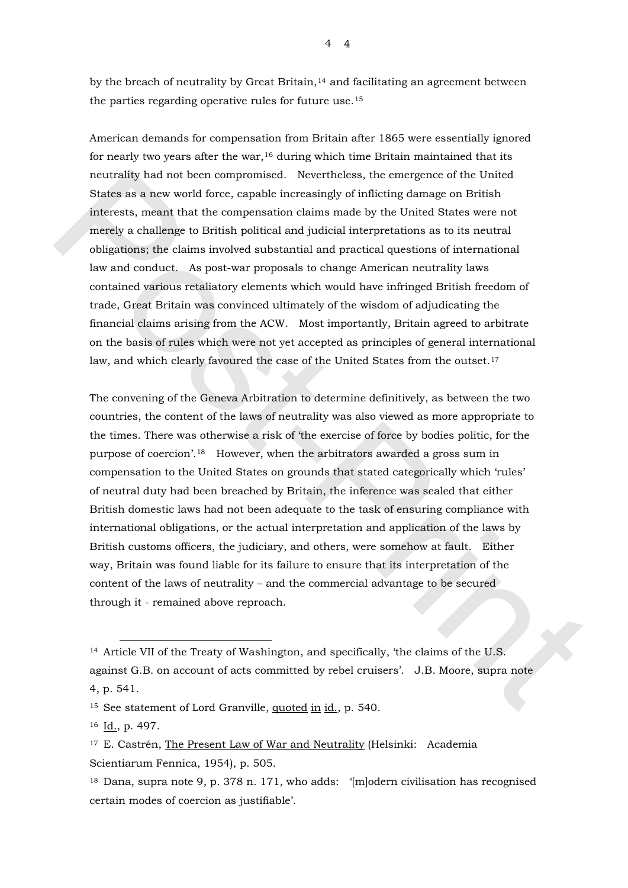by the breach of neutrality by Great Britain,[14] and facilitating an agreement between the parties regarding operative rules for future use.[15]

American demands for compensation from Britain after 1865 were essentially ignored for nearly two years after the war,[16] during which time Britain maintained that its neutrality had not been compromised. Nevertheless, the emergence of the United States as a new world force, capable increasingly of inflicting damage on British interests, meant that the compensation claims made by the United States were not merely a challenge to British political and judicial interpretations as to its neutral obligations; the claims involved substantial and practical questions of international law and conduct. As post-war proposals to change American neutrality laws contained various retaliatory elements which would have infringed British freedom of trade, Great Britain was convinced ultimately of the wisdom of adjudicating the financial claims arising from the ACW. Most importantly, Britain agreed to arbitrate on the basis of rules which were not yet accepted as principles of general international law, and which clearly favoured the case of the United States from the outset.[17]

The convening of the Geneva Arbitration to determine definitively, as between the two countries, the content of the laws of neutrality was also viewed as more appropriate to the times. There was otherwise a risk of 'the exercise of force by bodies politic, for the purpose of coercion'.[18] However, when the arbitrators awarded a gross sum in compensation to the United States on grounds that stated categorically which 'rules' of neutral duty had been breached by Britain, the inference was sealed that either British domestic laws had not been adequate to the task of ensuring compliance with international obligations, or the actual interpretation and application of the laws by British customs officers, the judiciary, and others, were somehow at fault. Either way, Britain was found liable for its failure to ensure that its interpretation of the content of the laws of neutrality – and the commercial advantage to be secured through it - remained above reproach.

---

[14] Article VII of the Treaty of Washington, and specifically, 'the claims of the U.S. against G.B. on account of acts committed by rebel cruisers'. J.B. Moore, supra note 4, p. 541.

[15] See statement of Lord Granville, quoted in id., p. 540.

[16] Id., p. 497.

[17] E. Castrén, The Present Law of War and Neutrality (Helsinki: Academia Scientiarum Fennica, 1954), p. 505.

[18] Dana, supra note 9, p. 378 n. 171, who adds: '[m]odern civilisation has recognised certain modes of coercion as justifiable'.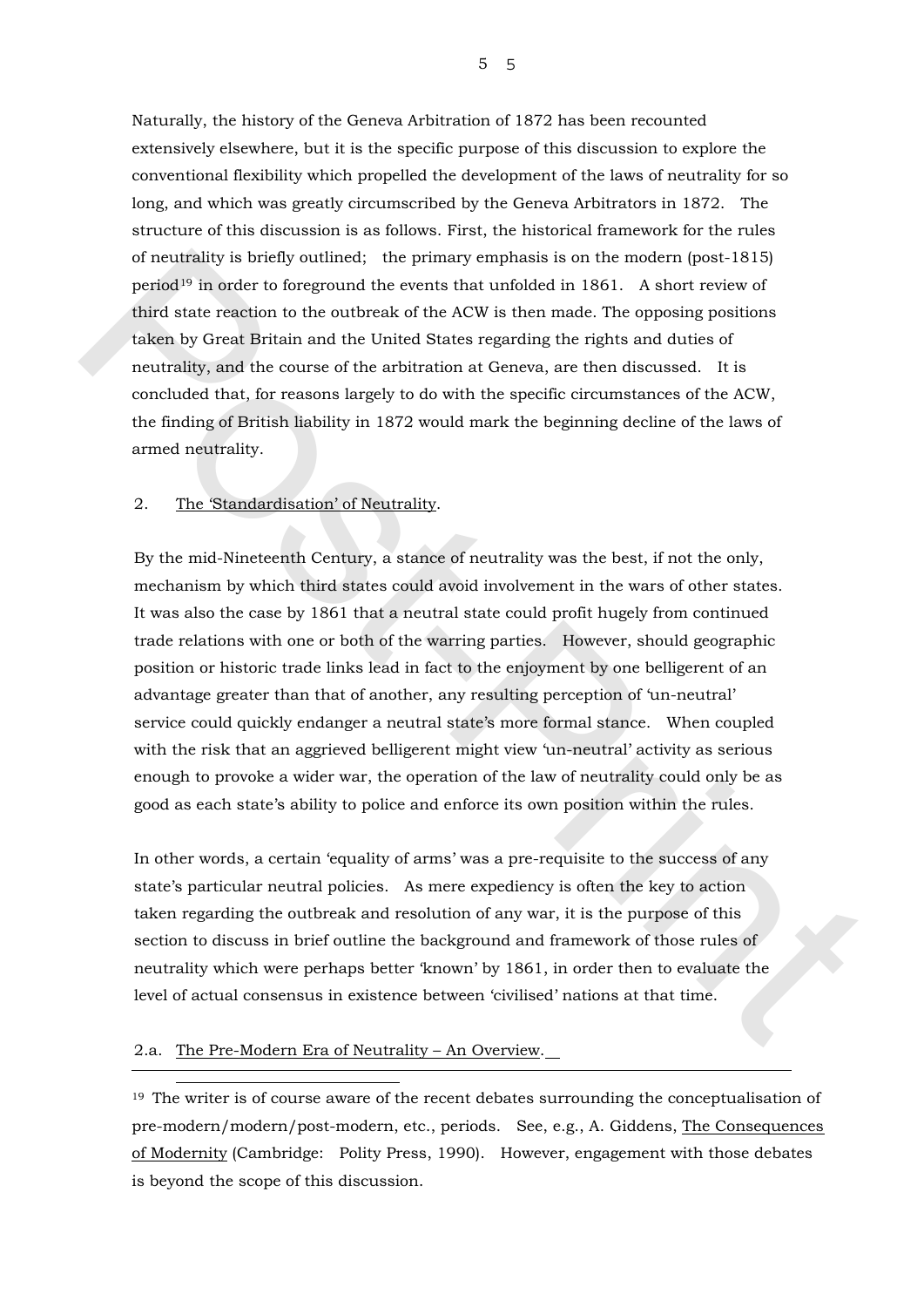Naturally, the history of the Geneva Arbitration of 1872 has been recounted extensively elsewhere, but it is the specific purpose of this discussion to explore the conventional flexibility which propelled the development of the laws of neutrality for so long, and which was greatly circumscribed by the Geneva Arbitrators in 1872. The structure of this discussion is as follows. First, the historical framework for the rules of neutrality is briefly outlined; the primary emphasis is on the modern (post-1815) period[19] in order to foreground the events that unfolded in 1861. A short review of third state reaction to the outbreak of the ACW is then made. The opposing positions taken by Great Britain and the United States regarding the rights and duties of neutrality, and the course of the arbitration at Geneva, are then discussed. It is concluded that, for reasons largely to do with the specific circumstances of the ACW, the finding of British liability in 1872 would mark the beginning decline of the laws of armed neutrality.

## 2. The 'Standardisation' of Neutrality.

By the mid-Nineteenth Century, a stance of neutrality was the best, if not the only, mechanism by which third states could avoid involvement in the wars of other states. It was also the case by 1861 that a neutral state could profit hugely from continued trade relations with one or both of the warring parties. However, should geographic position or historic trade links lead in fact to the enjoyment by one belligerent of an advantage greater than that of another, any resulting perception of 'un-neutral' service could quickly endanger a neutral state's more formal stance. When coupled with the risk that an aggrieved belligerent might view 'un-neutral' activity as serious enough to provoke a wider war, the operation of the law of neutrality could only be as good as each state's ability to police and enforce its own position within the rules.

In other words, a certain 'equality of arms' was a pre-requisite to the success of any state's particular neutral policies. As mere expediency is often the key to action taken regarding the outbreak and resolution of any war, it is the purpose of this section to discuss in brief outline the background and framework of those rules of neutrality which were perhaps better 'known' by 1861, in order then to evaluate the level of actual consensus in existence between 'civilised' nations at that time.

### 2.a. The Pre-Modern Era of Neutrality – An Overview.

---

[19] The writer is of course aware of the recent debates surrounding the conceptualisation of pre-modern/modern/post-modern, etc., periods. See, e.g., A. Giddens, The Consequences of Modernity (Cambridge: Polity Press, 1990). However, engagement with those debates is beyond the scope of this discussion.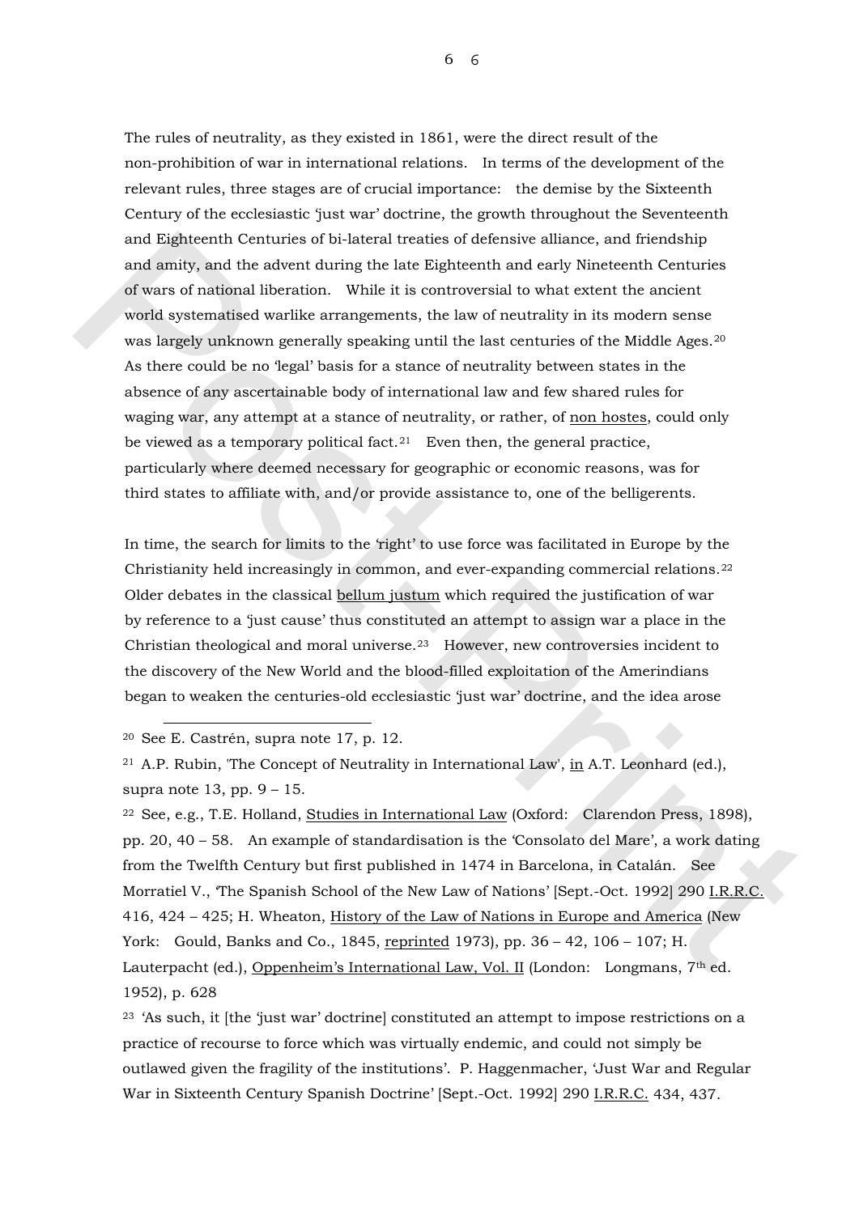The rules of neutrality, as they existed in 1861, were the direct result of the non-prohibition of war in international relations. In terms of the development of the relevant rules, three stages are of crucial importance: the demise by the Sixteenth Century of the ecclesiastic 'just war' doctrine, the growth throughout the Seventeenth and Eighteenth Centuries of bi-lateral treaties of defensive alliance, and friendship and amity, and the advent during the late Eighteenth and early Nineteenth Centuries of wars of national liberation. While it is controversial to what extent the ancient world systematised warlike arrangements, the law of neutrality in its modern sense was largely unknown generally speaking until the last centuries of the Middle Ages.[20] As there could be no 'legal' basis for a stance of neutrality between states in the absence of any ascertainable body of international law and few shared rules for waging war, any attempt at a stance of neutrality, or rather, of non hostes, could only be viewed as a temporary political fact.[21] Even then, the general practice, particularly where deemed necessary for geographic or economic reasons, was for third states to affiliate with, and/or provide assistance to, one of the belligerents.

In time, the search for limits to the 'right' to use force was facilitated in Europe by the Christianity held increasingly in common, and ever-expanding commercial relations.[22] Older debates in the classical bellum justum which required the justification of war by reference to a 'just cause' thus constituted an attempt to assign war a place in the Christian theological and moral universe.[23] However, new controversies incident to the discovery of the New World and the blood-filled exploitation of the Amerindians began to weaken the centuries-old ecclesiastic 'just war' doctrine, and the idea arose

---

[20] See E. Castrén, supra note 17, p. 12.

[21] A.P. Rubin, 'The Concept of Neutrality in International Law', in A.T. Leonhard (ed.), supra note 13, pp. 9 – 15.

[22] See, e.g., T.E. Holland, Studies in International Law (Oxford: Clarendon Press, 1898), pp. 20, 40 – 58. An example of standardisation is the 'Consolato del Mare', a work dating from the Twelfth Century but first published in 1474 in Barcelona, in Catalán. See Morratiel V., 'The Spanish School of the New Law of Nations' [Sept.-Oct. 1992] 290 I.R.R.C. 416, 424 – 425; H. Wheaton, History of the Law of Nations in Europe and America (New York: Gould, Banks and Co., 1845, reprinted 1973), pp. 36 – 42, 106 – 107; H. Lauterpacht (ed.), Oppenheim's International Law, Vol. II (London: Longmans, 7th ed. 1952), p. 628

[23] 'As such, it [the 'just war' doctrine] constituted an attempt to impose restrictions on a practice of recourse to force which was virtually endemic, and could not simply be outlawed given the fragility of the institutions'. P. Haggenmacher, 'Just War and Regular War in Sixteenth Century Spanish Doctrine' [Sept.-Oct. 1992] 290 I.R.R.C. 434, 437.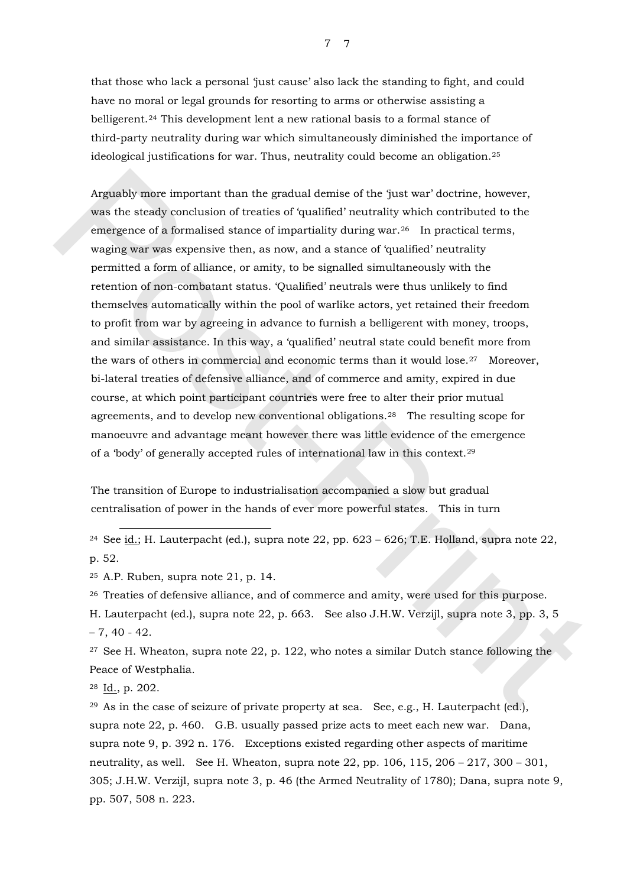that those who lack a personal 'just cause' also lack the standing to fight, and could have no moral or legal grounds for resorting to arms or otherwise assisting a belligerent.[24] This development lent a new rational basis to a formal stance of third-party neutrality during war which simultaneously diminished the importance of ideological justifications for war. Thus, neutrality could become an obligation.[25]

Arguably more important than the gradual demise of the 'just war' doctrine, however, was the steady conclusion of treaties of 'qualified' neutrality which contributed to the emergence of a formalised stance of impartiality during war.[26] In practical terms, waging war was expensive then, as now, and a stance of 'qualified' neutrality permitted a form of alliance, or amity, to be signalled simultaneously with the retention of non-combatant status. 'Qualified' neutrals were thus unlikely to find themselves automatically within the pool of warlike actors, yet retained their freedom to profit from war by agreeing in advance to furnish a belligerent with money, troops, and similar assistance. In this way, a 'qualified' neutral state could benefit more from the wars of others in commercial and economic terms than it would lose.[27] Moreover, bi-lateral treaties of defensive alliance, and of commerce and amity, expired in due course, at which point participant countries were free to alter their prior mutual agreements, and to develop new conventional obligations.[28] The resulting scope for manoeuvre and advantage meant however there was little evidence of the emergence of a 'body' of generally accepted rules of international law in this context.[29]

The transition of Europe to industrialisation accompanied a slow but gradual centralisation of power in the hands of ever more powerful states. This in turn

---

[24] See id.; H. Lauterpacht (ed.), supra note 22, pp. 623 – 626; T.E. Holland, supra note 22, p. 52.

[25] A.P. Ruben, supra note 21, p. 14.

[26] Treaties of defensive alliance, and of commerce and amity, were used for this purpose. H. Lauterpacht (ed.), supra note 22, p. 663. See also J.H.W. Verzijl, supra note 3, pp. 3, 5 – 7, 40 - 42.

[27] See H. Wheaton, supra note 22, p. 122, who notes a similar Dutch stance following the Peace of Westphalia.

[28] Id., p. 202.

[29] As in the case of seizure of private property at sea. See, e.g., H. Lauterpacht (ed.), supra note 22, p. 460. G.B. usually passed prize acts to meet each new war. Dana, supra note 9, p. 392 n. 176. Exceptions existed regarding other aspects of maritime neutrality, as well. See H. Wheaton, supra note 22, pp. 106, 115, 206 – 217, 300 – 301, 305; J.H.W. Verzijl, supra note 3, p. 46 (the Armed Neutrality of 1780); Dana, supra note 9, pp. 507, 508 n. 223.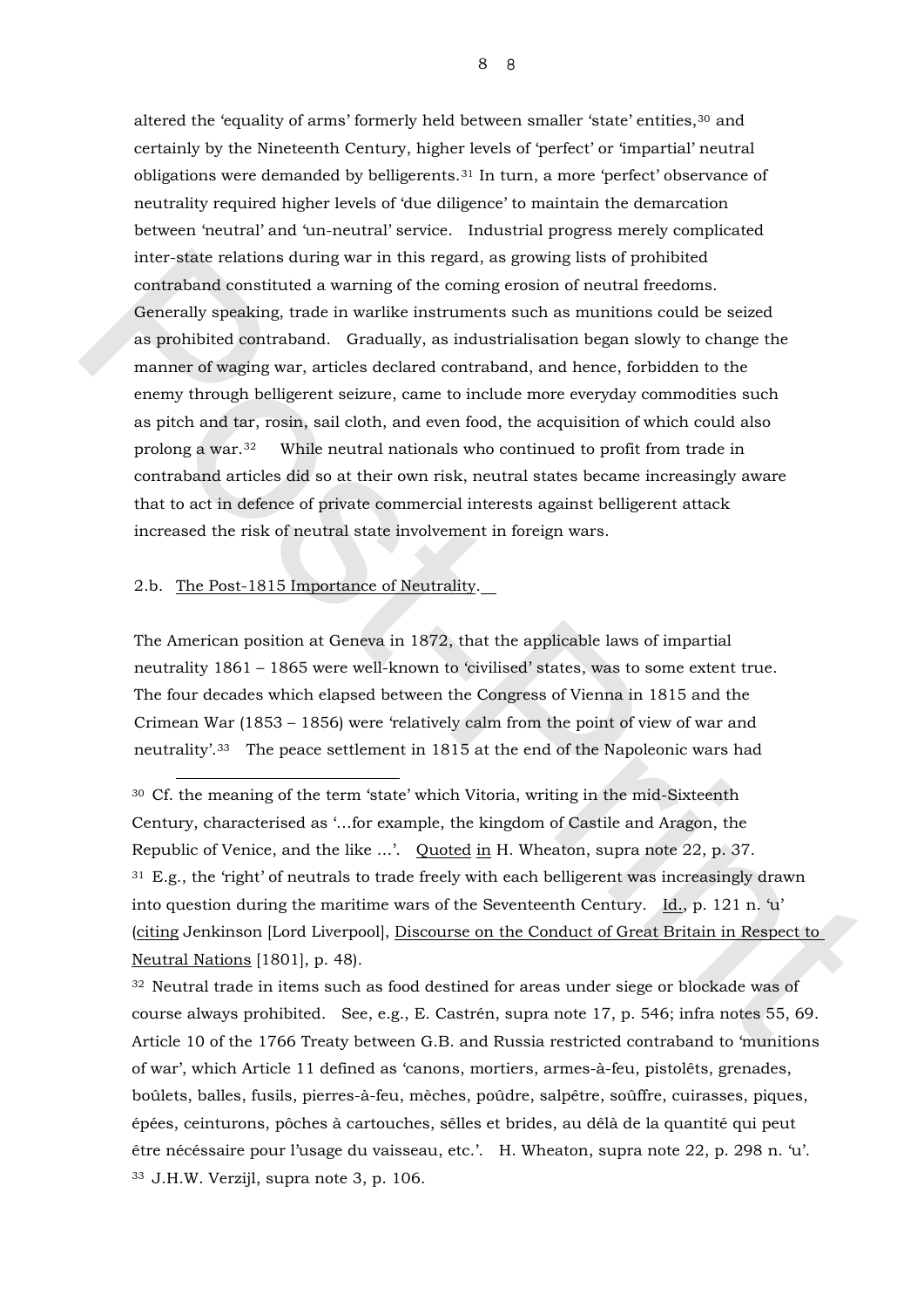altered the 'equality of arms' formerly held between smaller 'state' entities,[30] and certainly by the Nineteenth Century, higher levels of 'perfect' or 'impartial' neutral obligations were demanded by belligerents.[31] In turn, a more 'perfect' observance of neutrality required higher levels of 'due diligence' to maintain the demarcation between 'neutral' and 'un-neutral' service. Industrial progress merely complicated inter-state relations during war in this regard, as growing lists of prohibited contraband constituted a warning of the coming erosion of neutral freedoms. Generally speaking, trade in warlike instruments such as munitions could be seized as prohibited contraband. Gradually, as industrialisation began slowly to change the manner of waging war, articles declared contraband, and hence, forbidden to the enemy through belligerent seizure, came to include more everyday commodities such as pitch and tar, rosin, sail cloth, and even food, the acquisition of which could also prolong a war.[32] While neutral nationals who continued to profit from trade in contraband articles did so at their own risk, neutral states became increasingly aware that to act in defence of private commercial interests against belligerent attack increased the risk of neutral state involvement in foreign wars.

### 2.b. The Post-1815 Importance of Neutrality.

The American position at Geneva in 1872, that the applicable laws of impartial neutrality 1861 – 1865 were well-known to 'civilised' states, was to some extent true. The four decades which elapsed between the Congress of Vienna in 1815 and the Crimean War (1853 – 1856) were 'relatively calm from the point of view of war and neutrality'.[33] The peace settlement in 1815 at the end of the Napoleonic wars had

---

[30] Cf. the meaning of the term 'state' which Vitoria, writing in the mid-Sixteenth Century, characterised as '...for example, the kingdom of Castile and Aragon, the Republic of Venice, and the like ...'. Quoted in H. Wheaton, supra note 22, p. 37.

[31] E.g., the 'right' of neutrals to trade freely with each belligerent was increasingly drawn into question during the maritime wars of the Seventeenth Century. Id., p. 121 n. 'u' (citing Jenkinson [Lord Liverpool], Discourse on the Conduct of Great Britain in Respect to Neutral Nations [1801], p. 48).

[32] Neutral trade in items such as food destined for areas under siege or blockade was of course always prohibited. See, e.g., E. Castrén, supra note 17, p. 546; infra notes 55, 69. Article 10 of the 1766 Treaty between G.B. and Russia restricted contraband to 'munitions of war', which Article 11 defined as 'canons, mortiers, armes-à-feu, pistolêts, grenades, boûlets, balles, fusils, pierres-à-feu, mèches, poûdre, salpêtre, soûffre, cuirasses, piques, épées, ceinturons, pôches à cartouches, sêlles et brides, au dêlà de la quantité qui peut être nécéssaire pour l'usage du vaisseau, etc.'. H. Wheaton, supra note 22, p. 298 n. 'u'.

[33] J.H.W. Verzijl, supra note 3, p. 106.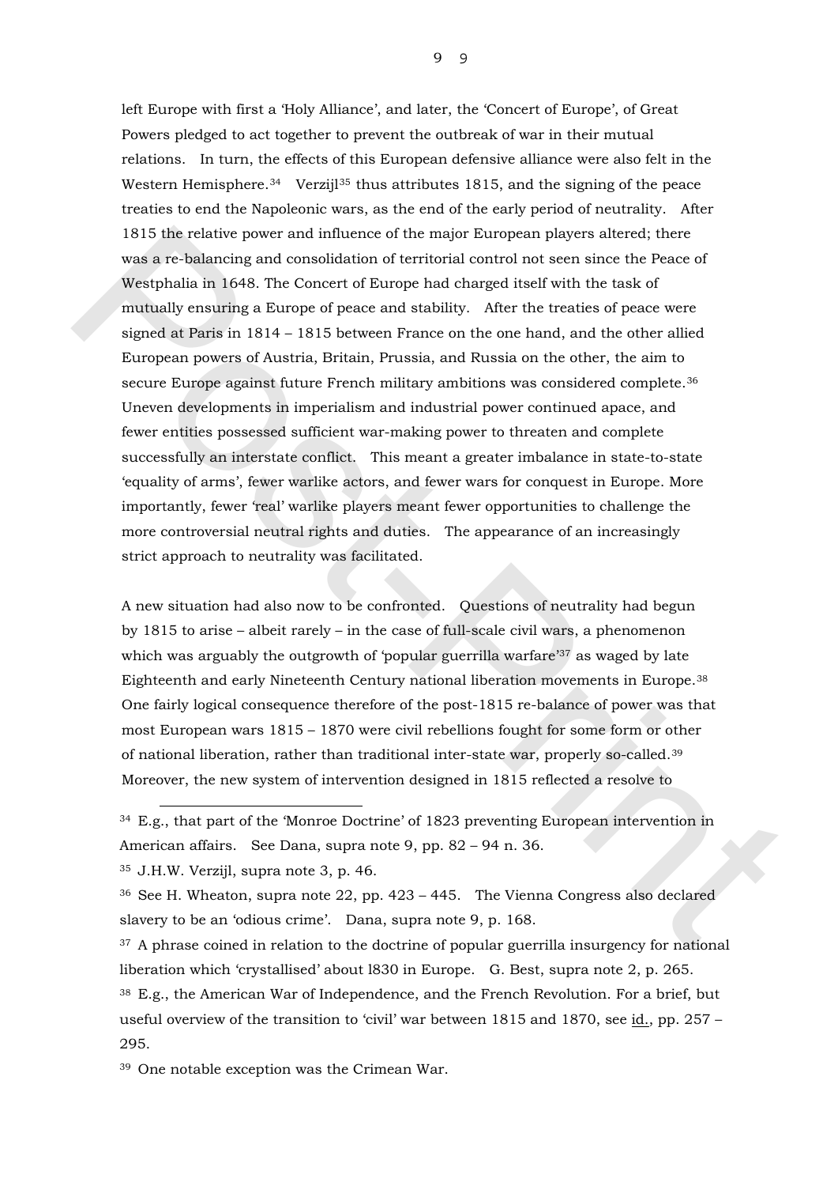left Europe with first a 'Holy Alliance', and later, the 'Concert of Europe', of Great Powers pledged to act together to prevent the outbreak of war in their mutual relations. In turn, the effects of this European defensive alliance were also felt in the Western Hemisphere.[34] Verzijl[35] thus attributes 1815, and the signing of the peace treaties to end the Napoleonic wars, as the end of the early period of neutrality. After 1815 the relative power and influence of the major European players altered; there was a re-balancing and consolidation of territorial control not seen since the Peace of Westphalia in 1648. The Concert of Europe had charged itself with the task of mutually ensuring a Europe of peace and stability. After the treaties of peace were signed at Paris in 1814 – 1815 between France on the one hand, and the other allied European powers of Austria, Britain, Prussia, and Russia on the other, the aim to secure Europe against future French military ambitions was considered complete.[36] Uneven developments in imperialism and industrial power continued apace, and fewer entities possessed sufficient war-making power to threaten and complete successfully an interstate conflict. This meant a greater imbalance in state-to-state 'equality of arms', fewer warlike actors, and fewer wars for conquest in Europe. More importantly, fewer 'real' warlike players meant fewer opportunities to challenge the more controversial neutral rights and duties. The appearance of an increasingly strict approach to neutrality was facilitated.

A new situation had also now to be confronted. Questions of neutrality had begun by 1815 to arise – albeit rarely – in the case of full-scale civil wars, a phenomenon which was arguably the outgrowth of 'popular guerrilla warfare'[37] as waged by late Eighteenth and early Nineteenth Century national liberation movements in Europe.[38] One fairly logical consequence therefore of the post-1815 re-balance of power was that most European wars 1815 – 1870 were civil rebellions fought for some form or other of national liberation, rather than traditional inter-state war, properly so-called.[39] Moreover, the new system of intervention designed in 1815 reflected a resolve to

---

[34] E.g., that part of the 'Monroe Doctrine' of 1823 preventing European intervention in American affairs. See Dana, supra note 9, pp. 82 – 94 n. 36.

[35] J.H.W. Verzijl, supra note 3, p. 46.

[36] See H. Wheaton, supra note 22, pp. 423 – 445. The Vienna Congress also declared slavery to be an 'odious crime'. Dana, supra note 9, p. 168.

[37] A phrase coined in relation to the doctrine of popular guerrilla insurgency for national liberation which 'crystallised' about 1830 in Europe. G. Best, supra note 2, p. 265.

[38] E.g., the American War of Independence, and the French Revolution. For a brief, but useful overview of the transition to 'civil' war between 1815 and 1870, see id., pp. 257 – 295.

[39] One notable exception was the Crimean War.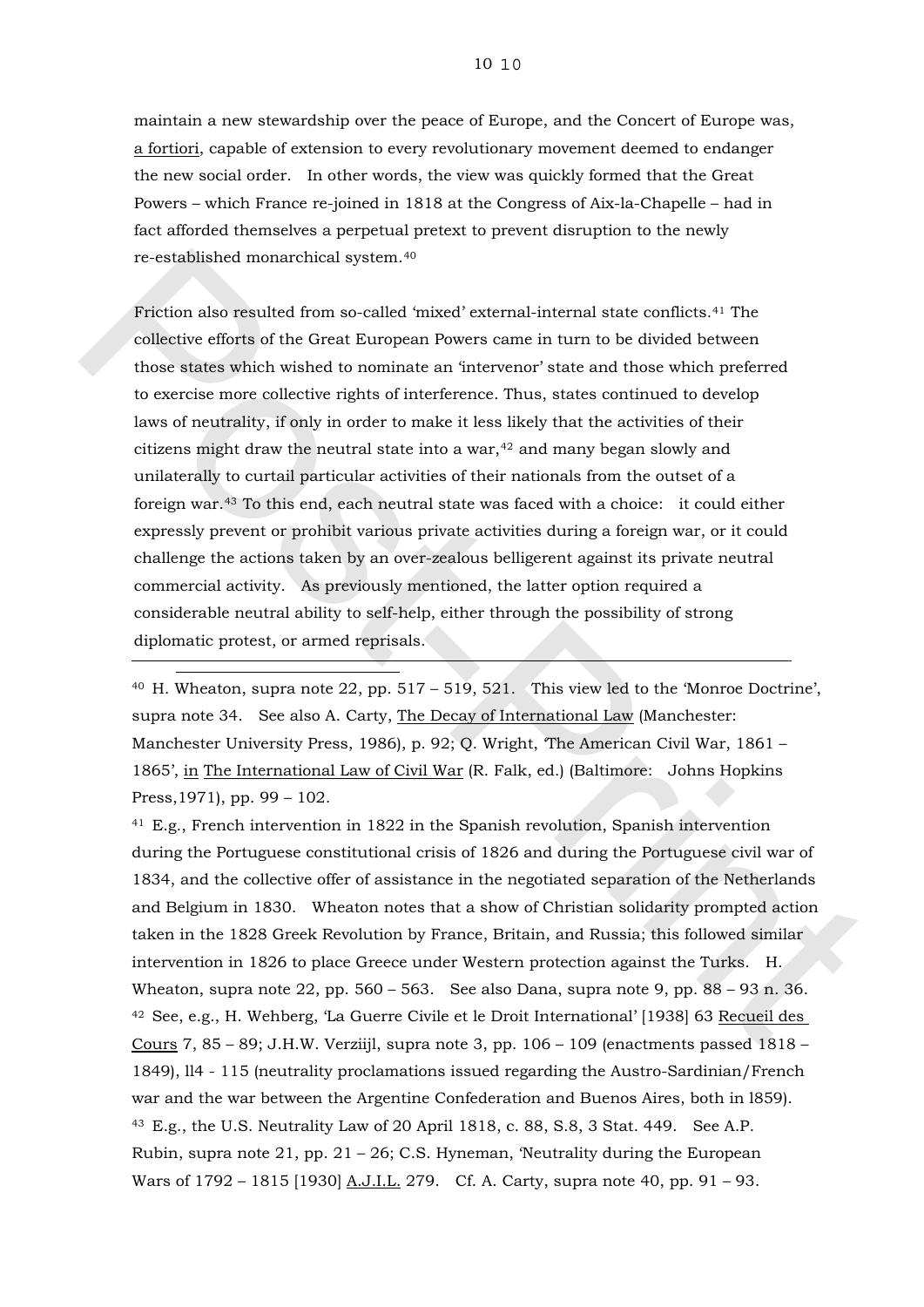maintain a new stewardship over the peace of Europe, and the Concert of Europe was, a fortiori, capable of extension to every revolutionary movement deemed to endanger the new social order. In other words, the view was quickly formed that the Great Powers – which France re-joined in 1818 at the Congress of Aix-la-Chapelle – had in fact afforded themselves a perpetual pretext to prevent disruption to the newly re-established monarchical system.[40]

Friction also resulted from so-called 'mixed' external-internal state conflicts.[41] The collective efforts of the Great European Powers came in turn to be divided between those states which wished to nominate an 'intervenor' state and those which preferred to exercise more collective rights of interference. Thus, states continued to develop laws of neutrality, if only in order to make it less likely that the activities of their citizens might draw the neutral state into a war,[42] and many began slowly and unilaterally to curtail particular activities of their nationals from the outset of a foreign war.[43] To this end, each neutral state was faced with a choice: it could either expressly prevent or prohibit various private activities during a foreign war, or it could challenge the actions taken by an over-zealous belligerent against its private neutral commercial activity. As previously mentioned, the latter option required a considerable neutral ability to self-help, either through the possibility of strong diplomatic protest, or armed reprisals.

---

[40] H. Wheaton, supra note 22, pp. 517 – 519, 521. This view led to the 'Monroe Doctrine', supra note 34. See also A. Carty, The Decay of International Law (Manchester: Manchester University Press, 1986), p. 92; Q. Wright, 'The American Civil War, 1861 – 1865', in The International Law of Civil War (R. Falk, ed.) (Baltimore: Johns Hopkins Press,1971), pp. 99 – 102.

[41] E.g., French intervention in 1822 in the Spanish revolution, Spanish intervention during the Portuguese constitutional crisis of 1826 and during the Portuguese civil war of 1834, and the collective offer of assistance in the negotiated separation of the Netherlands and Belgium in 1830. Wheaton notes that a show of Christian solidarity prompted action taken in the 1828 Greek Revolution by France, Britain, and Russia; this followed similar intervention in 1826 to place Greece under Western protection against the Turks. H. Wheaton, supra note 22, pp. 560 – 563. See also Dana, supra note 9, pp. 88 – 93 n. 36.

[42] See, e.g., H. Wehberg, 'La Guerre Civile et le Droit International' [1938] 63 Recueil des Cours 7, 85 – 89; J.H.W. Verziijl, supra note 3, pp. 106 – 109 (enactments passed 1818 – 1849), ll4 - 115 (neutrality proclamations issued regarding the Austro-Sardinian/French war and the war between the Argentine Confederation and Buenos Aires, both in l859).

[43] E.g., the U.S. Neutrality Law of 20 April 1818, c. 88, S.8, 3 Stat. 449. See A.P. Rubin, supra note 21, pp. 21 – 26; C.S. Hyneman, 'Neutrality during the European Wars of 1792 – 1815 [1930] A.J.I.L. 279. Cf. A. Carty, supra note 40, pp. 91 – 93.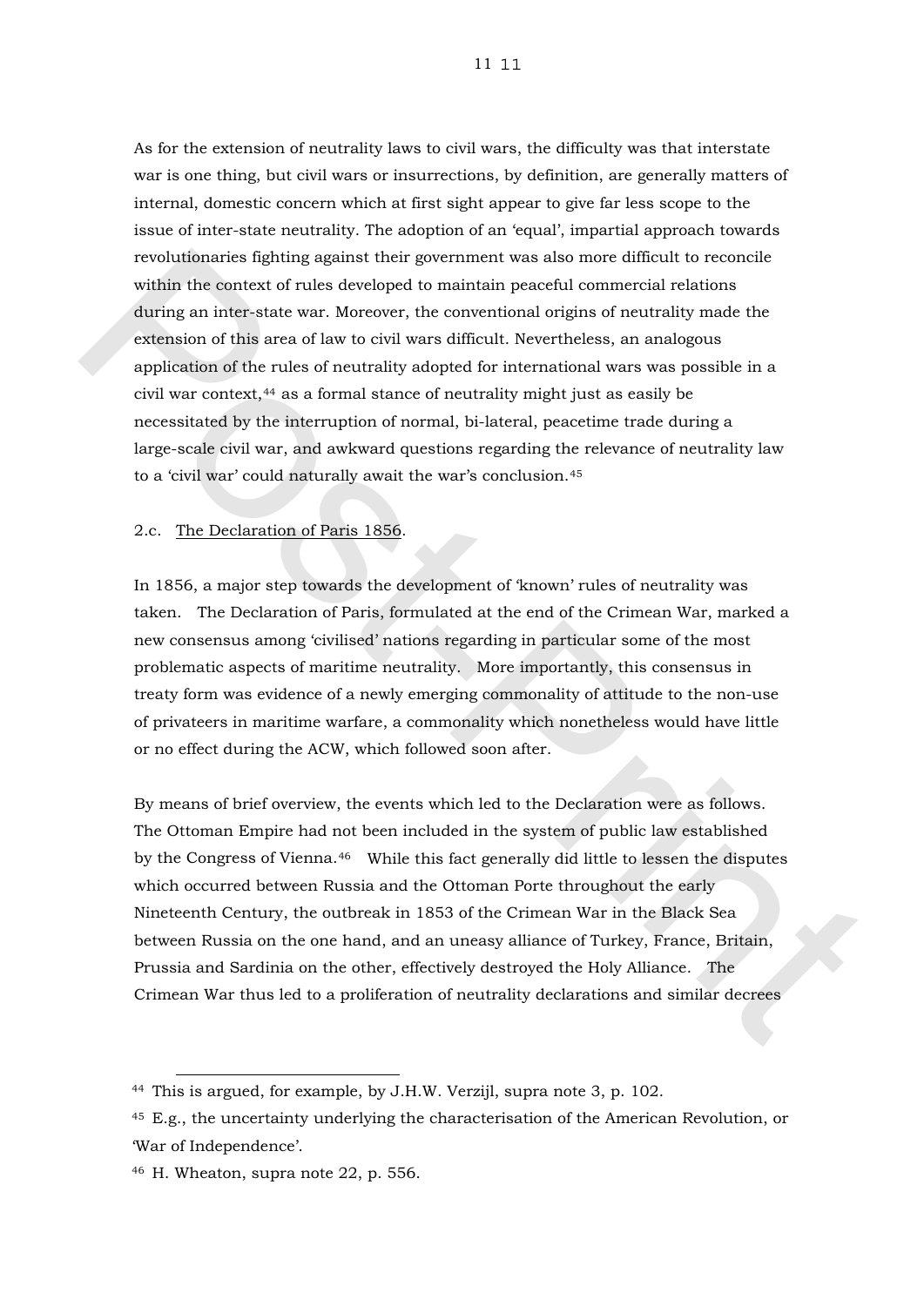As for the extension of neutrality laws to civil wars, the difficulty was that interstate war is one thing, but civil wars or insurrections, by definition, are generally matters of internal, domestic concern which at first sight appear to give far less scope to the issue of inter-state neutrality. The adoption of an 'equal', impartial approach towards revolutionaries fighting against their government was also more difficult to reconcile within the context of rules developed to maintain peaceful commercial relations during an inter-state war. Moreover, the conventional origins of neutrality made the extension of this area of law to civil wars difficult. Nevertheless, an analogous application of the rules of neutrality adopted for international wars was possible in a civil war context,[44] as a formal stance of neutrality might just as easily be necessitated by the interruption of normal, bi-lateral, peacetime trade during a large-scale civil war, and awkward questions regarding the relevance of neutrality law to a 'civil war' could naturally await the war's conclusion.[45]

2.c. The Declaration of Paris 1856.

In 1856, a major step towards the development of 'known' rules of neutrality was taken. The Declaration of Paris, formulated at the end of the Crimean War, marked a new consensus among 'civilised' nations regarding in particular some of the most problematic aspects of maritime neutrality. More importantly, this consensus in treaty form was evidence of a newly emerging commonality of attitude to the non-use of privateers in maritime warfare, a commonality which nonetheless would have little or no effect during the ACW, which followed soon after.

By means of brief overview, the events which led to the Declaration were as follows. The Ottoman Empire had not been included in the system of public law established by the Congress of Vienna.[46] While this fact generally did little to lessen the disputes which occurred between Russia and the Ottoman Porte throughout the early Nineteenth Century, the outbreak in 1853 of the Crimean War in the Black Sea between Russia on the one hand, and an uneasy alliance of Turkey, France, Britain, Prussia and Sardinia on the other, effectively destroyed the Holy Alliance. The Crimean War thus led to a proliferation of neutrality declarations and similar decrees

[44] This is argued, for example, by J.H.W. Verzijl, supra note 3, p. 102.

[45] E.g., the uncertainty underlying the characterisation of the American Revolution, or 'War of Independence'.

[46] H. Wheaton, supra note 22, p. 556.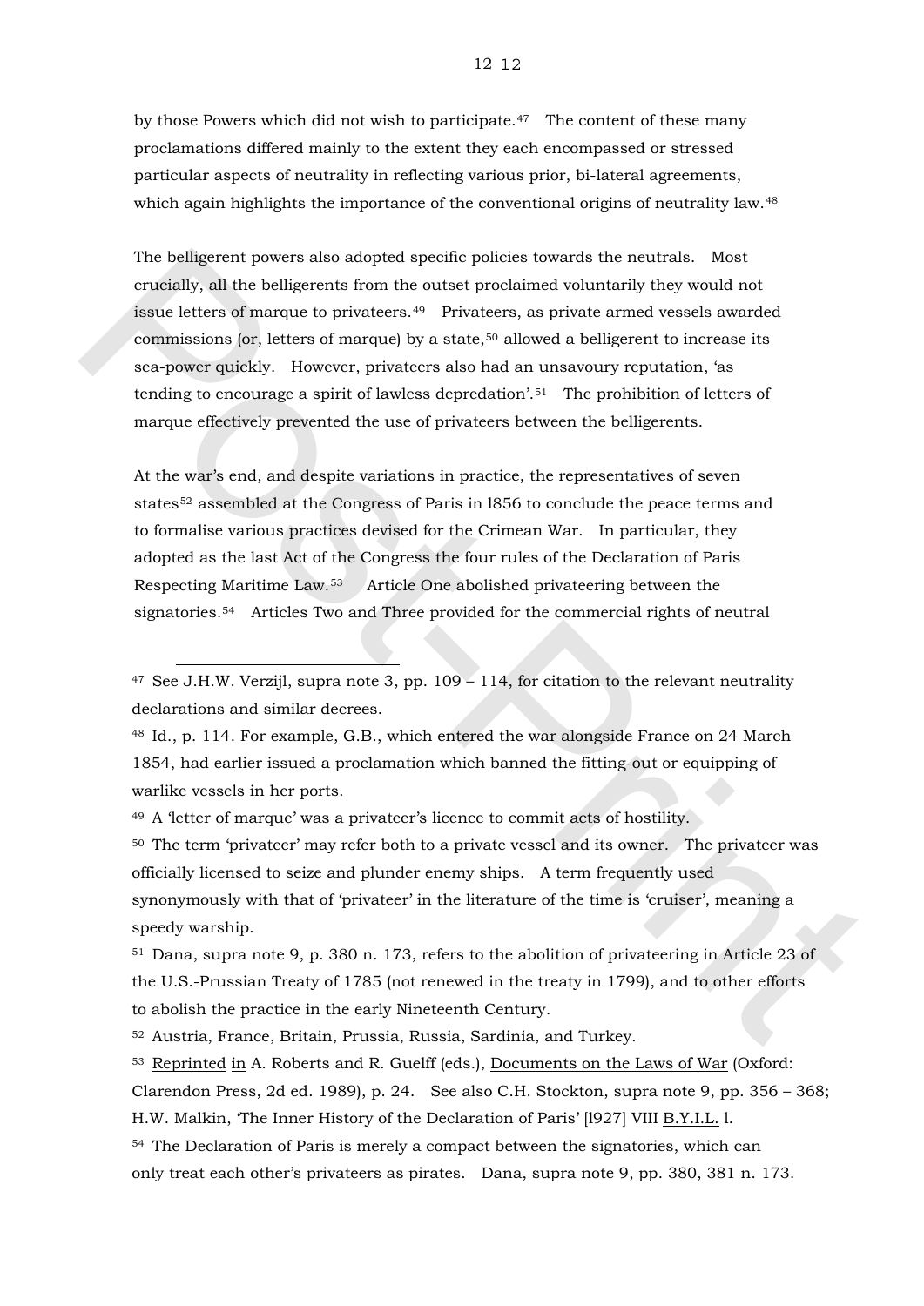by those Powers which did not wish to participate.[47] The content of these many proclamations differed mainly to the extent they each encompassed or stressed particular aspects of neutrality in reflecting various prior, bi-lateral agreements, which again highlights the importance of the conventional origins of neutrality law.[48]

The belligerent powers also adopted specific policies towards the neutrals. Most crucially, all the belligerents from the outset proclaimed voluntarily they would not issue letters of marque to privateers.[49] Privateers, as private armed vessels awarded commissions (or, letters of marque) by a state,[50] allowed a belligerent to increase its sea-power quickly. However, privateers also had an unsavoury reputation, 'as tending to encourage a spirit of lawless depredation'.[51] The prohibition of letters of marque effectively prevented the use of privateers between the belligerents.

At the war's end, and despite variations in practice, the representatives of seven states[52] assembled at the Congress of Paris in l856 to conclude the peace terms and to formalise various practices devised for the Crimean War. In particular, they adopted as the last Act of the Congress the four rules of the Declaration of Paris Respecting Maritime Law.[53] Article One abolished privateering between the signatories.[54] Articles Two and Three provided for the commercial rights of neutral

---

[47] See J.H.W. Verzijl, supra note 3, pp. 109 – 114, for citation to the relevant neutrality declarations and similar decrees.

[48] Id., p. 114. For example, G.B., which entered the war alongside France on 24 March 1854, had earlier issued a proclamation which banned the fitting-out or equipping of warlike vessels in her ports.

[49] A 'letter of marque' was a privateer's licence to commit acts of hostility.

[50] The term 'privateer' may refer both to a private vessel and its owner. The privateer was officially licensed to seize and plunder enemy ships. A term frequently used synonymously with that of 'privateer' in the literature of the time is 'cruiser', meaning a speedy warship.

[51] Dana, supra note 9, p. 380 n. 173, refers to the abolition of privateering in Article 23 of the U.S.-Prussian Treaty of 1785 (not renewed in the treaty in 1799), and to other efforts to abolish the practice in the early Nineteenth Century.

[52] Austria, France, Britain, Prussia, Russia, Sardinia, and Turkey.

[53] Reprinted in A. Roberts and R. Guelff (eds.), Documents on the Laws of War (Oxford: Clarendon Press, 2d ed. 1989), p. 24. See also C.H. Stockton, supra note 9, pp. 356 – 368; H.W. Malkin, 'The Inner History of the Declaration of Paris' [l927] VIII B.Y.I.L. l.

[54] The Declaration of Paris is merely a compact between the signatories, which can only treat each other's privateers as pirates. Dana, supra note 9, pp. 380, 381 n. 173.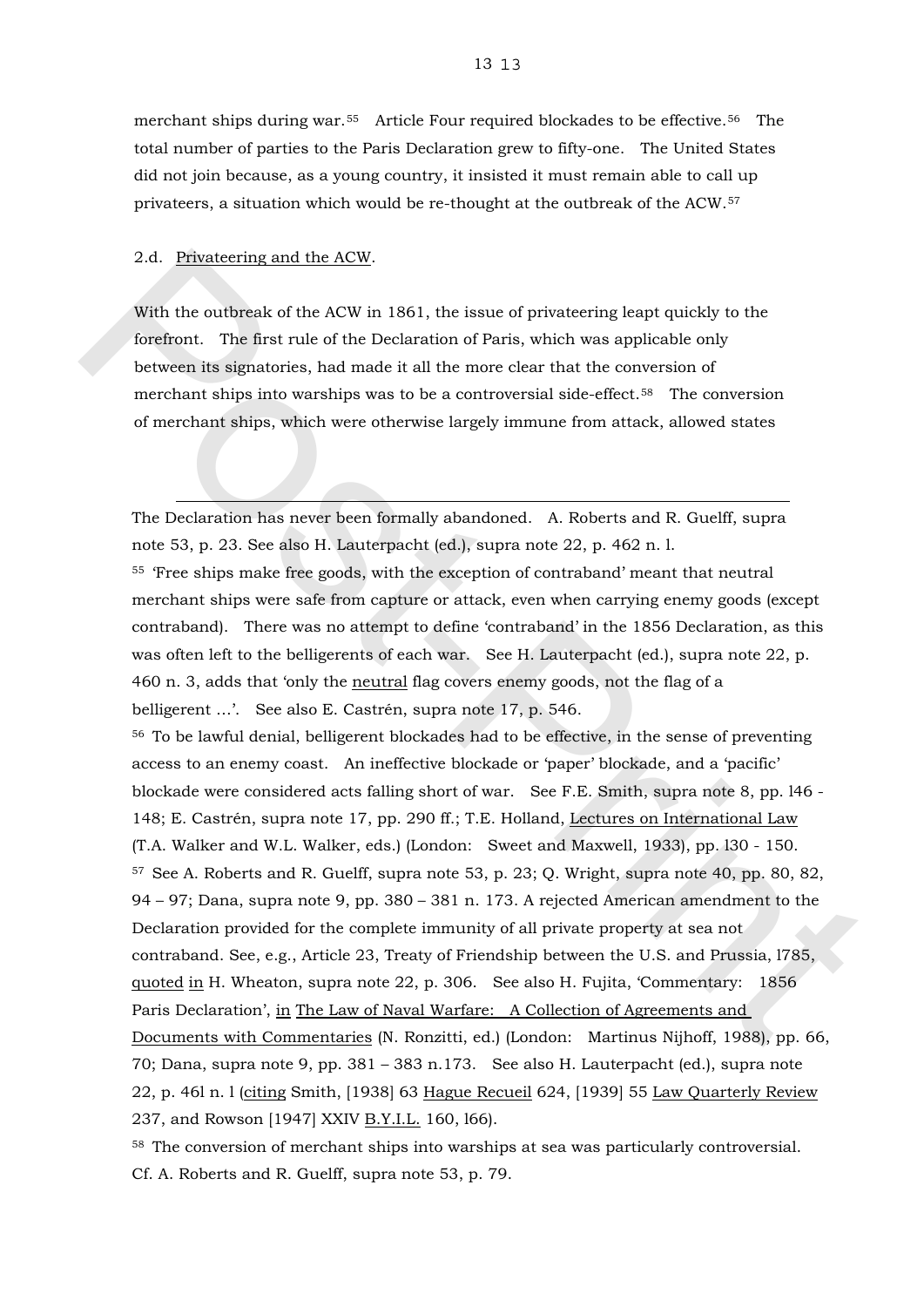merchant ships during war.[55] Article Four required blockades to be effective.[56] The total number of parties to the Paris Declaration grew to fifty-one. The United States did not join because, as a young country, it insisted it must remain able to call up privateers, a situation which would be re-thought at the outbreak of the ACW.[57]

2.d. Privateering and the ACW.

With the outbreak of the ACW in 1861, the issue of privateering leapt quickly to the forefront. The first rule of the Declaration of Paris, which was applicable only between its signatories, had made it all the more clear that the conversion of merchant ships into warships was to be a controversial side-effect.[58] The conversion of merchant ships, which were otherwise largely immune from attack, allowed states

---

The Declaration has never been formally abandoned. A. Roberts and R. Guelff, supra note 53, p. 23. See also H. Lauterpacht (ed.), supra note 22, p. 462 n. l.

[55] 'Free ships make free goods, with the exception of contraband' meant that neutral merchant ships were safe from capture or attack, even when carrying enemy goods (except contraband). There was no attempt to define 'contraband' in the 1856 Declaration, as this was often left to the belligerents of each war. See H. Lauterpacht (ed.), supra note 22, p. 460 n. 3, adds that 'only the neutral flag covers enemy goods, not the flag of a belligerent …'. See also E. Castrén, supra note 17, p. 546.

[56] To be lawful denial, belligerent blockades had to be effective, in the sense of preventing access to an enemy coast. An ineffective blockade or 'paper' blockade, and a 'pacific' blockade were considered acts falling short of war. See F.E. Smith, supra note 8, pp. l46 - 148; E. Castrén, supra note 17, pp. 290 ff.; T.E. Holland, Lectures on International Law (T.A. Walker and W.L. Walker, eds.) (London: Sweet and Maxwell, 1933), pp. l30 - 150.

[57] See A. Roberts and R. Guelff, supra note 53, p. 23; Q. Wright, supra note 40, pp. 80, 82, 94 – 97; Dana, supra note 9, pp. 380 – 381 n. 173. A rejected American amendment to the Declaration provided for the complete immunity of all private property at sea not contraband. See, e.g., Article 23, Treaty of Friendship between the U.S. and Prussia, l785, quoted in H. Wheaton, supra note 22, p. 306. See also H. Fujita, 'Commentary: 1856 Paris Declaration', in The Law of Naval Warfare: A Collection of Agreements and Documents with Commentaries (N. Ronzitti, ed.) (London: Martinus Nijhoff, 1988), pp. 66, 70; Dana, supra note 9, pp. 381 – 383 n.173. See also H. Lauterpacht (ed.), supra note 22, p. 46l n. l (citing Smith, [1938] 63 Hague Recueil 624, [1939] 55 Law Quarterly Review 237, and Rowson [1947] XXIV B.Y.I.L. 160, l66).

[58] The conversion of merchant ships into warships at sea was particularly controversial. Cf. A. Roberts and R. Guelff, supra note 53, p. 79.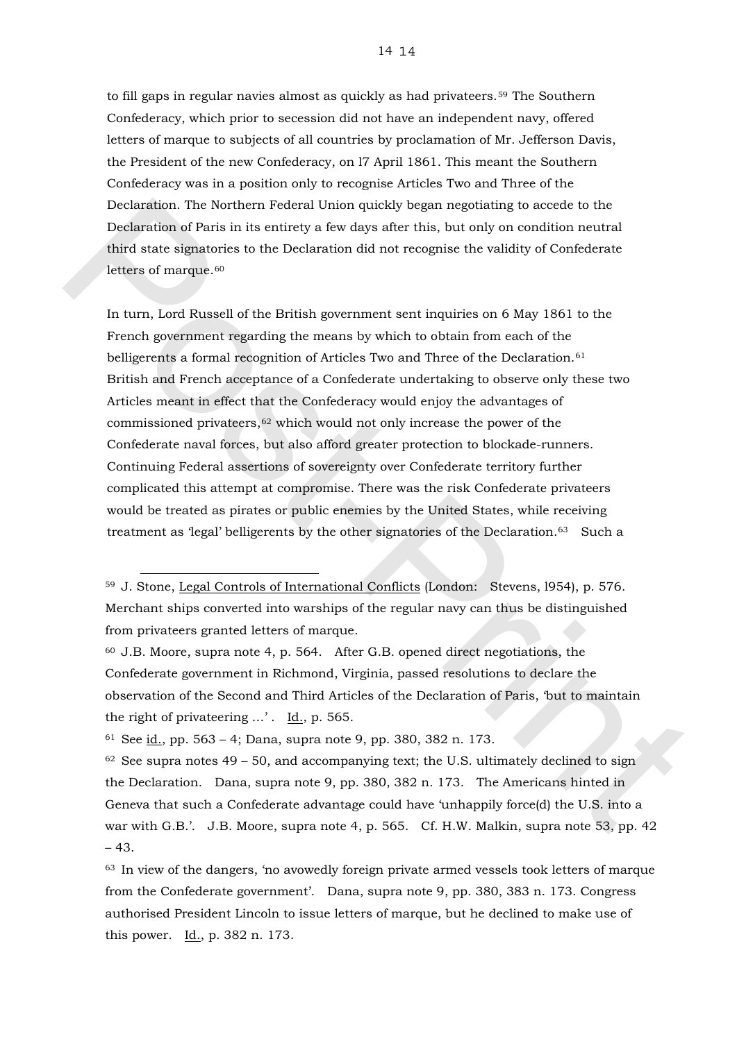to fill gaps in regular navies almost as quickly as had privateers.[59] The Southern Confederacy, which prior to secession did not have an independent navy, offered letters of marque to subjects of all countries by proclamation of Mr. Jefferson Davis, the President of the new Confederacy, on l7 April 1861. This meant the Southern Confederacy was in a position only to recognise Articles Two and Three of the Declaration. The Northern Federal Union quickly began negotiating to accede to the Declaration of Paris in its entirety a few days after this, but only on condition neutral third state signatories to the Declaration did not recognise the validity of Confederate letters of marque.[60]

In turn, Lord Russell of the British government sent inquiries on 6 May 1861 to the French government regarding the means by which to obtain from each of the belligerents a formal recognition of Articles Two and Three of the Declaration.[61] British and French acceptance of a Confederate undertaking to observe only these two Articles meant in effect that the Confederacy would enjoy the advantages of commissioned privateers,[62] which would not only increase the power of the Confederate naval forces, but also afford greater protection to blockade-runners. Continuing Federal assertions of sovereignty over Confederate territory further complicated this attempt at compromise. There was the risk Confederate privateers would be treated as pirates or public enemies by the United States, while receiving treatment as 'legal' belligerents by the other signatories of the Declaration.[63] Such a

---

[59] J. Stone, Legal Controls of International Conflicts (London: Stevens, l954), p. 576. Merchant ships converted into warships of the regular navy can thus be distinguished from privateers granted letters of marque.

[60] J.B. Moore, supra note 4, p. 564. After G.B. opened direct negotiations, the Confederate government in Richmond, Virginia, passed resolutions to declare the observation of the Second and Third Articles of the Declaration of Paris, 'but to maintain the right of privateering …' . Id., p. 565.

[61] See id., pp. 563 – 4; Dana, supra note 9, pp. 380, 382 n. 173.

[62] See supra notes 49 – 50, and accompanying text; the U.S. ultimately declined to sign the Declaration. Dana, supra note 9, pp. 380, 382 n. 173. The Americans hinted in Geneva that such a Confederate advantage could have 'unhappily force(d) the U.S. into a war with G.B.'. J.B. Moore, supra note 4, p. 565. Cf. H.W. Malkin, supra note 53, pp. 42 – 43.

[63] In view of the dangers, 'no avowedly foreign private armed vessels took letters of marque from the Confederate government'. Dana, supra note 9, pp. 380, 383 n. 173. Congress authorised President Lincoln to issue letters of marque, but he declined to make use of this power. Id., p. 382 n. 173.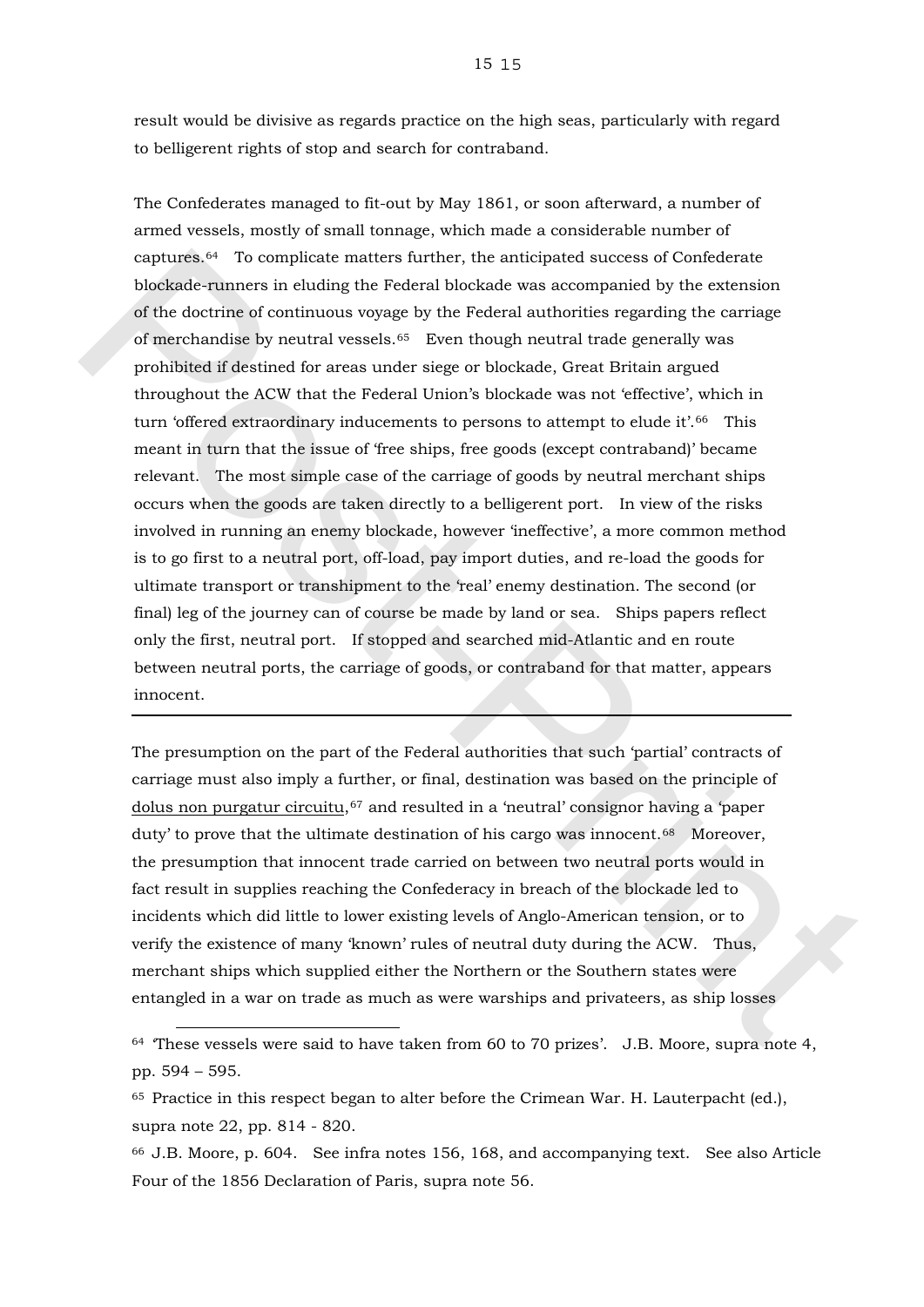result would be divisive as regards practice on the high seas, particularly with regard to belligerent rights of stop and search for contraband.

The Confederates managed to fit-out by May 1861, or soon afterward, a number of armed vessels, mostly of small tonnage, which made a considerable number of captures.[64] To complicate matters further, the anticipated success of Confederate blockade-runners in eluding the Federal blockade was accompanied by the extension of the doctrine of continuous voyage by the Federal authorities regarding the carriage of merchandise by neutral vessels.[65] Even though neutral trade generally was prohibited if destined for areas under siege or blockade, Great Britain argued throughout the ACW that the Federal Union's blockade was not 'effective', which in turn 'offered extraordinary inducements to persons to attempt to elude it'.[66] This meant in turn that the issue of 'free ships, free goods (except contraband)' became relevant. The most simple case of the carriage of goods by neutral merchant ships occurs when the goods are taken directly to a belligerent port. In view of the risks involved in running an enemy blockade, however 'ineffective', a more common method is to go first to a neutral port, off-load, pay import duties, and re-load the goods for ultimate transport or transhipment to the 'real' enemy destination. The second (or final) leg of the journey can of course be made by land or sea. Ships papers reflect only the first, neutral port. If stopped and searched mid-Atlantic and en route between neutral ports, the carriage of goods, or contraband for that matter, appears innocent.

---

The presumption on the part of the Federal authorities that such 'partial' contracts of carriage must also imply a further, or final, destination was based on the principle of dolus non purgatur circuitu,[67] and resulted in a 'neutral' consignor having a 'paper duty' to prove that the ultimate destination of his cargo was innocent.[68] Moreover, the presumption that innocent trade carried on between two neutral ports would in fact result in supplies reaching the Confederacy in breach of the blockade led to incidents which did little to lower existing levels of Anglo-American tension, or to verify the existence of many 'known' rules of neutral duty during the ACW. Thus, merchant ships which supplied either the Northern or the Southern states were entangled in a war on trade as much as were warships and privateers, as ship losses

[64] 'These vessels were said to have taken from 60 to 70 prizes'. J.B. Moore, supra note 4, pp. 594 – 595.

[65] Practice in this respect began to alter before the Crimean War. H. Lauterpacht (ed.), supra note 22, pp. 814 - 820.

[66] J.B. Moore, p. 604. See infra notes 156, 168, and accompanying text. See also Article Four of the 1856 Declaration of Paris, supra note 56.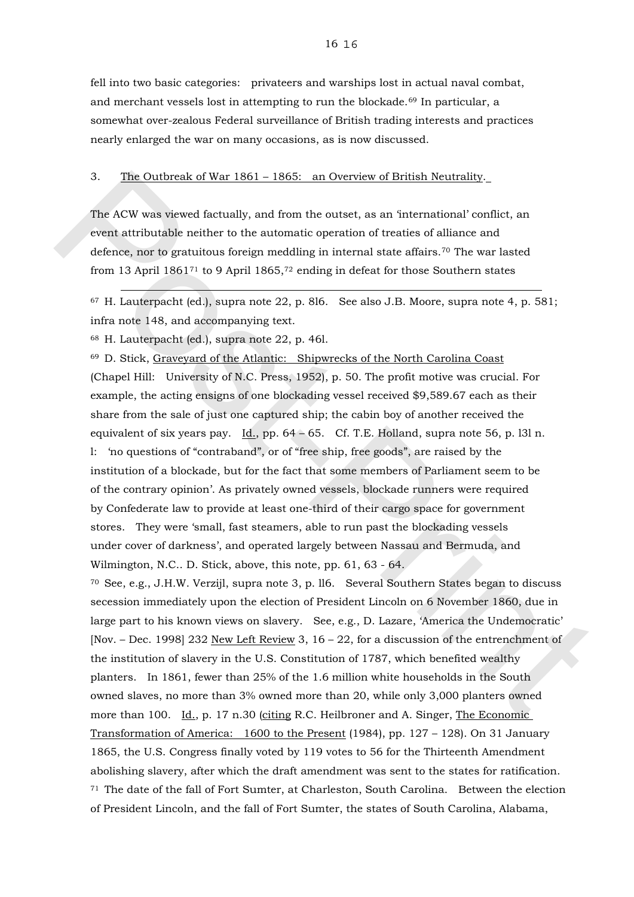fell into two basic categories: privateers and warships lost in actual naval combat, and merchant vessels lost in attempting to run the blockade.[69] In particular, a somewhat over-zealous Federal surveillance of British trading interests and practices nearly enlarged the war on many occasions, as is now discussed.

3. The Outbreak of War 1861 – 1865: an Overview of British Neutrality.

The ACW was viewed factually, and from the outset, as an 'international' conflict, an event attributable neither to the automatic operation of treaties of alliance and defence, nor to gratuitous foreign meddling in internal state affairs.[70] The war lasted from 13 April 1861[71] to 9 April 1865,[72] ending in defeat for those Southern states

---

[67] H. Lauterpacht (ed.), supra note 22, p. 8l6. See also J.B. Moore, supra note 4, p. 581; infra note 148, and accompanying text.

[68] H. Lauterpacht (ed.), supra note 22, p. 46l.

[69] D. Stick, Graveyard of the Atlantic: Shipwrecks of the North Carolina Coast (Chapel Hill: University of N.C. Press, 1952), p. 50. The profit motive was crucial. For example, the acting ensigns of one blockading vessel received $9,589.67 each as their share from the sale of just one captured ship; the cabin boy of another received the equivalent of six years pay. Id., pp. 64 – 65. Cf. T.E. Holland, supra note 56, p. 13l n. l: 'no questions of "contraband", or of "free ship, free goods", are raised by the institution of a blockade, but for the fact that some members of Parliament seem to be of the contrary opinion'. As privately owned vessels, blockade runners were required by Confederate law to provide at least one-third of their cargo space for government stores. They were 'small, fast steamers, able to run past the blockading vessels under cover of darkness', and operated largely between Nassau and Bermuda, and Wilmington, N.C.. D. Stick, above, this note, pp. 61, 63 - 64.

[70] See, e.g., J.H.W. Verzijl, supra note 3, p. ll6. Several Southern States began to discuss secession immediately upon the election of President Lincoln on 6 November 1860, due in large part to his known views on slavery. See, e.g., D. Lazare, 'America the Undemocratic' [Nov. – Dec. 1998] 232 New Left Review 3, 16 – 22, for a discussion of the entrenchment of the institution of slavery in the U.S. Constitution of 1787, which benefited wealthy planters. In 1861, fewer than 25% of the 1.6 million white households in the South owned slaves, no more than 3% owned more than 20, while only 3,000 planters owned more than 100. Id., p. 17 n.30 (citing R.C. Heilbroner and A. Singer, The Economic Transformation of America: 1600 to the Present (1984), pp. 127 – 128). On 31 January 1865, the U.S. Congress finally voted by 119 votes to 56 for the Thirteenth Amendment abolishing slavery, after which the draft amendment was sent to the states for ratification.

[71] The date of the fall of Fort Sumter, at Charleston, South Carolina. Between the election of President Lincoln, and the fall of Fort Sumter, the states of South Carolina, Alabama,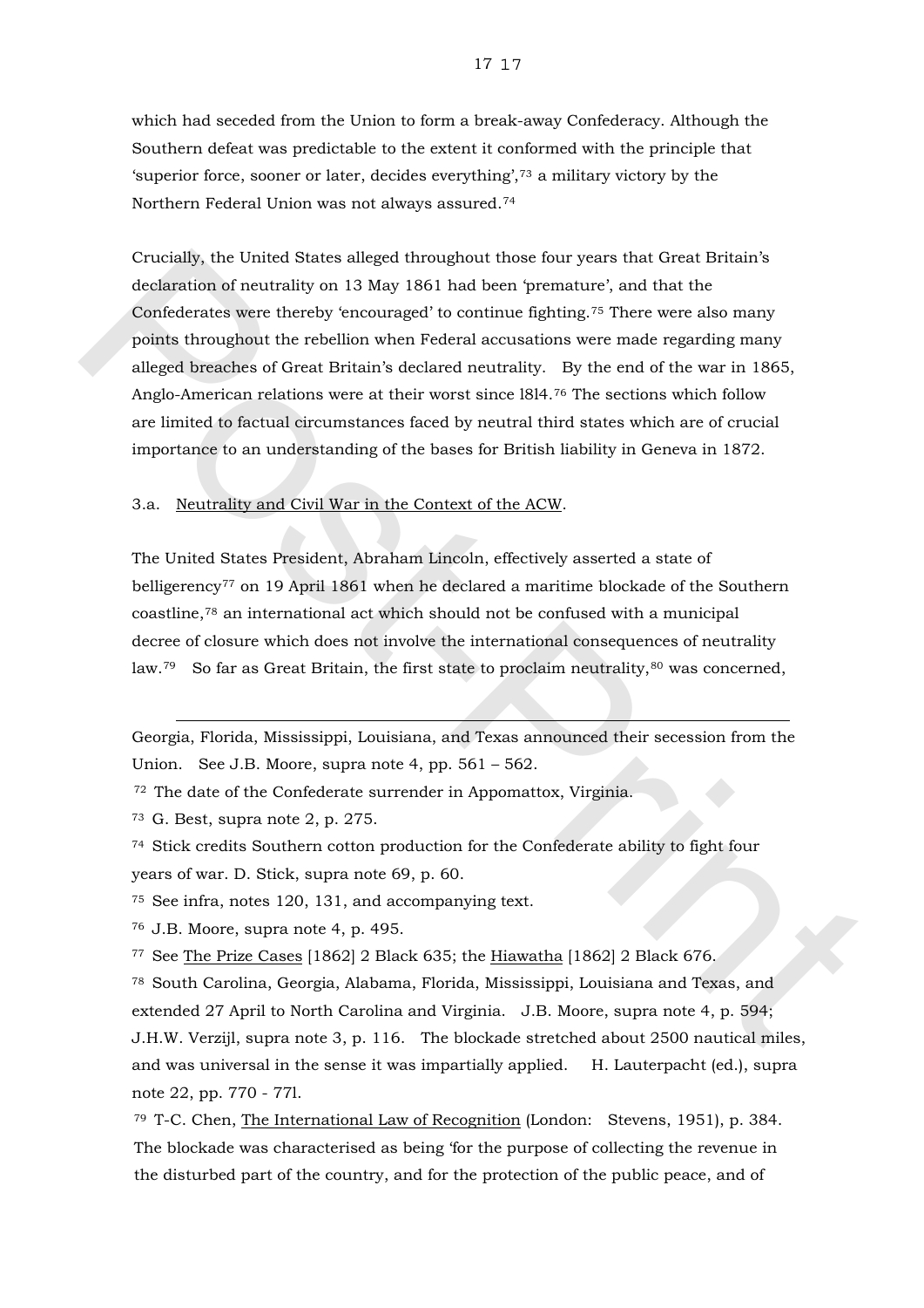which had seceded from the Union to form a break-away Confederacy. Although the Southern defeat was predictable to the extent it conformed with the principle that 'superior force, sooner or later, decides everything',[73] a military victory by the Northern Federal Union was not always assured.[74]

Crucially, the United States alleged throughout those four years that Great Britain's declaration of neutrality on 13 May 1861 had been 'premature', and that the Confederates were thereby 'encouraged' to continue fighting.[75] There were also many points throughout the rebellion when Federal accusations were made regarding many alleged breaches of Great Britain's declared neutrality. By the end of the war in 1865, Anglo-American relations were at their worst since l8l4.[76] The sections which follow are limited to factual circumstances faced by neutral third states which are of crucial importance to an understanding of the bases for British liability in Geneva in 1872.

3.a. Neutrality and Civil War in the Context of the ACW.

The United States President, Abraham Lincoln, effectively asserted a state of belligerency[77] on 19 April 1861 when he declared a maritime blockade of the Southern coastline,[78] an international act which should not be confused with a municipal decree of closure which does not involve the international consequences of neutrality law.[79] So far as Great Britain, the first state to proclaim neutrality,[80] was concerned,

---

Georgia, Florida, Mississippi, Louisiana, and Texas announced their secession from the Union. See J.B. Moore, supra note 4, pp. 561 – 562.

[72] The date of the Confederate surrender in Appomattox, Virginia.

[73] G. Best, supra note 2, p. 275.

[74] Stick credits Southern cotton production for the Confederate ability to fight four years of war. D. Stick, supra note 69, p. 60.

[75] See infra, notes 120, 131, and accompanying text.

[76] J.B. Moore, supra note 4, p. 495.

[77] See The Prize Cases [1862] 2 Black 635; the Hiawatha [1862] 2 Black 676.

[78] South Carolina, Georgia, Alabama, Florida, Mississippi, Louisiana and Texas, and extended 27 April to North Carolina and Virginia. J.B. Moore, supra note 4, p. 594; J.H.W. Verzijl, supra note 3, p. 116. The blockade stretched about 2500 nautical miles, and was universal in the sense it was impartially applied. H. Lauterpacht (ed.), supra note 22, pp. 770 - 77l.

[79] T-C. Chen, The International Law of Recognition (London: Stevens, 1951), p. 384. The blockade was characterised as being 'for the purpose of collecting the revenue in the disturbed part of the country, and for the protection of the public peace, and of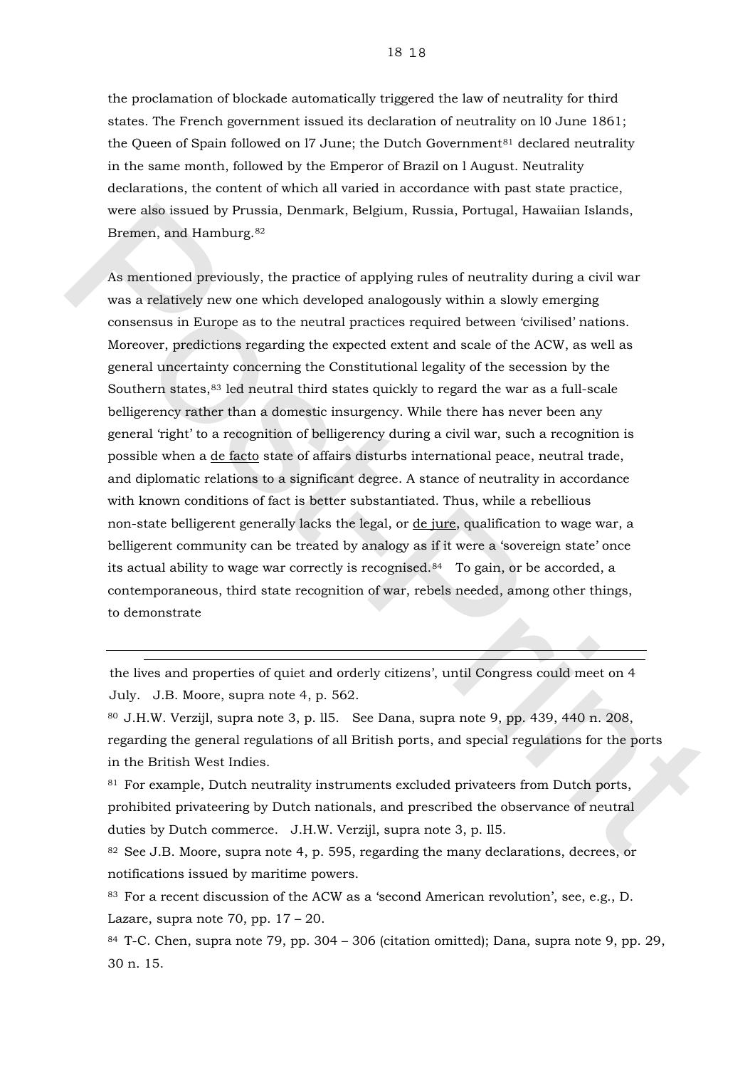the proclamation of blockade automatically triggered the law of neutrality for third states. The French government issued its declaration of neutrality on l0 June 1861; the Queen of Spain followed on l7 June; the Dutch Government[81] declared neutrality in the same month, followed by the Emperor of Brazil on l August. Neutrality declarations, the content of which all varied in accordance with past state practice, were also issued by Prussia, Denmark, Belgium, Russia, Portugal, Hawaiian Islands, Bremen, and Hamburg.[82]

As mentioned previously, the practice of applying rules of neutrality during a civil war was a relatively new one which developed analogously within a slowly emerging consensus in Europe as to the neutral practices required between 'civilised' nations. Moreover, predictions regarding the expected extent and scale of the ACW, as well as general uncertainty concerning the Constitutional legality of the secession by the Southern states,[83] led neutral third states quickly to regard the war as a full-scale belligerency rather than a domestic insurgency. While there has never been any general 'right' to a recognition of belligerency during a civil war, such a recognition is possible when a de facto state of affairs disturbs international peace, neutral trade, and diplomatic relations to a significant degree. A stance of neutrality in accordance with known conditions of fact is better substantiated. Thus, while a rebellious non-state belligerent generally lacks the legal, or de jure, qualification to wage war, a belligerent community can be treated by analogy as if it were a 'sovereign state' once its actual ability to wage war correctly is recognised.[84] To gain, or be accorded, a contemporaneous, third state recognition of war, rebels needed, among other things, to demonstrate

---

the lives and properties of quiet and orderly citizens', until Congress could meet on 4 July. J.B. Moore, supra note 4, p. 562.

[80] J.H.W. Verzijl, supra note 3, p. ll5. See Dana, supra note 9, pp. 439, 440 n. 208, regarding the general regulations of all British ports, and special regulations for the ports in the British West Indies.

[81] For example, Dutch neutrality instruments excluded privateers from Dutch ports, prohibited privateering by Dutch nationals, and prescribed the observance of neutral duties by Dutch commerce. J.H.W. Verzijl, supra note 3, p. ll5.

[82] See J.B. Moore, supra note 4, p. 595, regarding the many declarations, decrees, or notifications issued by maritime powers.

[83] For a recent discussion of the ACW as a 'second American revolution', see, e.g., D. Lazare, supra note 70, pp. 17 – 20.

[84] T-C. Chen, supra note 79, pp. 304 – 306 (citation omitted); Dana, supra note 9, pp. 29, 30 n. 15.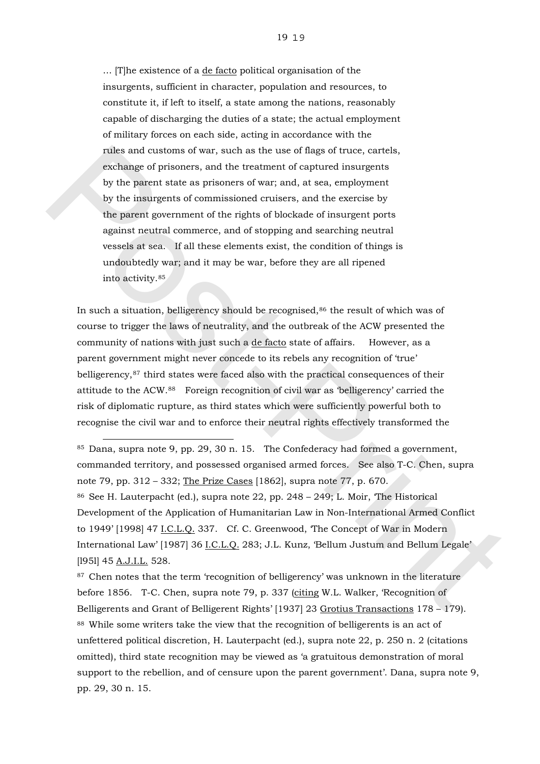… [T]he existence of a de facto political organisation of the insurgents, sufficient in character, population and resources, to constitute it, if left to itself, a state among the nations, reasonably capable of discharging the duties of a state; the actual employment of military forces on each side, acting in accordance with the rules and customs of war, such as the use of flags of truce, cartels, exchange of prisoners, and the treatment of captured insurgents by the parent state as prisoners of war; and, at sea, employment by the insurgents of commissioned cruisers, and the exercise by the parent government of the rights of blockade of insurgent ports against neutral commerce, and of stopping and searching neutral vessels at sea. If all these elements exist, the condition of things is undoubtedly war; and it may be war, before they are all ripened into activity.[85]

In such a situation, belligerency should be recognised,[86] the result of which was of course to trigger the laws of neutrality, and the outbreak of the ACW presented the community of nations with just such a de facto state of affairs. However, as a parent government might never concede to its rebels any recognition of 'true' belligerency,[87] third states were faced also with the practical consequences of their attitude to the ACW.[88] Foreign recognition of civil war as 'belligerency' carried the risk of diplomatic rupture, as third states which were sufficiently powerful both to recognise the civil war and to enforce their neutral rights effectively transformed the

---

[85] Dana, supra note 9, pp. 29, 30 n. 15. The Confederacy had formed a government, commanded territory, and possessed organised armed forces. See also T-C. Chen, supra note 79, pp. 312 – 332; The Prize Cases [1862], supra note 77, p. 670.

[86] See H. Lauterpacht (ed.), supra note 22, pp. 248 – 249; L. Moir, 'The Historical Development of the Application of Humanitarian Law in Non-International Armed Conflict to 1949' [1998] 47 I.C.L.Q. 337. Cf. C. Greenwood, 'The Concept of War in Modern International Law' [1987] 36 I.C.L.Q. 283; J.L. Kunz, 'Bellum Justum and Bellum Legale' [l95l] 45 A.J.I.L. 528.

[87] Chen notes that the term 'recognition of belligerency' was unknown in the literature before 1856. T-C. Chen, supra note 79, p. 337 (citing W.L. Walker, 'Recognition of Belligerents and Grant of Belligerent Rights' [1937] 23 Grotius Transactions 178 – 179).

[88] While some writers take the view that the recognition of belligerents is an act of unfettered political discretion, H. Lauterpacht (ed.), supra note 22, p. 250 n. 2 (citations omitted), third state recognition may be viewed as 'a gratuitous demonstration of moral support to the rebellion, and of censure upon the parent government'. Dana, supra note 9, pp. 29, 30 n. 15.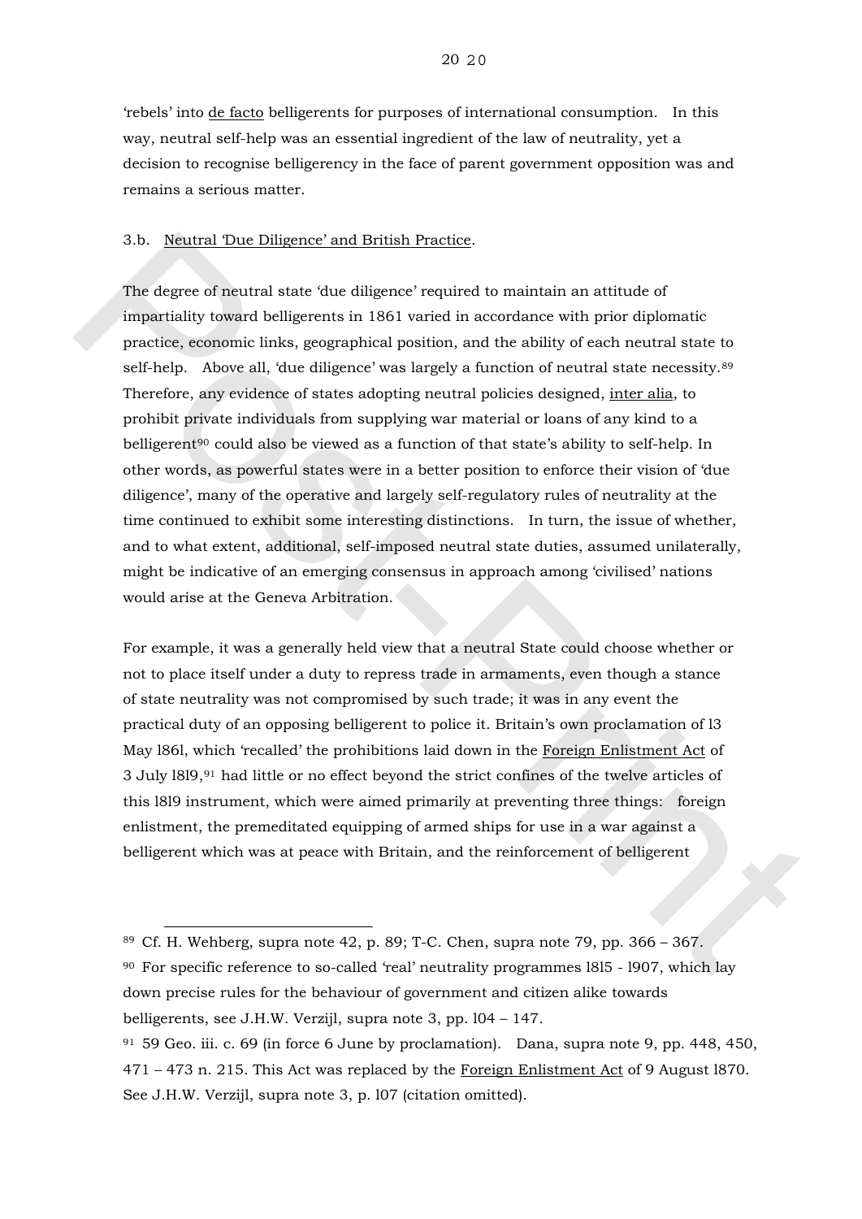'rebels' into de facto belligerents for purposes of international consumption. In this way, neutral self-help was an essential ingredient of the law of neutrality, yet a decision to recognise belligerency in the face of parent government opposition was and remains a serious matter.

### 3.b. Neutral 'Due Diligence' and British Practice.

The degree of neutral state 'due diligence' required to maintain an attitude of impartiality toward belligerents in 1861 varied in accordance with prior diplomatic practice, economic links, geographical position, and the ability of each neutral state to self-help. Above all, 'due diligence' was largely a function of neutral state necessity.[89] Therefore, any evidence of states adopting neutral policies designed, inter alia, to prohibit private individuals from supplying war material or loans of any kind to a belligerent[90] could also be viewed as a function of that state's ability to self-help. In other words, as powerful states were in a better position to enforce their vision of 'due diligence', many of the operative and largely self-regulatory rules of neutrality at the time continued to exhibit some interesting distinctions. In turn, the issue of whether, and to what extent, additional, self-imposed neutral state duties, assumed unilaterally, might be indicative of an emerging consensus in approach among 'civilised' nations would arise at the Geneva Arbitration.

For example, it was a generally held view that a neutral State could choose whether or not to place itself under a duty to repress trade in armaments, even though a stance of state neutrality was not compromised by such trade; it was in any event the practical duty of an opposing belligerent to police it. Britain's own proclamation of l3 May l86l, which 'recalled' the prohibitions laid down in the Foreign Enlistment Act of 3 July l8l9,[91] had little or no effect beyond the strict confines of the twelve articles of this l8l9 instrument, which were aimed primarily at preventing three things: foreign enlistment, the premeditated equipping of armed ships for use in a war against a belligerent which was at peace with Britain, and the reinforcement of belligerent

---

[89] Cf. H. Wehberg, supra note 42, p. 89; T-C. Chen, supra note 79, pp. 366 – 367.

[90] For specific reference to so-called 'real' neutrality programmes l8l5 - l907, which lay down precise rules for the behaviour of government and citizen alike towards belligerents, see J.H.W. Verzijl, supra note 3, pp. l04 – 147.

[91] 59 Geo. iii. c. 69 (in force 6 June by proclamation). Dana, supra note 9, pp. 448, 450, 471 – 473 n. 215. This Act was replaced by the Foreign Enlistment Act of 9 August l870. See J.H.W. Verzijl, supra note 3, p. l07 (citation omitted).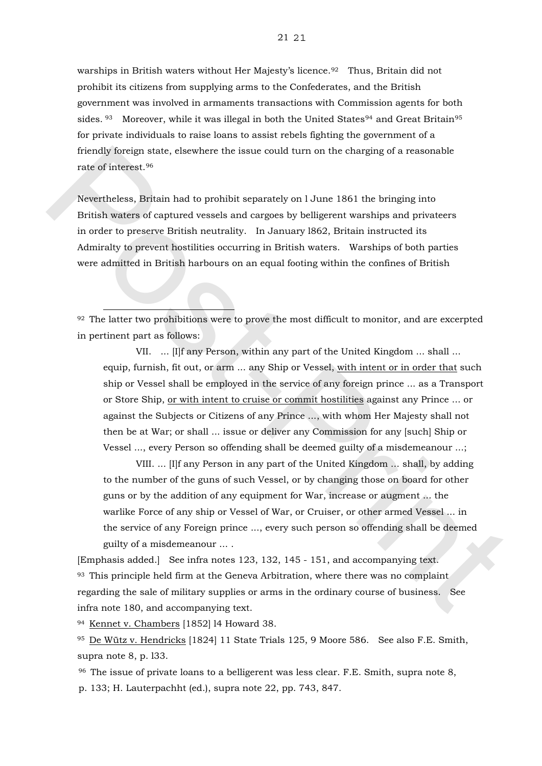warships in British waters without Her Majesty's licence.[92] Thus, Britain did not prohibit its citizens from supplying arms to the Confederates, and the British government was involved in armaments transactions with Commission agents for both sides.[93] Moreover, while it was illegal in both the United States[94] and Great Britain[95] for private individuals to raise loans to assist rebels fighting the government of a friendly foreign state, elsewhere the issue could turn on the charging of a reasonable rate of interest.[96]

Nevertheless, Britain had to prohibit separately on l June 1861 the bringing into British waters of captured vessels and cargoes by belligerent warships and privateers in order to preserve British neutrality. In January l862, Britain instructed its Admiralty to prevent hostilities occurring in British waters. Warships of both parties were admitted in British harbours on an equal footing within the confines of British

---

[92] The latter two prohibitions were to prove the most difficult to monitor, and are excerpted in pertinent part as follows:

> VII. ... [I]f any Person, within any part of the United Kingdom ... shall ... equip, furnish, fit out, or arm ... any Ship or Vessel, <u>with intent or in order that</u> such ship or Vessel shall be employed in the service of any foreign prince ... as a Transport or Store Ship, <u>or with intent to cruise or commit hostilities</u> against any Prince ... or against the Subjects or Citizens of any Prince ..., with whom Her Majesty shall not then be at War; or shall ... issue or deliver any Commission for any [such] Ship or Vessel ..., every Person so offending shall be deemed guilty of a misdemeanour ...;
>
> VIII. ... [I]f any Person in any part of the United Kingdom ... shall, by adding to the number of the guns of such Vessel, or by changing those on board for other guns or by the addition of any equipment for War, increase or augment ... the warlike Force of any ship or Vessel of War, or Cruiser, or other armed Vessel ... in the service of any Foreign prince ..., every such person so offending shall be deemed guilty of a misdemeanour ... .

[Emphasis added.] See infra notes 123, 132, 145 - 151, and accompanying text.

[93] This principle held firm at the Geneva Arbitration, where there was no complaint regarding the sale of military supplies or arms in the ordinary course of business. See infra note 180, and accompanying text.

[94] <u>Kennet v. Chambers</u> [1852] l4 Howard 38.

[95] <u>De Wütz v. Hendricks</u> [1824] 11 State Trials 125, 9 Moore 586. See also F.E. Smith, supra note 8, p. l33.

[96] The issue of private loans to a belligerent was less clear. F.E. Smith, supra note 8, p. 133; H. Lauterpachht (ed.), supra note 22, pp. 743, 847.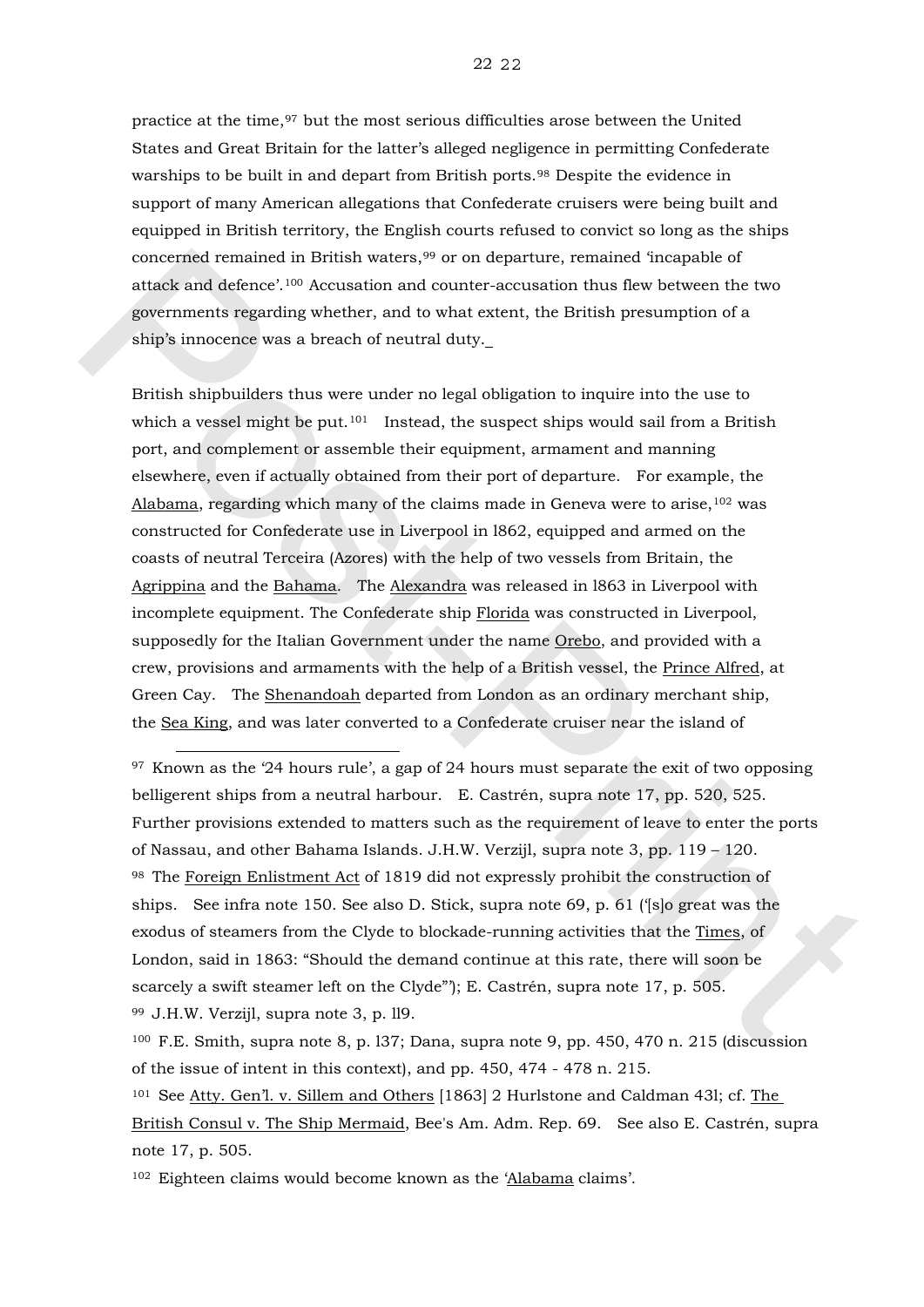practice at the time,[97] but the most serious difficulties arose between the United States and Great Britain for the latter's alleged negligence in permitting Confederate warships to be built in and depart from British ports.[98] Despite the evidence in support of many American allegations that Confederate cruisers were being built and equipped in British territory, the English courts refused to convict so long as the ships concerned remained in British waters,[99] or on departure, remained 'incapable of attack and defence'.[100] Accusation and counter-accusation thus flew between the two governments regarding whether, and to what extent, the British presumption of a ship's innocence was a breach of neutral duty.

British shipbuilders thus were under no legal obligation to inquire into the use to which a vessel might be put.[101] Instead, the suspect ships would sail from a British port, and complement or assemble their equipment, armament and manning elsewhere, even if actually obtained from their port of departure. For example, the Alabama, regarding which many of the claims made in Geneva were to arise,[102] was constructed for Confederate use in Liverpool in l862, equipped and armed on the coasts of neutral Terceira (Azores) with the help of two vessels from Britain, the Agrippina and the Bahama. The Alexandra was released in l863 in Liverpool with incomplete equipment. The Confederate ship Florida was constructed in Liverpool, supposedly for the Italian Government under the name Orebo, and provided with a crew, provisions and armaments with the help of a British vessel, the Prince Alfred, at Green Cay. The Shenandoah departed from London as an ordinary merchant ship, the Sea King, and was later converted to a Confederate cruiser near the island of

---

[97] Known as the '24 hours rule', a gap of 24 hours must separate the exit of two opposing belligerent ships from a neutral harbour. E. Castrén, supra note 17, pp. 520, 525. Further provisions extended to matters such as the requirement of leave to enter the ports of Nassau, and other Bahama Islands. J.H.W. Verzijl, supra note 3, pp. 119 – 120.

[98] The Foreign Enlistment Act of 1819 did not expressly prohibit the construction of ships. See infra note 150. See also D. Stick, supra note 69, p. 61 ('[s]o great was the exodus of steamers from the Clyde to blockade-running activities that the Times, of London, said in 1863: "Should the demand continue at this rate, there will soon be scarcely a swift steamer left on the Clyde"'); E. Castrén, supra note 17, p. 505.

[99] J.H.W. Verzijl, supra note 3, p. ll9.

[100] F.E. Smith, supra note 8, p. l37; Dana, supra note 9, pp. 450, 470 n. 215 (discussion of the issue of intent in this context), and pp. 450, 474 - 478 n. 215.

[101] See Atty. Gen'l. v. Sillem and Others [1863] 2 Hurlstone and Caldman 43l; cf. The British Consul v. The Ship Mermaid, Bee's Am. Adm. Rep. 69. See also E. Castrén, supra note 17, p. 505.

[102] Eighteen claims would become known as the 'Alabama claims'.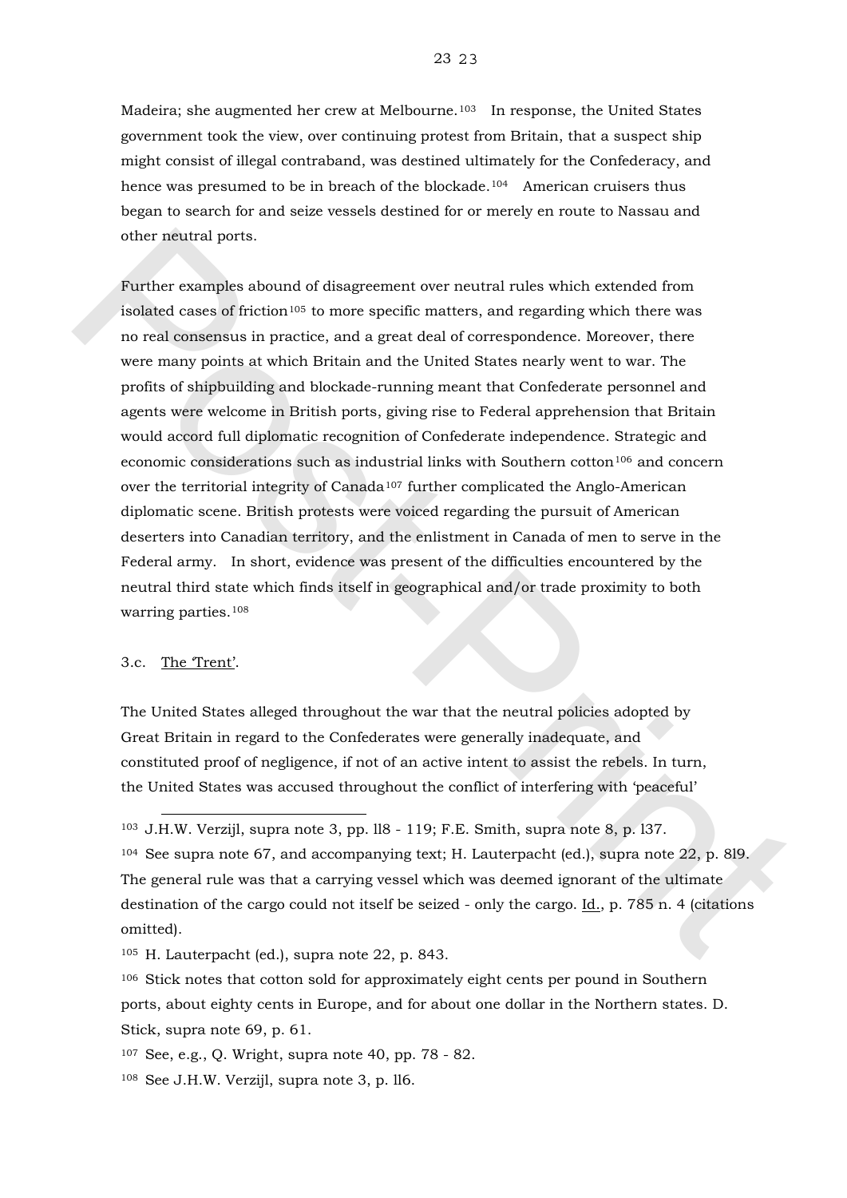Madeira; she augmented her crew at Melbourne.[103] In response, the United States government took the view, over continuing protest from Britain, that a suspect ship might consist of illegal contraband, was destined ultimately for the Confederacy, and hence was presumed to be in breach of the blockade.[104] American cruisers thus began to search for and seize vessels destined for or merely en route to Nassau and other neutral ports.

Further examples abound of disagreement over neutral rules which extended from isolated cases of friction[105] to more specific matters, and regarding which there was no real consensus in practice, and a great deal of correspondence. Moreover, there were many points at which Britain and the United States nearly went to war. The profits of shipbuilding and blockade-running meant that Confederate personnel and agents were welcome in British ports, giving rise to Federal apprehension that Britain would accord full diplomatic recognition of Confederate independence. Strategic and economic considerations such as industrial links with Southern cotton[106] and concern over the territorial integrity of Canada[107] further complicated the Anglo-American diplomatic scene. British protests were voiced regarding the pursuit of American deserters into Canadian territory, and the enlistment in Canada of men to serve in the Federal army. In short, evidence was present of the difficulties encountered by the neutral third state which finds itself in geographical and/or trade proximity to both warring parties.[108]

3.c. <u>The 'Trent'</u>.

The United States alleged throughout the war that the neutral policies adopted by Great Britain in regard to the Confederates were generally inadequate, and constituted proof of negligence, if not of an active intent to assist the rebels. In turn, the United States was accused throughout the conflict of interfering with 'peaceful'

---

[103] J.H.W. Verzijl, supra note 3, pp. 118 - 119; F.E. Smith, supra note 8, p. 137.

[104] See supra note 67, and accompanying text; H. Lauterpacht (ed.), supra note 22, p. 819. The general rule was that a carrying vessel which was deemed ignorant of the ultimate destination of the cargo could not itself be seized - only the cargo. <u>Id.</u>, p. 785 n. 4 (citations omitted).

[105] H. Lauterpacht (ed.), supra note 22, p. 843.

[106] Stick notes that cotton sold for approximately eight cents per pound in Southern ports, about eighty cents in Europe, and for about one dollar in the Northern states. D. Stick, supra note 69, p. 61.

[107] See, e.g., Q. Wright, supra note 40, pp. 78 - 82.

[108] See J.H.W. Verzijl, supra note 3, p. 116.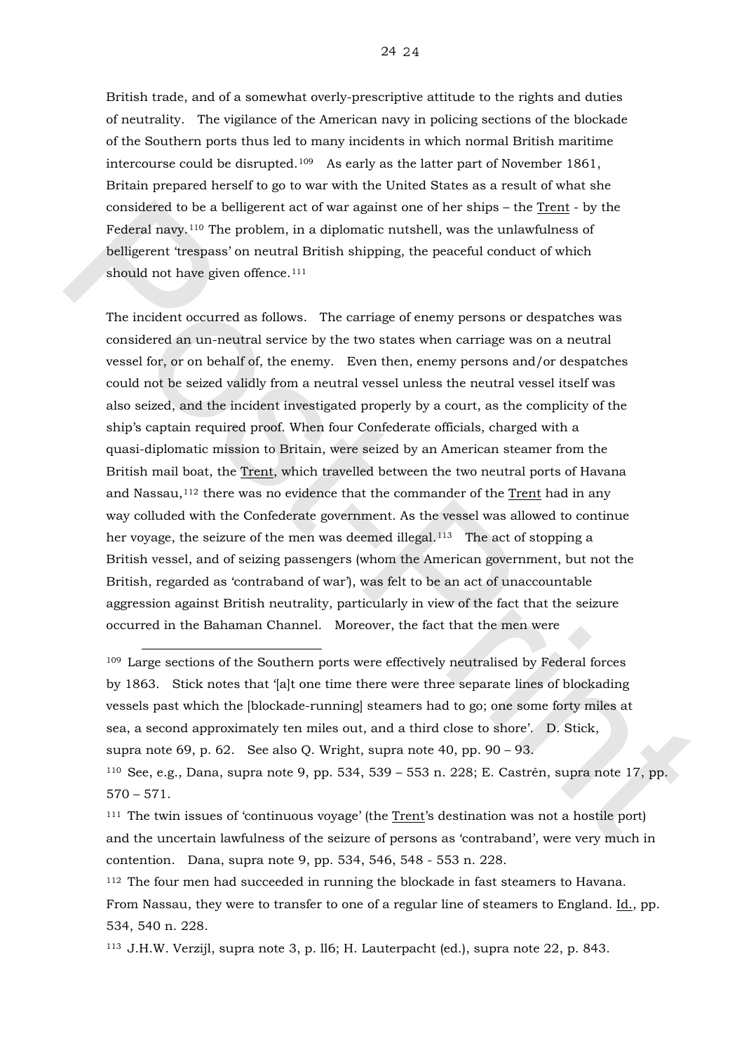British trade, and of a somewhat overly-prescriptive attitude to the rights and duties of neutrality. The vigilance of the American navy in policing sections of the blockade of the Southern ports thus led to many incidents in which normal British maritime intercourse could be disrupted.[109] As early as the latter part of November 1861, Britain prepared herself to go to war with the United States as a result of what she considered to be a belligerent act of war against one of her ships – the Trent - by the Federal navy.[110] The problem, in a diplomatic nutshell, was the unlawfulness of belligerent 'trespass' on neutral British shipping, the peaceful conduct of which should not have given offence.[111]

The incident occurred as follows. The carriage of enemy persons or despatches was considered an un-neutral service by the two states when carriage was on a neutral vessel for, or on behalf of, the enemy. Even then, enemy persons and/or despatches could not be seized validly from a neutral vessel unless the neutral vessel itself was also seized, and the incident investigated properly by a court, as the complicity of the ship's captain required proof. When four Confederate officials, charged with a quasi-diplomatic mission to Britain, were seized by an American steamer from the British mail boat, the Trent, which travelled between the two neutral ports of Havana and Nassau,[112] there was no evidence that the commander of the Trent had in any way colluded with the Confederate government. As the vessel was allowed to continue her voyage, the seizure of the men was deemed illegal.[113] The act of stopping a British vessel, and of seizing passengers (whom the American government, but not the British, regarded as 'contraband of war'), was felt to be an act of unaccountable aggression against British neutrality, particularly in view of the fact that the seizure occurred in the Bahaman Channel. Moreover, the fact that the men were

---

[109] Large sections of the Southern ports were effectively neutralised by Federal forces by 1863. Stick notes that '[a]t one time there were three separate lines of blockading vessels past which the [blockade-running] steamers had to go; one some forty miles at sea, a second approximately ten miles out, and a third close to shore'. D. Stick, supra note 69, p. 62. See also Q. Wright, supra note 40, pp. 90 – 93.

[110] See, e.g., Dana, supra note 9, pp. 534, 539 – 553 n. 228; E. Castrén, supra note 17, pp. 570 – 571.

[111] The twin issues of 'continuous voyage' (the Trent's destination was not a hostile port) and the uncertain lawfulness of the seizure of persons as 'contraband', were very much in contention. Dana, supra note 9, pp. 534, 546, 548 - 553 n. 228.

[112] The four men had succeeded in running the blockade in fast steamers to Havana. From Nassau, they were to transfer to one of a regular line of steamers to England. Id., pp. 534, 540 n. 228.

[113] J.H.W. Verzijl, supra note 3, p. ll6; H. Lauterpacht (ed.), supra note 22, p. 843.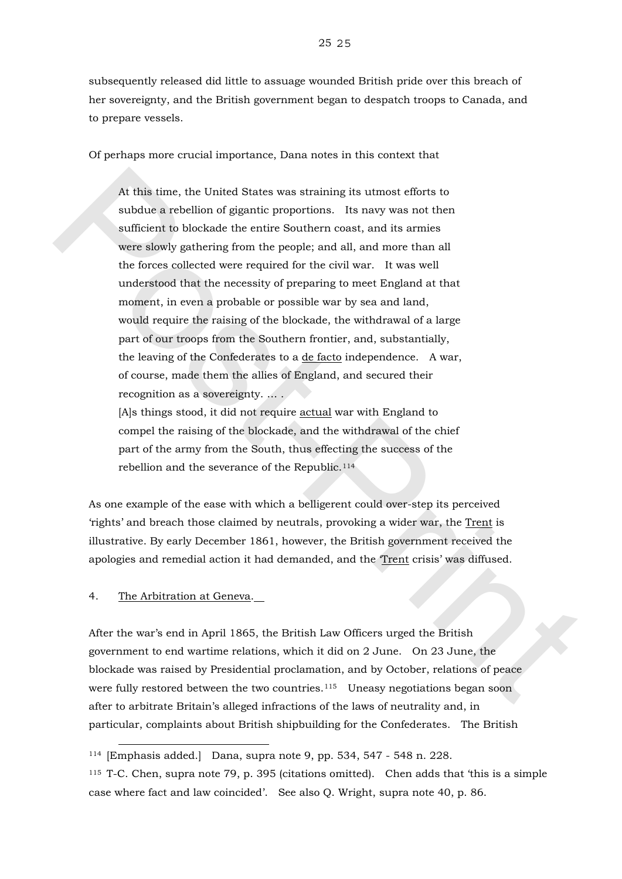subsequently released did little to assuage wounded British pride over this breach of her sovereignty, and the British government began to despatch troops to Canada, and to prepare vessels.

Of perhaps more crucial importance, Dana notes in this context that

> At this time, the United States was straining its utmost efforts to subdue a rebellion of gigantic proportions. Its navy was not then sufficient to blockade the entire Southern coast, and its armies were slowly gathering from the people; and all, and more than all the forces collected were required for the civil war. It was well understood that the necessity of preparing to meet England at that moment, in even a probable or possible war by sea and land, would require the raising of the blockade, the withdrawal of a large part of our troops from the Southern frontier, and, substantially, the leaving of the Confederates to a de facto independence. A war, of course, made them the allies of England, and secured their recognition as a sovereignty. ... .
>
> [A]s things stood, it did not require actual war with England to compel the raising of the blockade, and the withdrawal of the chief part of the army from the South, thus effecting the success of the rebellion and the severance of the Republic.[114]

As one example of the ease with which a belligerent could over-step its perceived 'rights' and breach those claimed by neutrals, provoking a wider war, the Trent is illustrative. By early December 1861, however, the British government received the apologies and remedial action it had demanded, and the 'Trent crisis' was diffused.

4. The Arbitration at Geneva.

After the war's end in April 1865, the British Law Officers urged the British government to end wartime relations, which it did on 2 June. On 23 June, the blockade was raised by Presidential proclamation, and by October, relations of peace were fully restored between the two countries.[115] Uneasy negotiations began soon after to arbitrate Britain's alleged infractions of the laws of neutrality and, in particular, complaints about British shipbuilding for the Confederates. The British

---

[114] [Emphasis added.] Dana, supra note 9, pp. 534, 547 - 548 n. 228.

[115] T-C. Chen, supra note 79, p. 395 (citations omitted). Chen adds that 'this is a simple case where fact and law coincided'. See also Q. Wright, supra note 40, p. 86.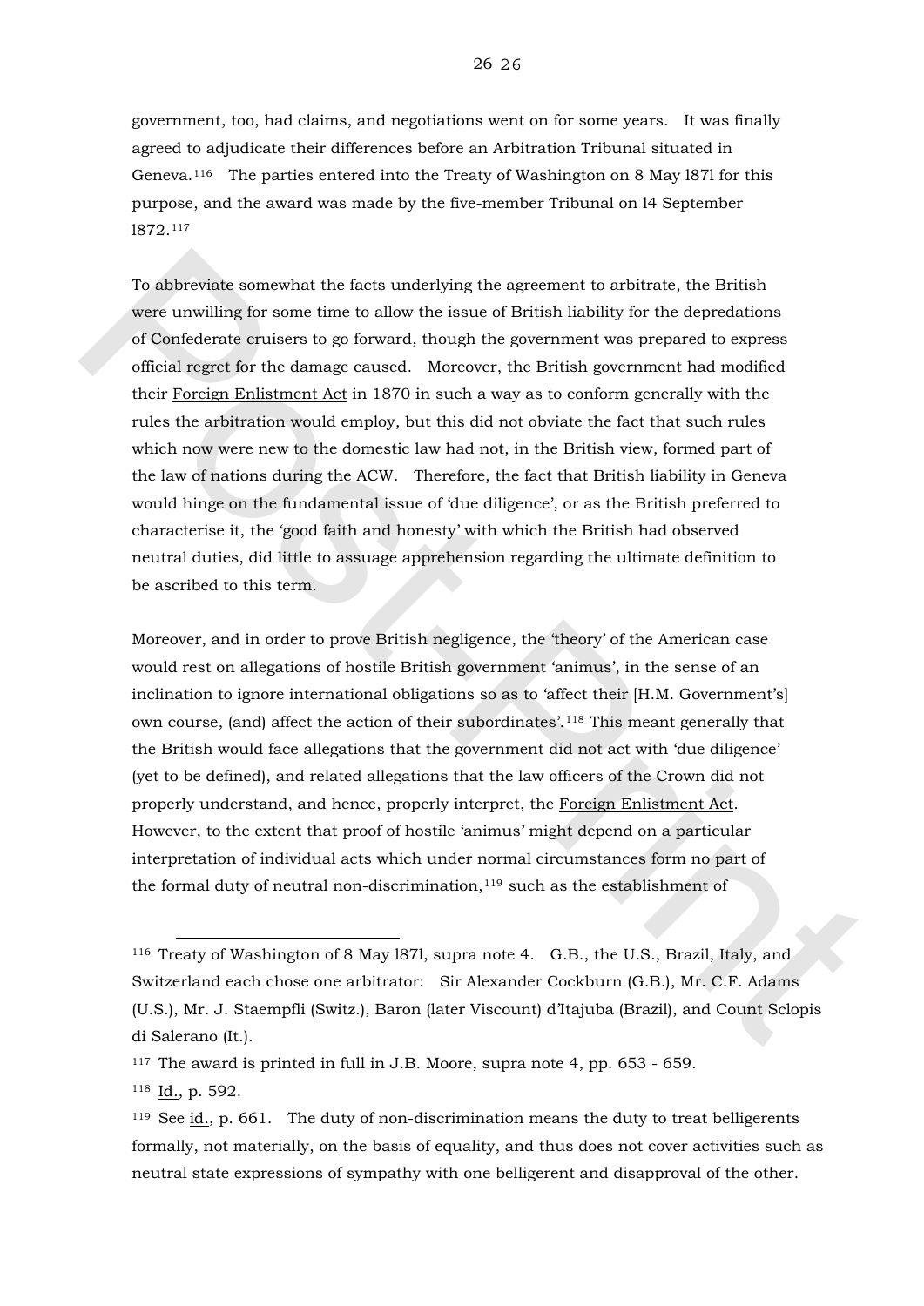government, too, had claims, and negotiations went on for some years. It was finally agreed to adjudicate their differences before an Arbitration Tribunal situated in Geneva.[116] The parties entered into the Treaty of Washington on 8 May l87l for this purpose, and the award was made by the five-member Tribunal on l4 September l872.[117]

To abbreviate somewhat the facts underlying the agreement to arbitrate, the British were unwilling for some time to allow the issue of British liability for the depredations of Confederate cruisers to go forward, though the government was prepared to express official regret for the damage caused. Moreover, the British government had modified their Foreign Enlistment Act in 1870 in such a way as to conform generally with the rules the arbitration would employ, but this did not obviate the fact that such rules which now were new to the domestic law had not, in the British view, formed part of the law of nations during the ACW. Therefore, the fact that British liability in Geneva would hinge on the fundamental issue of 'due diligence', or as the British preferred to characterise it, the 'good faith and honesty' with which the British had observed neutral duties, did little to assuage apprehension regarding the ultimate definition to be ascribed to this term.

Moreover, and in order to prove British negligence, the 'theory' of the American case would rest on allegations of hostile British government 'animus', in the sense of an inclination to ignore international obligations so as to 'affect their [H.M. Government's] own course, (and) affect the action of their subordinates'.[118] This meant generally that the British would face allegations that the government did not act with 'due diligence' (yet to be defined), and related allegations that the law officers of the Crown did not properly understand, and hence, properly interpret, the Foreign Enlistment Act. However, to the extent that proof of hostile 'animus' might depend on a particular interpretation of individual acts which under normal circumstances form no part of the formal duty of neutral non-discrimination,[119] such as the establishment of

---

[116] Treaty of Washington of 8 May l87l, supra note 4. G.B., the U.S., Brazil, Italy, and Switzerland each chose one arbitrator: Sir Alexander Cockburn (G.B.), Mr. C.F. Adams (U.S.), Mr. J. Staempfli (Switz.), Baron (later Viscount) d'Itajuba (Brazil), and Count Sclopis di Salerano (It.).

[117] The award is printed in full in J.B. Moore, supra note 4, pp. 653 - 659.

[118] Id., p. 592.

[119] See id., p. 661. The duty of non-discrimination means the duty to treat belligerents formally, not materially, on the basis of equality, and thus does not cover activities such as neutral state expressions of sympathy with one belligerent and disapproval of the other.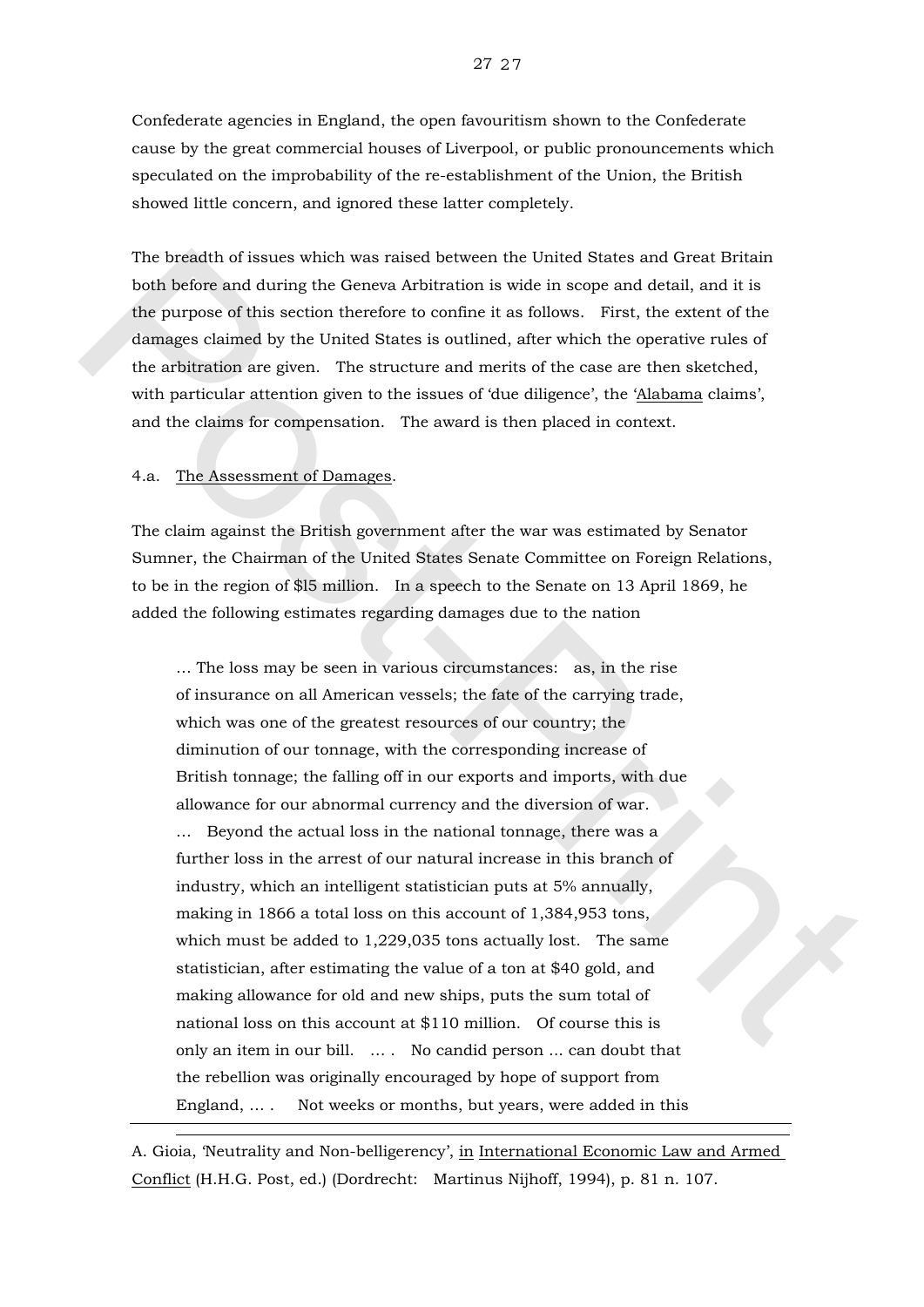Confederate agencies in England, the open favouritism shown to the Confederate cause by the great commercial houses of Liverpool, or public pronouncements which speculated on the improbability of the re-establishment of the Union, the British showed little concern, and ignored these latter completely.

The breadth of issues which was raised between the United States and Great Britain both before and during the Geneva Arbitration is wide in scope and detail, and it is the purpose of this section therefore to confine it as follows. First, the extent of the damages claimed by the United States is outlined, after which the operative rules of the arbitration are given. The structure and merits of the case are then sketched, with particular attention given to the issues of 'due diligence', the '<u>Alabama</u> claims', and the claims for compensation. The award is then placed in context.

4.a. <u>The Assessment of Damages</u>.

The claim against the British government after the war was estimated by Senator Sumner, the Chairman of the United States Senate Committee on Foreign Relations, to be in the region of $15 million. In a speech to the Senate on 13 April 1869, he added the following estimates regarding damages due to the nation

> … The loss may be seen in various circumstances: as, in the rise of insurance on all American vessels; the fate of the carrying trade, which was one of the greatest resources of our country; the diminution of our tonnage, with the corresponding increase of British tonnage; the falling off in our exports and imports, with due allowance for our abnormal currency and the diversion of war. … Beyond the actual loss in the national tonnage, there was a further loss in the arrest of our natural increase in this branch of industry, which an intelligent statistician puts at 5% annually, making in 1866 a total loss on this account of 1,384,953 tons, which must be added to 1,229,035 tons actually lost. The same statistician, after estimating the value of a ton at $40 gold, and making allowance for old and new ships, puts the sum total of national loss on this account at $110 million. Of course this is only an item in our bill. … . No candid person ... can doubt that the rebellion was originally encouraged by hope of support from England, … . Not weeks or months, but years, were added in this

---

A. Gioia, 'Neutrality and Non-belligerency', <u>in</u> <u>International Economic Law and Armed Conflict</u> (H.H.G. Post, ed.) (Dordrecht: Martinus Nijhoff, 1994), p. 81 n. 107.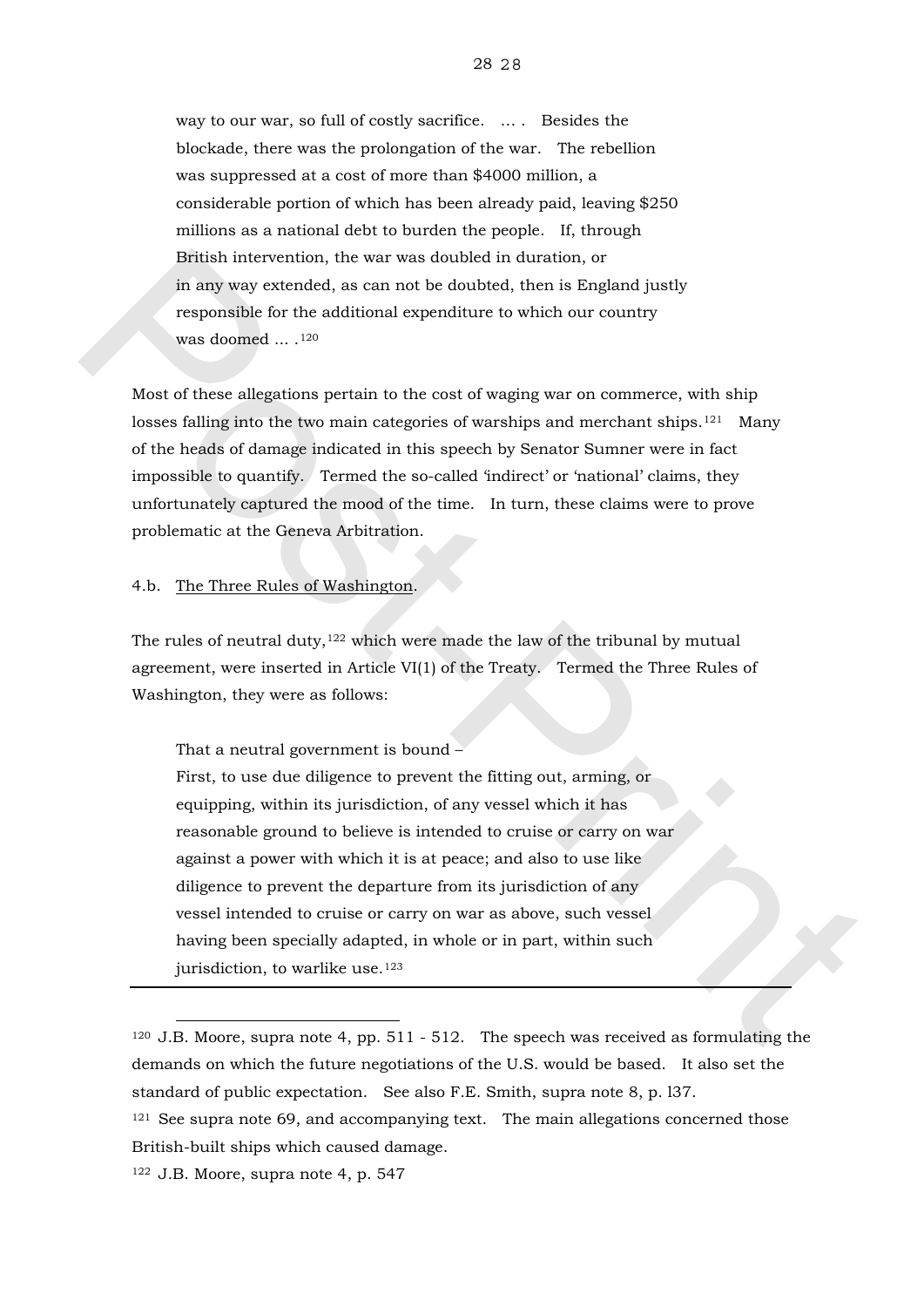> way to our war, so full of costly sacrifice. … . Besides the blockade, there was the prolongation of the war. The rebellion was suppressed at a cost of more than $4000 million, a considerable portion of which has been already paid, leaving $250 millions as a national debt to burden the people. If, through British intervention, the war was doubled in duration, or in any way extended, as can not be doubted, then is England justly responsible for the additional expenditure to which our country was doomed … .[120]

Most of these allegations pertain to the cost of waging war on commerce, with ship losses falling into the two main categories of warships and merchant ships.[121] Many of the heads of damage indicated in this speech by Senator Sumner were in fact impossible to quantify. Termed the so-called 'indirect' or 'national' claims, they unfortunately captured the mood of the time. In turn, these claims were to prove problematic at the Geneva Arbitration.

4.b. The Three Rules of Washington.

The rules of neutral duty,[122] which were made the law of the tribunal by mutual agreement, were inserted in Article VI(1) of the Treaty. Termed the Three Rules of Washington, they were as follows:

> That a neutral government is bound –
> First, to use due diligence to prevent the fitting out, arming, or equipping, within its jurisdiction, of any vessel which it has reasonable ground to believe is intended to cruise or carry on war against a power with which it is at peace; and also to use like diligence to prevent the departure from its jurisdiction of any vessel intended to cruise or carry on war as above, such vessel having been specially adapted, in whole or in part, within such jurisdiction, to warlike use.[123]

---

[120] J.B. Moore, supra note 4, pp. 511 - 512. The speech was received as formulating the demands on which the future negotiations of the U.S. would be based. It also set the standard of public expectation. See also F.E. Smith, supra note 8, p. l37.

[121] See supra note 69, and accompanying text. The main allegations concerned those British-built ships which caused damage.

[122] J.B. Moore, supra note 4, p. 547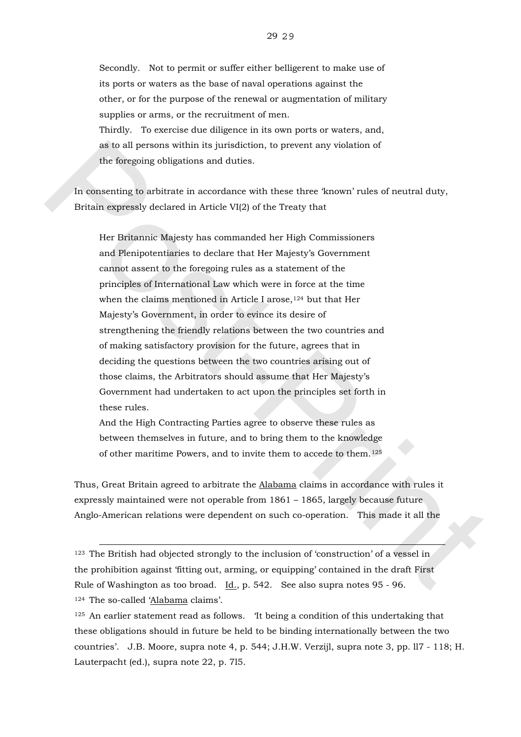> Secondly. Not to permit or suffer either belligerent to make use of its ports or waters as the base of naval operations against the other, or for the purpose of the renewal or augmentation of military supplies or arms, or the recruitment of men.
>
> Thirdly. To exercise due diligence in its own ports or waters, and, as to all persons within its jurisdiction, to prevent any violation of the foregoing obligations and duties.

In consenting to arbitrate in accordance with these three 'known' rules of neutral duty, Britain expressly declared in Article VI(2) of the Treaty that

> Her Britannic Majesty has commanded her High Commissioners and Plenipotentiaries to declare that Her Majesty's Government cannot assent to the foregoing rules as a statement of the principles of International Law which were in force at the time when the claims mentioned in Article I arose,[124] but that Her Majesty's Government, in order to evince its desire of strengthening the friendly relations between the two countries and of making satisfactory provision for the future, agrees that in deciding the questions between the two countries arising out of those claims, the Arbitrators should assume that Her Majesty's Government had undertaken to act upon the principles set forth in these rules.
>
> And the High Contracting Parties agree to observe these rules as between themselves in future, and to bring them to the knowledge of other maritime Powers, and to invite them to accede to them.[125]

Thus, Great Britain agreed to arbitrate the Alabama claims in accordance with rules it expressly maintained were not operable from 1861 – 1865, largely because future Anglo-American relations were dependent on such co-operation. This made it all the

---

[123] The British had objected strongly to the inclusion of 'construction' of a vessel in the prohibition against 'fitting out, arming, or equipping' contained in the draft First Rule of Washington as too broad. Id., p. 542. See also supra notes 95 - 96.

[124] The so-called 'Alabama claims'.

[125] An earlier statement read as follows. 'It being a condition of this undertaking that these obligations should in future be held to be binding internationally between the two countries'. J.B. Moore, supra note 4, p. 544; J.H.W. Verzijl, supra note 3, pp. ll7 - 118; H. Lauterpacht (ed.), supra note 22, p. 7l5.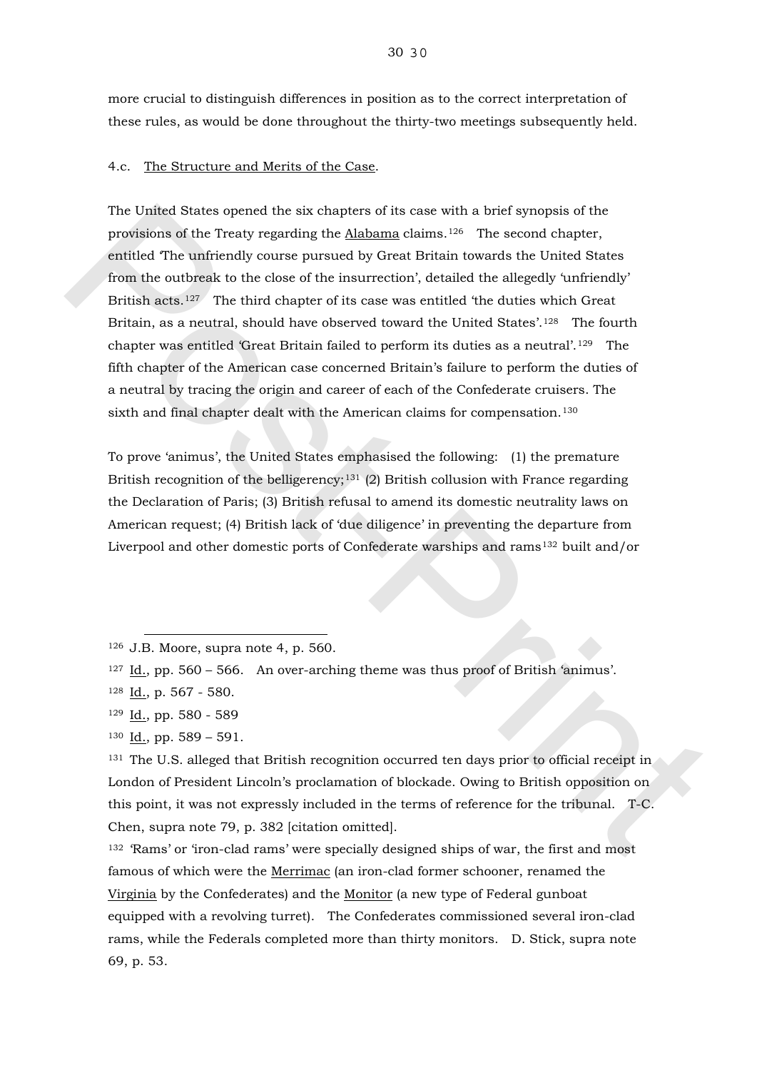more crucial to distinguish differences in position as to the correct interpretation of these rules, as would be done throughout the thirty-two meetings subsequently held.

### 4.c. The Structure and Merits of the Case.

The United States opened the six chapters of its case with a brief synopsis of the provisions of the Treaty regarding the Alabama claims.[126] The second chapter, entitled 'The unfriendly course pursued by Great Britain towards the United States from the outbreak to the close of the insurrection', detailed the allegedly 'unfriendly' British acts.[127] The third chapter of its case was entitled 'the duties which Great Britain, as a neutral, should have observed toward the United States'.[128] The fourth chapter was entitled 'Great Britain failed to perform its duties as a neutral'.[129] The fifth chapter of the American case concerned Britain's failure to perform the duties of a neutral by tracing the origin and career of each of the Confederate cruisers. The sixth and final chapter dealt with the American claims for compensation.[130]

To prove 'animus', the United States emphasised the following: (1) the premature British recognition of the belligerency;[131] (2) British collusion with France regarding the Declaration of Paris; (3) British refusal to amend its domestic neutrality laws on American request; (4) British lack of 'due diligence' in preventing the departure from Liverpool and other domestic ports of Confederate warships and rams[132] built and/or

---

[126] J.B. Moore, supra note 4, p. 560.

[127] Id., pp. 560 – 566. An over-arching theme was thus proof of British 'animus'.

[128] Id., p. 567 - 580.

[129] Id., pp. 580 - 589

[130] Id., pp. 589 – 591.

[131] The U.S. alleged that British recognition occurred ten days prior to official receipt in London of President Lincoln's proclamation of blockade. Owing to British opposition on this point, it was not expressly included in the terms of reference for the tribunal. T-C. Chen, supra note 79, p. 382 [citation omitted].

[132] 'Rams' or 'iron-clad rams' were specially designed ships of war, the first and most famous of which were the Merrimac (an iron-clad former schooner, renamed the Virginia by the Confederates) and the Monitor (a new type of Federal gunboat equipped with a revolving turret). The Confederates commissioned several iron-clad rams, while the Federals completed more than thirty monitors. D. Stick, supra note 69, p. 53.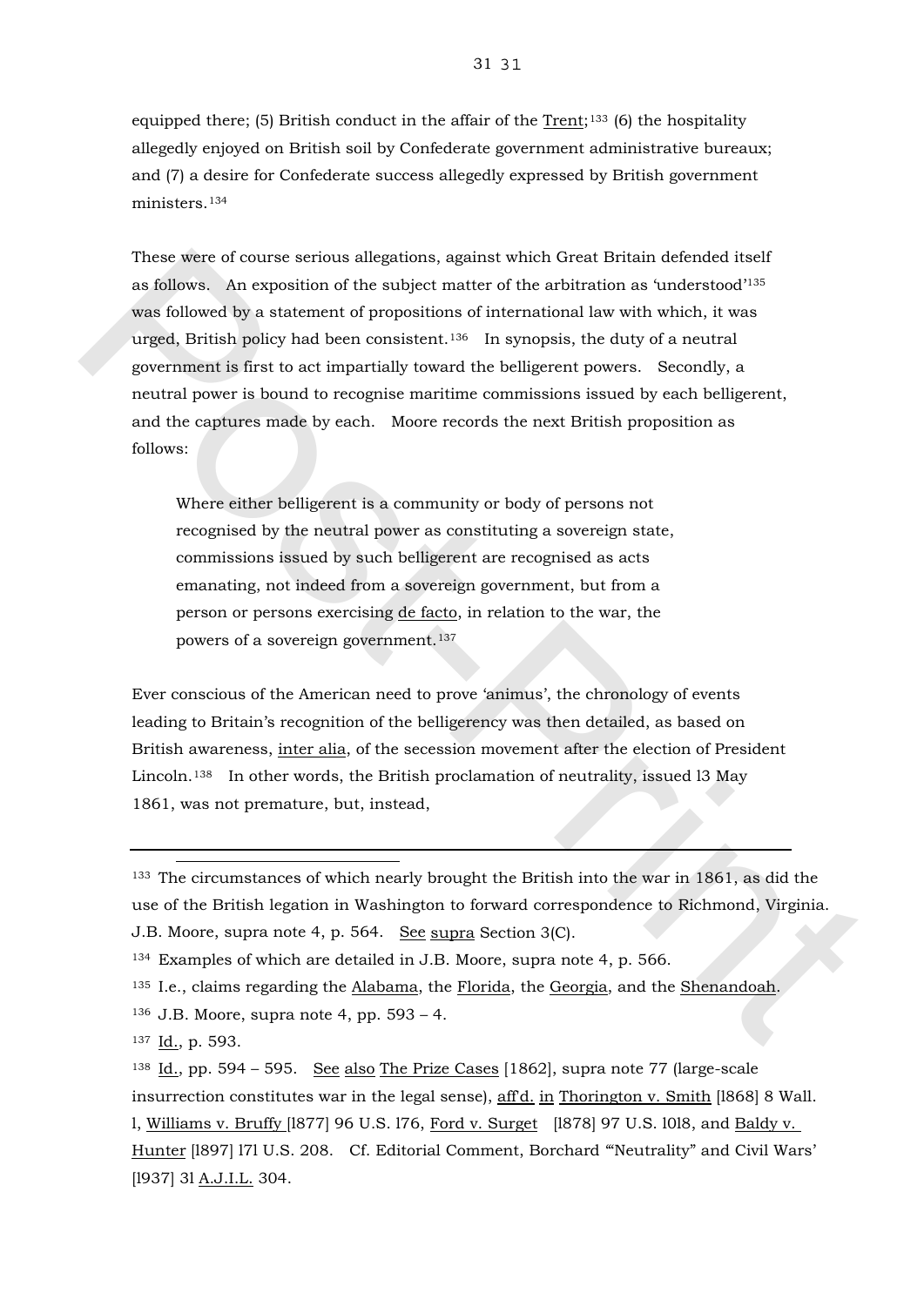equipped there; (5) British conduct in the affair of the Trent;[133] (6) the hospitality allegedly enjoyed on British soil by Confederate government administrative bureaux; and (7) a desire for Confederate success allegedly expressed by British government ministers.[134]

These were of course serious allegations, against which Great Britain defended itself as follows. An exposition of the subject matter of the arbitration as 'understood'[135] was followed by a statement of propositions of international law with which, it was urged, British policy had been consistent.[136] In synopsis, the duty of a neutral government is first to act impartially toward the belligerent powers. Secondly, a neutral power is bound to recognise maritime commissions issued by each belligerent, and the captures made by each. Moore records the next British proposition as follows:

> Where either belligerent is a community or body of persons not recognised by the neutral power as constituting a sovereign state, commissions issued by such belligerent are recognised as acts emanating, not indeed from a sovereign government, but from a person or persons exercising de facto, in relation to the war, the powers of a sovereign government.[137]

Ever conscious of the American need to prove 'animus', the chronology of events leading to Britain's recognition of the belligerency was then detailed, as based on British awareness, inter alia, of the secession movement after the election of President Lincoln.[138] In other words, the British proclamation of neutrality, issued l3 May 1861, was not premature, but, instead,

---

[133] The circumstances of which nearly brought the British into the war in 1861, as did the use of the British legation in Washington to forward correspondence to Richmond, Virginia. J.B. Moore, supra note 4, p. 564. See supra Section 3(C).

[134] Examples of which are detailed in J.B. Moore, supra note 4, p. 566.

[135] I.e., claims regarding the Alabama, the Florida, the Georgia, and the Shenandoah.

[136] J.B. Moore, supra note 4, pp. 593 – 4.

[137] Id., p. 593.

[138] Id., pp. 594 – 595. See also The Prize Cases [1862], supra note 77 (large-scale insurrection constitutes war in the legal sense), aff'd. in Thorington v. Smith [l868] 8 Wall. l, Williams v. Bruffy [l877] 96 U.S. l76, Ford v. Surget [l878] 97 U.S. l0l8, and Baldy v. Hunter [l897] l7l U.S. 208. Cf. Editorial Comment, Borchard '"Neutrality" and Civil Wars' [l937] 3l A.J.I.L. 304.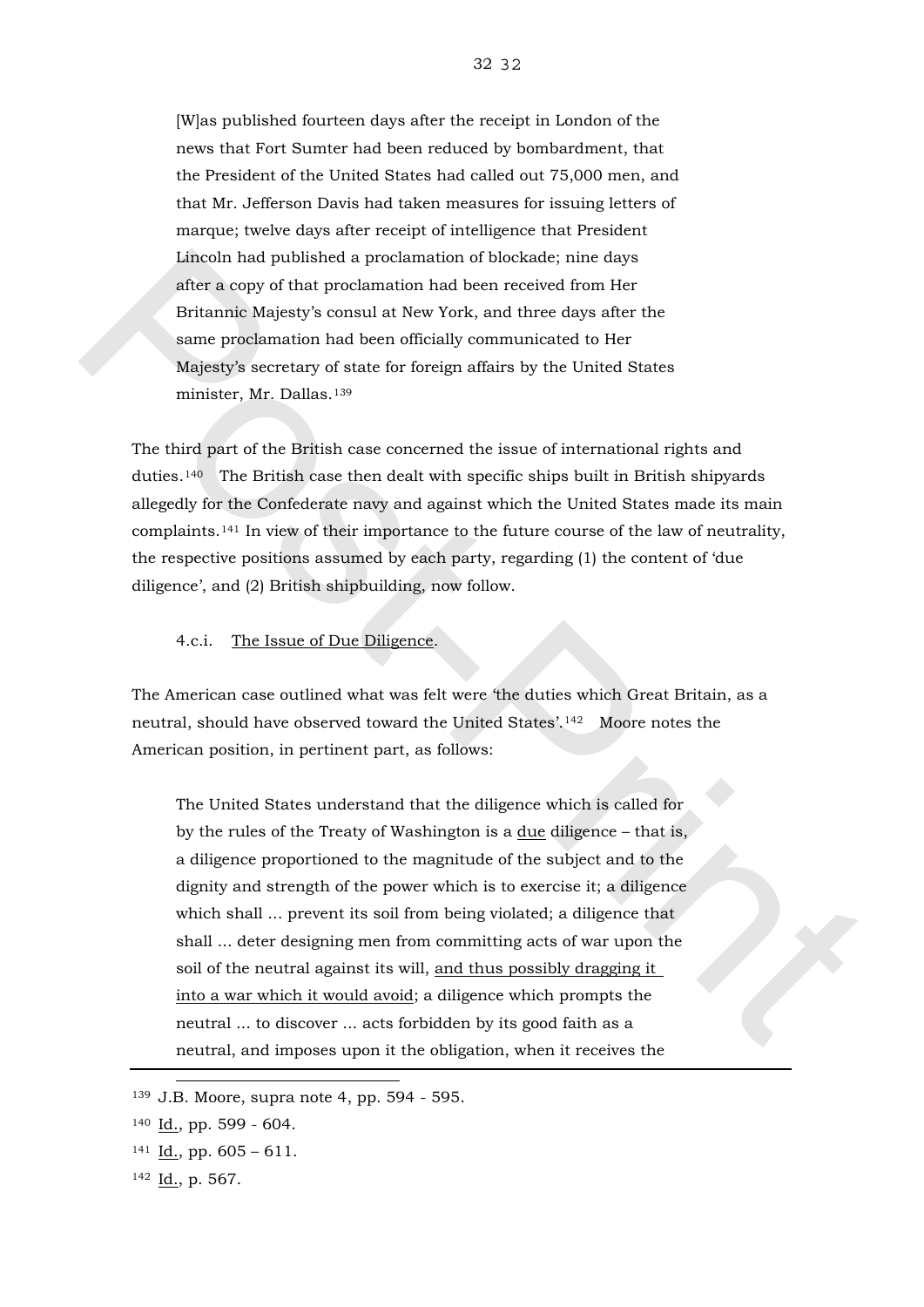> [W]as published fourteen days after the receipt in London of the news that Fort Sumter had been reduced by bombardment, that the President of the United States had called out 75,000 men, and that Mr. Jefferson Davis had taken measures for issuing letters of marque; twelve days after receipt of intelligence that President Lincoln had published a proclamation of blockade; nine days after a copy of that proclamation had been received from Her Britannic Majesty's consul at New York, and three days after the same proclamation had been officially communicated to Her Majesty's secretary of state for foreign affairs by the United States minister, Mr. Dallas.[139]

The third part of the British case concerned the issue of international rights and duties.[140] The British case then dealt with specific ships built in British shipyards allegedly for the Confederate navy and against which the United States made its main complaints.[141] In view of their importance to the future course of the law of neutrality, the respective positions assumed by each party, regarding (1) the content of 'due diligence', and (2) British shipbuilding, now follow.

4.c.i. The Issue of Due Diligence.

The American case outlined what was felt were 'the duties which Great Britain, as a neutral, should have observed toward the United States'.[142] Moore notes the American position, in pertinent part, as follows:

> The United States understand that the diligence which is called for by the rules of the Treaty of Washington is a due diligence – that is, a diligence proportioned to the magnitude of the subject and to the dignity and strength of the power which is to exercise it; a diligence which shall ... prevent its soil from being violated; a diligence that shall ... deter designing men from committing acts of war upon the soil of the neutral against its will, and thus possibly dragging it into a war which it would avoid; a diligence which prompts the neutral ... to discover ... acts forbidden by its good faith as a neutral, and imposes upon it the obligation, when it receives the

---

[139] J.B. Moore, supra note 4, pp. 594 - 595.

[140] Id., pp. 599 - 604.

[141] Id., pp. 605 – 611.

[142] Id., p. 567.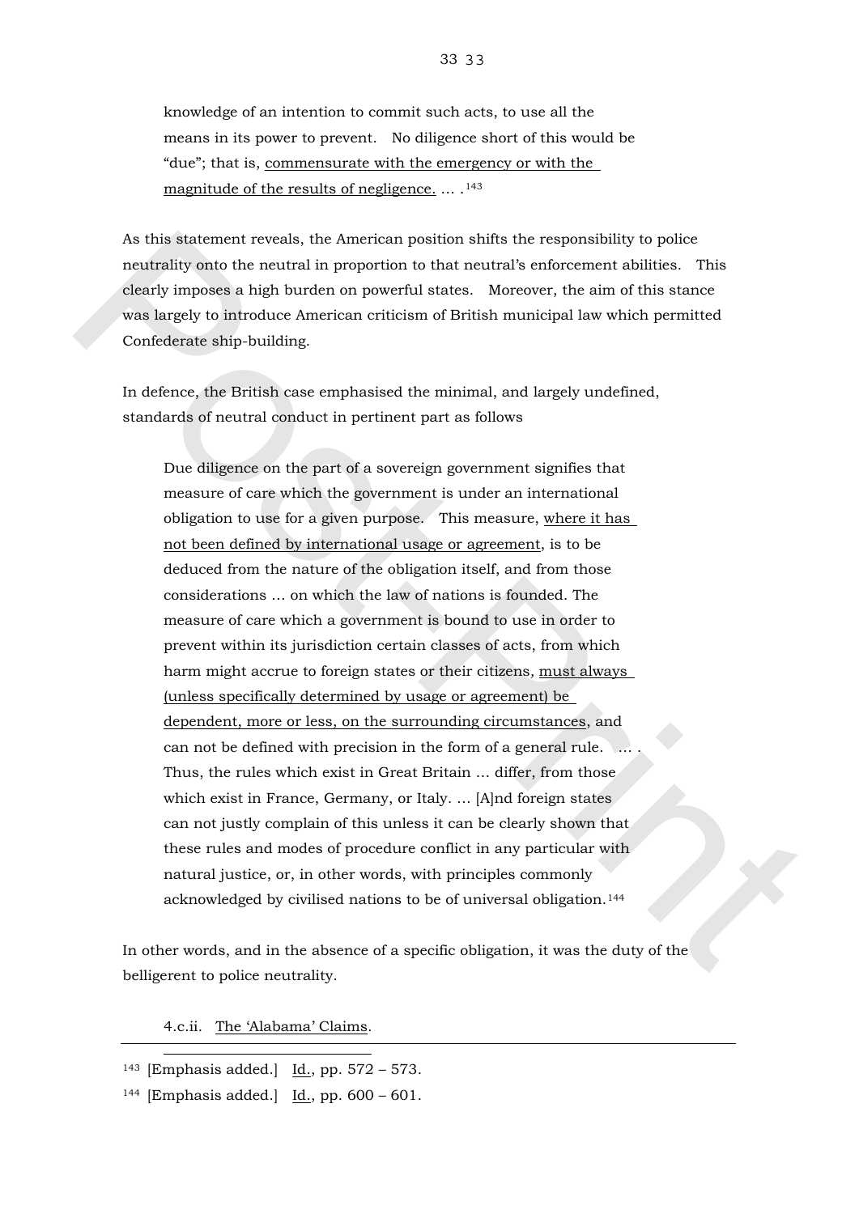> knowledge of an intention to commit such acts, to use all the means in its power to prevent. No diligence short of this would be "due"; that is, <u>commensurate with the emergency or with the magnitude of the results of negligence.</u> … .[143]

As this statement reveals, the American position shifts the responsibility to police neutrality onto the neutral in proportion to that neutral's enforcement abilities. This clearly imposes a high burden on powerful states. Moreover, the aim of this stance was largely to introduce American criticism of British municipal law which permitted Confederate ship-building.

In defence, the British case emphasised the minimal, and largely undefined, standards of neutral conduct in pertinent part as follows

> Due diligence on the part of a sovereign government signifies that measure of care which the government is under an international obligation to use for a given purpose. This measure, <u>where it has not been defined by international usage or agreement</u>, is to be deduced from the nature of the obligation itself, and from those considerations … on which the law of nations is founded. The measure of care which a government is bound to use in order to prevent within its jurisdiction certain classes of acts, from which harm might accrue to foreign states or their citizens, <u>must always (unless specifically determined by usage or agreement) be dependent, more or less, on the surrounding circumstances</u>, and can not be defined with precision in the form of a general rule. … . Thus, the rules which exist in Great Britain … differ, from those which exist in France, Germany, or Italy. … [A]nd foreign states can not justly complain of this unless it can be clearly shown that these rules and modes of procedure conflict in any particular with natural justice, or, in other words, with principles commonly acknowledged by civilised nations to be of universal obligation.[144]

In other words, and in the absence of a specific obligation, it was the duty of the belligerent to police neutrality.

4.c.ii. <u>The 'Alabama' Claims</u>.

---

[143] [Emphasis added.] <u>Id.</u>, pp. 572 – 573.

[144] [Emphasis added.] <u>Id.</u>, pp. 600 – 601.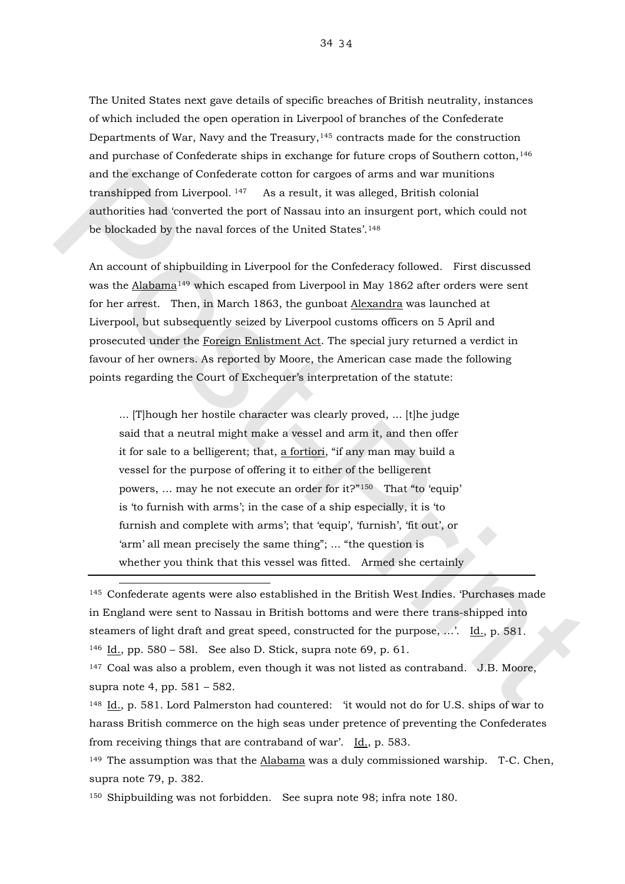The United States next gave details of specific breaches of British neutrality, instances of which included the open operation in Liverpool of branches of the Confederate Departments of War, Navy and the Treasury,[145] contracts made for the construction and purchase of Confederate ships in exchange for future crops of Southern cotton,[146] and the exchange of Confederate cotton for cargoes of arms and war munitions transhipped from Liverpool.[147] As a result, it was alleged, British colonial authorities had 'converted the port of Nassau into an insurgent port, which could not be blockaded by the naval forces of the United States'.[148]

An account of shipbuilding in Liverpool for the Confederacy followed. First discussed was the Alabama[149] which escaped from Liverpool in May 1862 after orders were sent for her arrest. Then, in March 1863, the gunboat Alexandra was launched at Liverpool, but subsequently seized by Liverpool customs officers on 5 April and prosecuted under the Foreign Enlistment Act. The special jury returned a verdict in favour of her owners. As reported by Moore, the American case made the following points regarding the Court of Exchequer's interpretation of the statute:

> ... [T]hough her hostile character was clearly proved, ... [t]he judge said that a neutral might make a vessel and arm it, and then offer it for sale to a belligerent; that, a fortiori, "if any man may build a vessel for the purpose of offering it to either of the belligerent powers, ... may he not execute an order for it?"[150] That "to 'equip' is 'to furnish with arms'; in the case of a ship especially, it is 'to furnish and complete with arms'; that 'equip', 'furnish', 'fit out', or 'arm' all mean precisely the same thing"; ... "the question is whether you think that this vessel was fitted. Armed she certainly

---

[145] Confederate agents were also established in the British West Indies. 'Purchases made in England were sent to Nassau in British bottoms and were there trans-shipped into steamers of light draft and great speed, constructed for the purpose, ...'. Id., p. 581.

[146] Id., pp. 580 – 58l. See also D. Stick, supra note 69, p. 61.

[147] Coal was also a problem, even though it was not listed as contraband. J.B. Moore, supra note 4, pp. 581 – 582.

[148] Id., p. 581. Lord Palmerston had countered: 'it would not do for U.S. ships of war to harass British commerce on the high seas under pretence of preventing the Confederates from receiving things that are contraband of war'. Id., p. 583.

[149] The assumption was that the Alabama was a duly commissioned warship. T-C. Chen, supra note 79, p. 382.

[150] Shipbuilding was not forbidden. See supra note 98; infra note 180.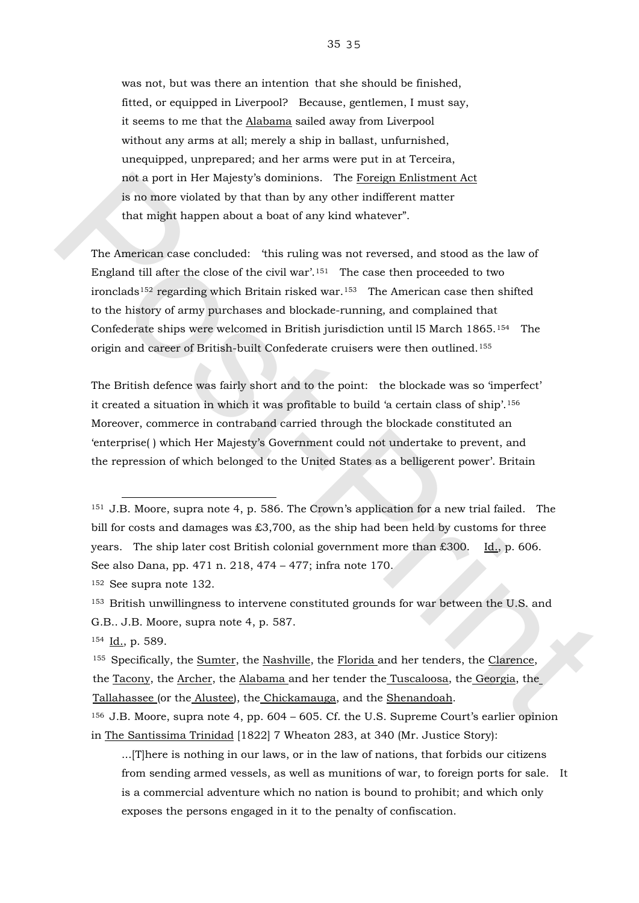was not, but was there an intention that she should be finished, fitted, or equipped in Liverpool? Because, gentlemen, I must say, it seems to me that the Alabama sailed away from Liverpool without any arms at all; merely a ship in ballast, unfurnished, unequipped, unprepared; and her arms were put in at Terceira, not a port in Her Majesty's dominions. The Foreign Enlistment Act is no more violated by that than by any other indifferent matter that might happen about a boat of any kind whatever".

The American case concluded: 'this ruling was not reversed, and stood as the law of England till after the close of the civil war'.[151] The case then proceeded to two ironclads[152] regarding which Britain risked war.[153] The American case then shifted to the history of army purchases and blockade-running, and complained that Confederate ships were welcomed in British jurisdiction until l5 March 1865.[154] The origin and career of British-built Confederate cruisers were then outlined.[155]

The British defence was fairly short and to the point: the blockade was so 'imperfect' it created a situation in which it was profitable to build 'a certain class of ship'.[156] Moreover, commerce in contraband carried through the blockade constituted an 'enterprise( ) which Her Majesty's Government could not undertake to prevent, and the repression of which belonged to the United States as a belligerent power'. Britain

---

[151] J.B. Moore, supra note 4, p. 586. The Crown's application for a new trial failed. The bill for costs and damages was £3,700, as the ship had been held by customs for three years. The ship later cost British colonial government more than £300. Id., p. 606. See also Dana, pp. 471 n. 218, 474 – 477; infra note 170.

[152] See supra note 132.

[153] British unwillingness to intervene constituted grounds for war between the U.S. and G.B.. J.B. Moore, supra note 4, p. 587.

[154] Id., p. 589.

[155] Specifically, the Sumter, the Nashville, the Florida and her tenders, the Clarence, the Tacony, the Archer, the Alabama and her tender the Tuscaloosa, the Georgia, the Tallahassee (or the Alustee), the Chickamauga, and the Shenandoah.

[156] J.B. Moore, supra note 4, pp. 604 – 605. Cf. the U.S. Supreme Court's earlier opinion in The Santissima Trinidad [1822] 7 Wheaton 283, at 340 (Mr. Justice Story):

> ...[T]here is nothing in our laws, or in the law of nations, that forbids our citizens from sending armed vessels, as well as munitions of war, to foreign ports for sale. It is a commercial adventure which no nation is bound to prohibit; and which only exposes the persons engaged in it to the penalty of confiscation.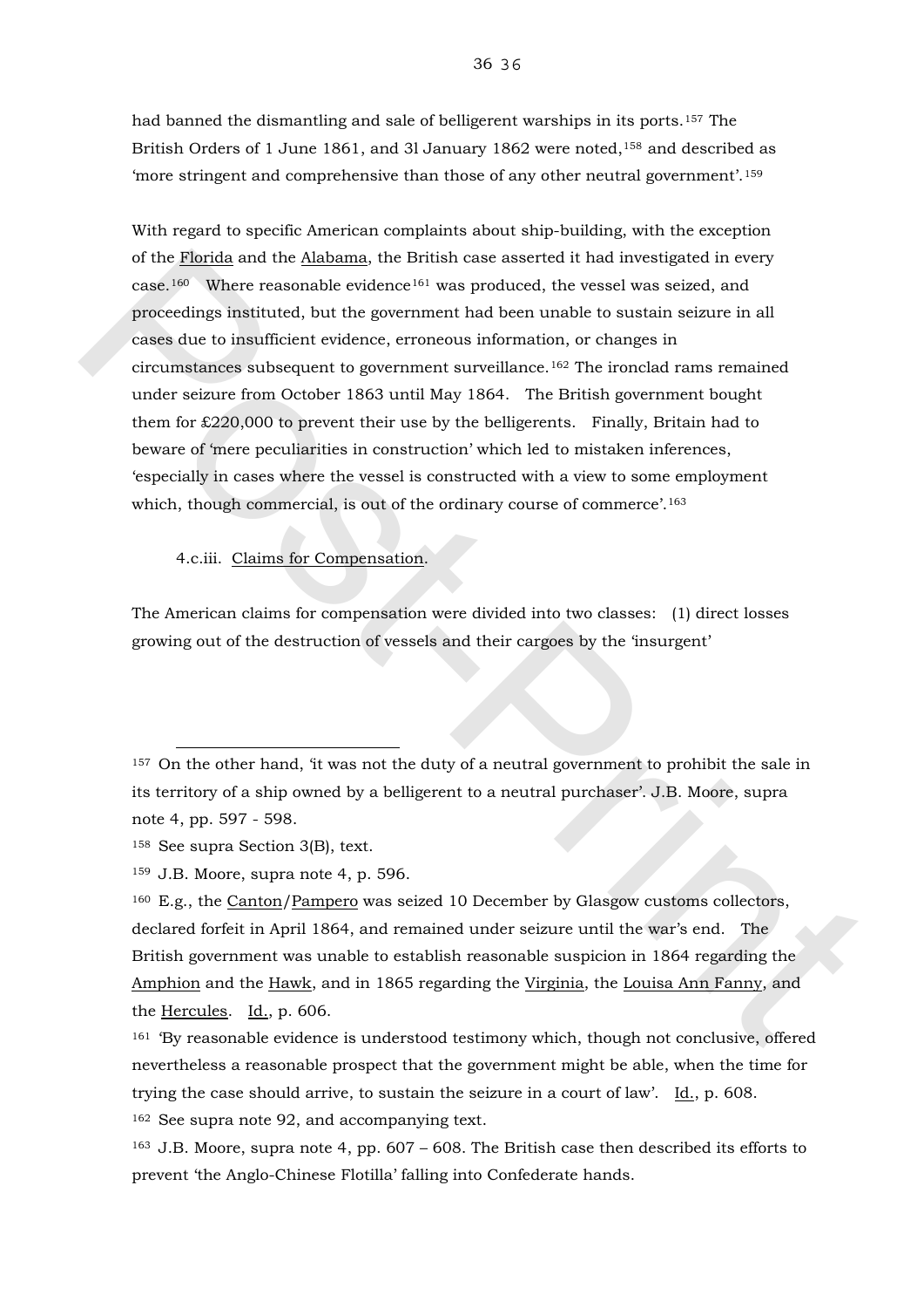had banned the dismantling and sale of belligerent warships in its ports.[157] The British Orders of 1 June 1861, and 3l January 1862 were noted,[158] and described as 'more stringent and comprehensive than those of any other neutral government'.[159]

With regard to specific American complaints about ship-building, with the exception of the Florida and the Alabama, the British case asserted it had investigated in every case.[160] Where reasonable evidence[161] was produced, the vessel was seized, and proceedings instituted, but the government had been unable to sustain seizure in all cases due to insufficient evidence, erroneous information, or changes in circumstances subsequent to government surveillance.[162] The ironclad rams remained under seizure from October 1863 until May 1864. The British government bought them for £220,000 to prevent their use by the belligerents. Finally, Britain had to beware of 'mere peculiarities in construction' which led to mistaken inferences, 'especially in cases where the vessel is constructed with a view to some employment which, though commercial, is out of the ordinary course of commerce'.[163]

4.c.iii. Claims for Compensation.

The American claims for compensation were divided into two classes: (1) direct losses growing out of the destruction of vessels and their cargoes by the 'insurgent'

---

[157] On the other hand, 'it was not the duty of a neutral government to prohibit the sale in its territory of a ship owned by a belligerent to a neutral purchaser'. J.B. Moore, supra note 4, pp. 597 - 598.

[158] See supra Section 3(B), text.

[159] J.B. Moore, supra note 4, p. 596.

[160] E.g., the Canton/Pampero was seized 10 December by Glasgow customs collectors, declared forfeit in April 1864, and remained under seizure until the war's end. The British government was unable to establish reasonable suspicion in 1864 regarding the Amphion and the Hawk, and in 1865 regarding the Virginia, the Louisa Ann Fanny, and the Hercules. Id., p. 606.

[161] 'By reasonable evidence is understood testimony which, though not conclusive, offered nevertheless a reasonable prospect that the government might be able, when the time for trying the case should arrive, to sustain the seizure in a court of law'. Id., p. 608.

[162] See supra note 92, and accompanying text.

[163] J.B. Moore, supra note 4, pp. 607 – 608. The British case then described its efforts to prevent 'the Anglo-Chinese Flotilla' falling into Confederate hands.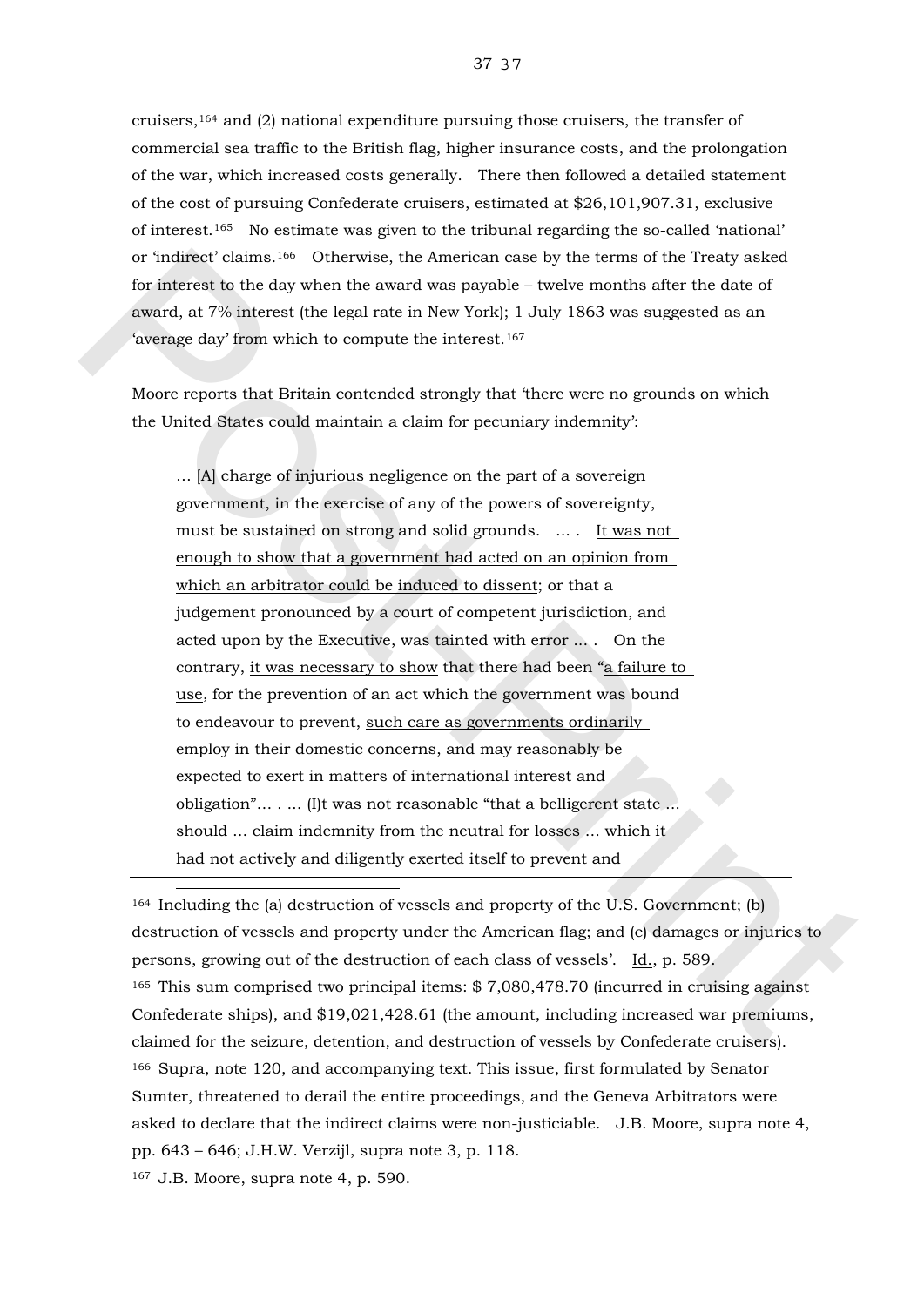cruisers,[164] and (2) national expenditure pursuing those cruisers, the transfer of commercial sea traffic to the British flag, higher insurance costs, and the prolongation of the war, which increased costs generally. There then followed a detailed statement of the cost of pursuing Confederate cruisers, estimated at $26,101,907.31, exclusive of interest.[165] No estimate was given to the tribunal regarding the so-called 'national' or 'indirect' claims.[166] Otherwise, the American case by the terms of the Treaty asked for interest to the day when the award was payable – twelve months after the date of award, at 7% interest (the legal rate in New York); 1 July 1863 was suggested as an 'average day' from which to compute the interest.[167]

Moore reports that Britain contended strongly that 'there were no grounds on which the United States could maintain a claim for pecuniary indemnity':

> … [A] charge of injurious negligence on the part of a sovereign government, in the exercise of any of the powers of sovereignty, must be sustained on strong and solid grounds. … . <u>It was not enough to show that a government had acted on an opinion from which an arbitrator could be induced to dissent</u>; or that a judgement pronounced by a court of competent jurisdiction, and acted upon by the Executive, was tainted with error … . On the contrary, <u>it was necessary to show</u> that there had been "<u>a failure to use</u>, for the prevention of an act which the government was bound to endeavour to prevent, <u>such care as governments ordinarily employ in their domestic concerns</u>, and may reasonably be expected to exert in matters of international interest and obligation"… . … (I)t was not reasonable "that a belligerent state … should … claim indemnity from the neutral for losses … which it had not actively and diligently exerted itself to prevent and

---

[164] Including the (a) destruction of vessels and property of the U.S. Government; (b) destruction of vessels and property under the American flag; and (c) damages or injuries to persons, growing out of the destruction of each class of vessels'. <u>Id.</u>, p. 589.

[165] This sum comprised two principal items: $ 7,080,478.70 (incurred in cruising against Confederate ships), and $19,021,428.61 (the amount, including increased war premiums, claimed for the seizure, detention, and destruction of vessels by Confederate cruisers).

[166] Supra, note 120, and accompanying text. This issue, first formulated by Senator Sumter, threatened to derail the entire proceedings, and the Geneva Arbitrators were asked to declare that the indirect claims were non-justiciable. J.B. Moore, supra note 4, pp. 643 – 646; J.H.W. Verzijl, supra note 3, p. 118.

[167] J.B. Moore, supra note 4, p. 590.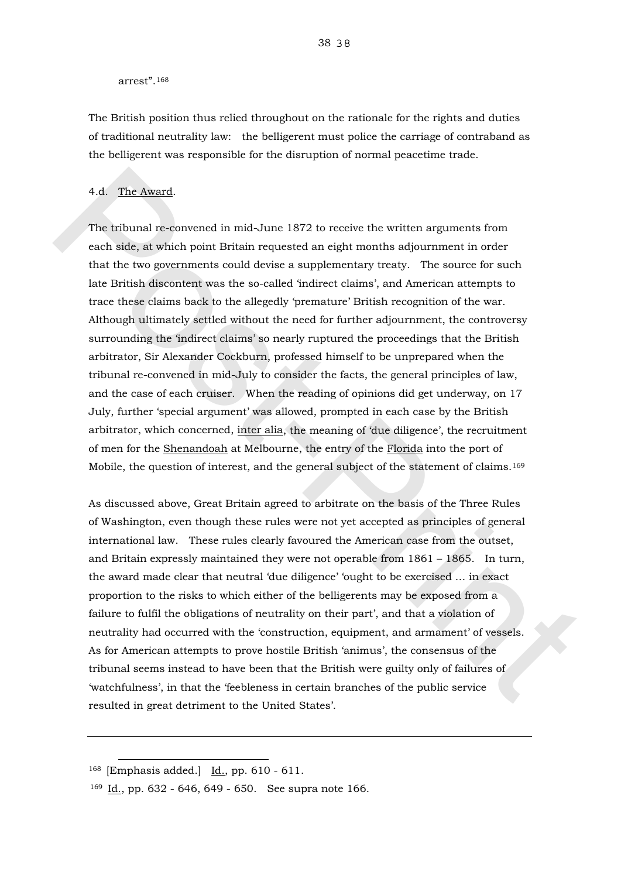arrest".[168]

The British position thus relied throughout on the rationale for the rights and duties of traditional neutrality law: the belligerent must police the carriage of contraband as the belligerent was responsible for the disruption of normal peacetime trade.

4.d. The Award.

The tribunal re-convened in mid-June 1872 to receive the written arguments from each side, at which point Britain requested an eight months adjournment in order that the two governments could devise a supplementary treaty. The source for such late British discontent was the so-called 'indirect claims', and American attempts to trace these claims back to the allegedly 'premature' British recognition of the war. Although ultimately settled without the need for further adjournment, the controversy surrounding the 'indirect claims' so nearly ruptured the proceedings that the British arbitrator, Sir Alexander Cockburn, professed himself to be unprepared when the tribunal re-convened in mid-July to consider the facts, the general principles of law, and the case of each cruiser. When the reading of opinions did get underway, on 17 July, further 'special argument' was allowed, prompted in each case by the British arbitrator, which concerned, inter alia, the meaning of 'due diligence', the recruitment of men for the Shenandoah at Melbourne, the entry of the Florida into the port of Mobile, the question of interest, and the general subject of the statement of claims.[169]

As discussed above, Great Britain agreed to arbitrate on the basis of the Three Rules of Washington, even though these rules were not yet accepted as principles of general international law. These rules clearly favoured the American case from the outset, and Britain expressly maintained they were not operable from 1861 – 1865. In turn, the award made clear that neutral 'due diligence' 'ought to be exercised … in exact proportion to the risks to which either of the belligerents may be exposed from a failure to fulfil the obligations of neutrality on their part', and that a violation of neutrality had occurred with the 'construction, equipment, and armament' of vessels. As for American attempts to prove hostile British 'animus', the consensus of the tribunal seems instead to have been that the British were guilty only of failures of 'watchfulness', in that the 'feebleness in certain branches of the public service resulted in great detriment to the United States'.

---

[168] [Emphasis added.] Id., pp. 610 - 611.

[169] Id., pp. 632 - 646, 649 - 650. See supra note 166.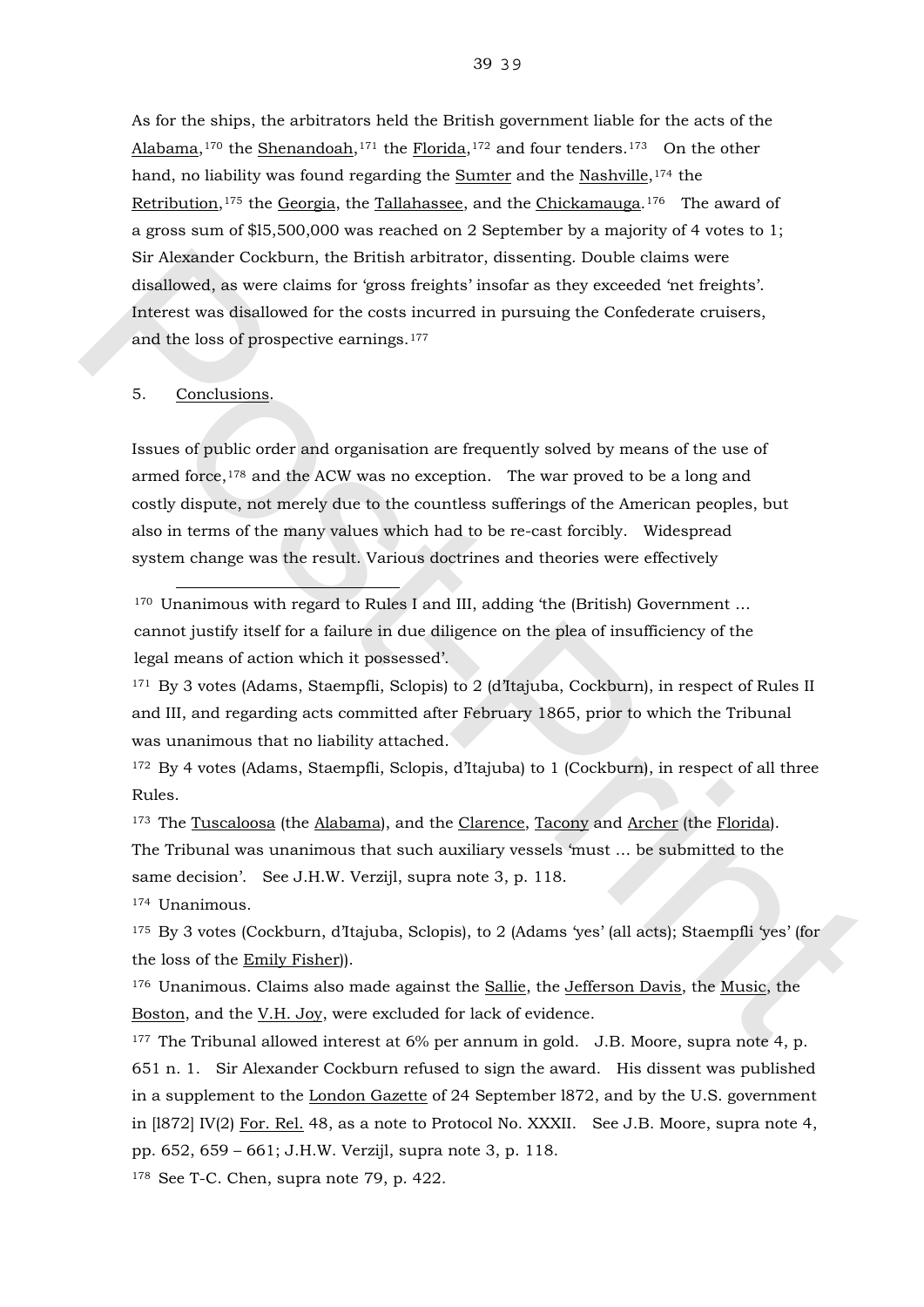As for the ships, the arbitrators held the British government liable for the acts of the Alabama,[170] the Shenandoah,[171] the Florida,[172] and four tenders.[173] On the other hand, no liability was found regarding the Sumter and the Nashville,[174] the Retribution,[175] the Georgia, the Tallahassee, and the Chickamauga.[176] The award of a gross sum of $l5,500,000 was reached on 2 September by a majority of 4 votes to 1; Sir Alexander Cockburn, the British arbitrator, dissenting. Double claims were disallowed, as were claims for 'gross freights' insofar as they exceeded 'net freights'. Interest was disallowed for the costs incurred in pursuing the Confederate cruisers, and the loss of prospective earnings.[177]

5. Conclusions.

Issues of public order and organisation are frequently solved by means of the use of armed force,[178] and the ACW was no exception. The war proved to be a long and costly dispute, not merely due to the countless sufferings of the American peoples, but also in terms of the many values which had to be re-cast forcibly. Widespread system change was the result. Various doctrines and theories were effectively

---

[170] Unanimous with regard to Rules I and III, adding 'the (British) Government … cannot justify itself for a failure in due diligence on the plea of insufficiency of the legal means of action which it possessed'.

[171] By 3 votes (Adams, Staempfli, Sclopis) to 2 (d'Itajuba, Cockburn), in respect of Rules II and III, and regarding acts committed after February 1865, prior to which the Tribunal was unanimous that no liability attached.

[172] By 4 votes (Adams, Staempfli, Sclopis, d'Itajuba) to 1 (Cockburn), in respect of all three Rules.

[173] The Tuscaloosa (the Alabama), and the Clarence, Tacony and Archer (the Florida). The Tribunal was unanimous that such auxiliary vessels 'must … be submitted to the same decision'. See J.H.W. Verzijl, supra note 3, p. 118.

[174] Unanimous.

[175] By 3 votes (Cockburn, d'Itajuba, Sclopis), to 2 (Adams 'yes' (all acts); Staempfli 'yes' (for the loss of the Emily Fisher)).

[176] Unanimous. Claims also made against the Sallie, the Jefferson Davis, the Music, the Boston, and the V.H. Joy, were excluded for lack of evidence.

[177] The Tribunal allowed interest at 6% per annum in gold. J.B. Moore, supra note 4, p. 651 n. 1. Sir Alexander Cockburn refused to sign the award. His dissent was published in a supplement to the London Gazette of 24 September l872, and by the U.S. government in [l872] IV(2) For. Rel. 48, as a note to Protocol No. XXXII. See J.B. Moore, supra note 4, pp. 652, 659 – 661; J.H.W. Verzijl, supra note 3, p. 118.

[178] See T-C. Chen, supra note 79, p. 422.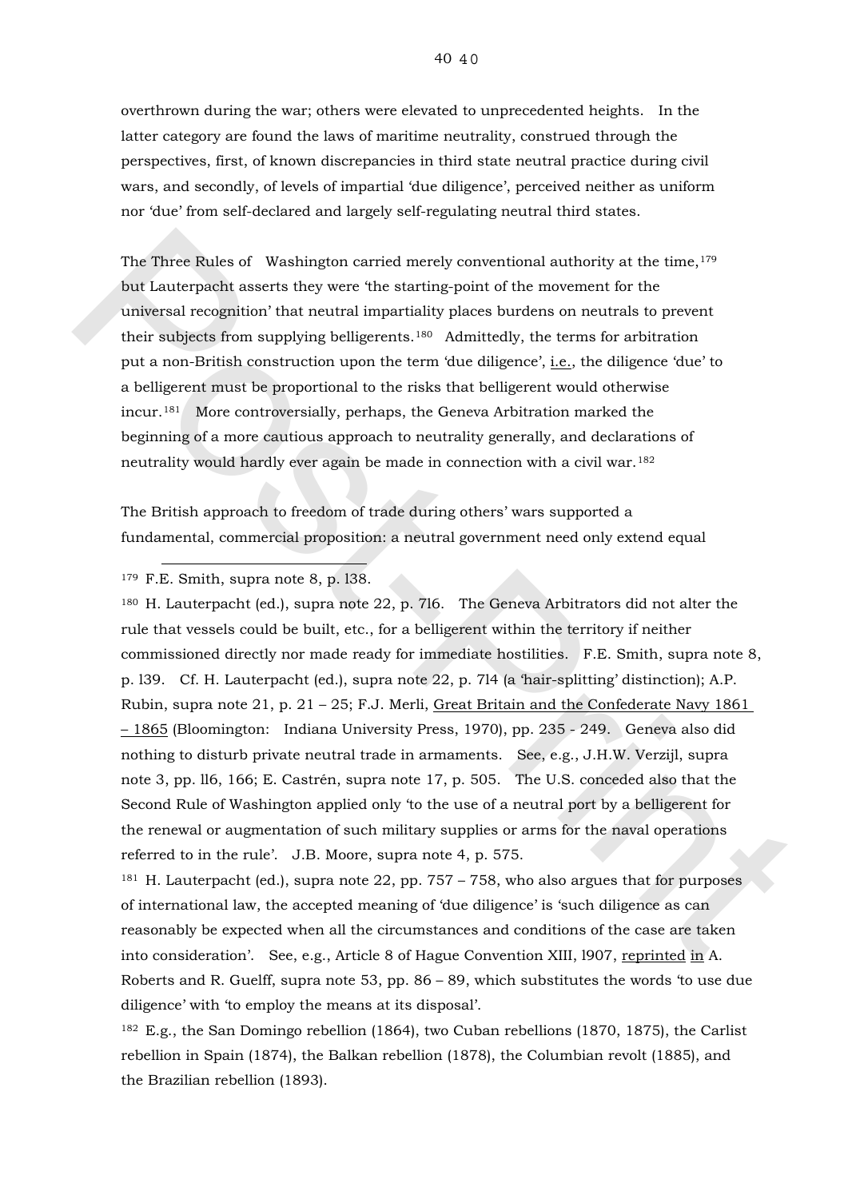overthrown during the war; others were elevated to unprecedented heights. In the latter category are found the laws of maritime neutrality, construed through the perspectives, first, of known discrepancies in third state neutral practice during civil wars, and secondly, of levels of impartial 'due diligence', perceived neither as uniform nor 'due' from self-declared and largely self-regulating neutral third states.

The Three Rules of Washington carried merely conventional authority at the time,[179] but Lauterpacht asserts they were 'the starting-point of the movement for the universal recognition' that neutral impartiality places burdens on neutrals to prevent their subjects from supplying belligerents.[180] Admittedly, the terms for arbitration put a non-British construction upon the term 'due diligence', i.e., the diligence 'due' to a belligerent must be proportional to the risks that belligerent would otherwise incur.[181] More controversially, perhaps, the Geneva Arbitration marked the beginning of a more cautious approach to neutrality generally, and declarations of neutrality would hardly ever again be made in connection with a civil war.[182]

The British approach to freedom of trade during others' wars supported a fundamental, commercial proposition: a neutral government need only extend equal

---

[179] F.E. Smith, supra note 8, p. 138.

[180] H. Lauterpacht (ed.), supra note 22, p. 716. The Geneva Arbitrators did not alter the rule that vessels could be built, etc., for a belligerent within the territory if neither commissioned directly nor made ready for immediate hostilities. F.E. Smith, supra note 8, p. 139. Cf. H. Lauterpacht (ed.), supra note 22, p. 714 (a 'hair-splitting' distinction); A.P. Rubin, supra note 21, p. 21 – 25; F.J. Merli, Great Britain and the Confederate Navy 1861 – 1865 (Bloomington: Indiana University Press, 1970), pp. 235 - 249. Geneva also did nothing to disturb private neutral trade in armaments. See, e.g., J.H.W. Verzijl, supra note 3, pp. 116, 166; E. Castrén, supra note 17, p. 505. The U.S. conceded also that the Second Rule of Washington applied only 'to the use of a neutral port by a belligerent for the renewal or augmentation of such military supplies or arms for the naval operations referred to in the rule'. J.B. Moore, supra note 4, p. 575.

[181] H. Lauterpacht (ed.), supra note 22, pp. 757 – 758, who also argues that for purposes of international law, the accepted meaning of 'due diligence' is 'such diligence as can reasonably be expected when all the circumstances and conditions of the case are taken into consideration'. See, e.g., Article 8 of Hague Convention XIII, 1907, reprinted in A. Roberts and R. Guelff, supra note 53, pp. 86 – 89, which substitutes the words 'to use due diligence' with 'to employ the means at its disposal'.

[182] E.g., the San Domingo rebellion (1864), two Cuban rebellions (1870, 1875), the Carlist rebellion in Spain (1874), the Balkan rebellion (1878), the Columbian revolt (1885), and the Brazilian rebellion (1893).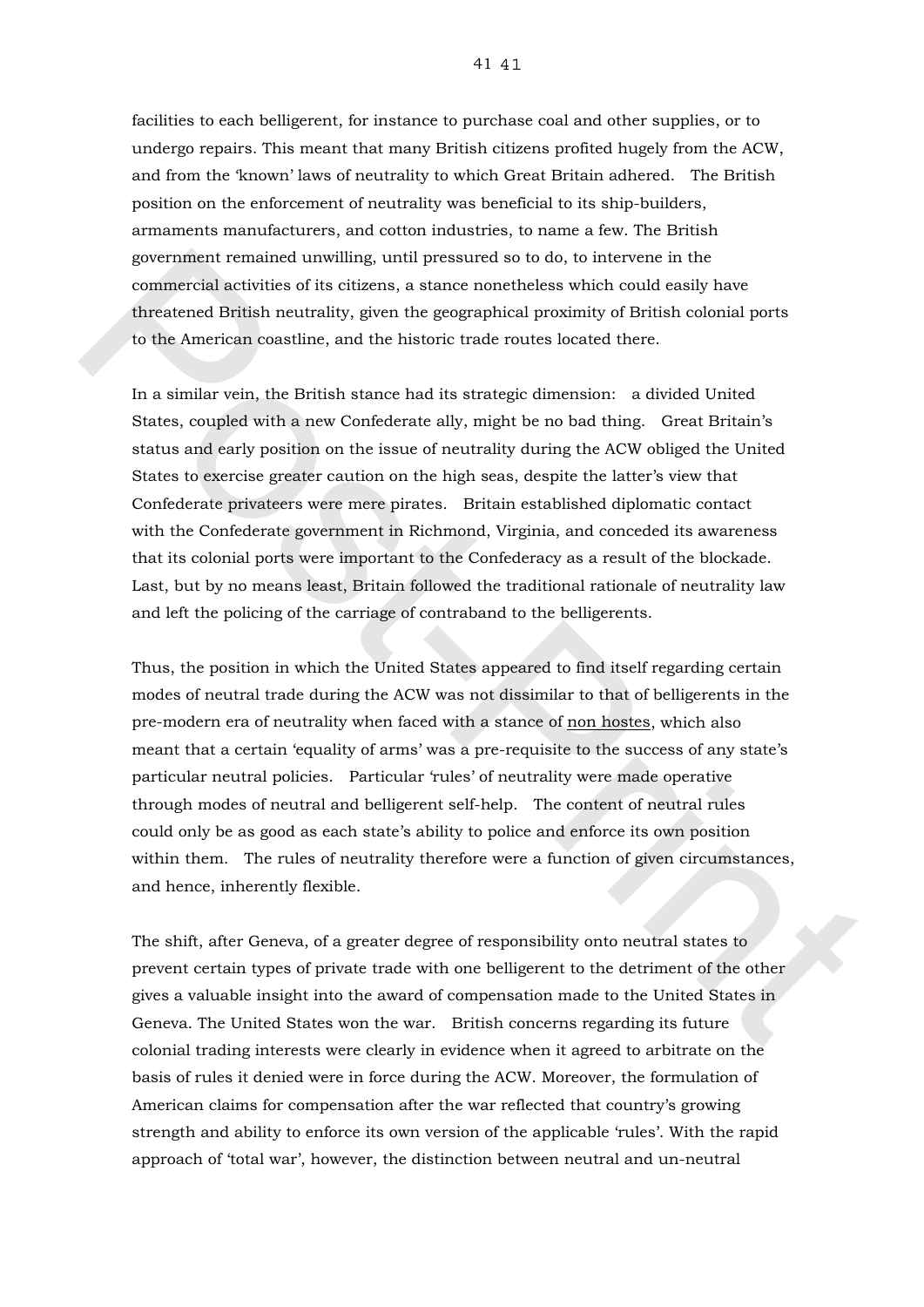facilities to each belligerent, for instance to purchase coal and other supplies, or to undergo repairs. This meant that many British citizens profited hugely from the ACW, and from the 'known' laws of neutrality to which Great Britain adhered. The British position on the enforcement of neutrality was beneficial to its ship-builders, armaments manufacturers, and cotton industries, to name a few. The British government remained unwilling, until pressured so to do, to intervene in the commercial activities of its citizens, a stance nonetheless which could easily have threatened British neutrality, given the geographical proximity of British colonial ports to the American coastline, and the historic trade routes located there.

In a similar vein, the British stance had its strategic dimension: a divided United States, coupled with a new Confederate ally, might be no bad thing. Great Britain's status and early position on the issue of neutrality during the ACW obliged the United States to exercise greater caution on the high seas, despite the latter's view that Confederate privateers were mere pirates. Britain established diplomatic contact with the Confederate government in Richmond, Virginia, and conceded its awareness that its colonial ports were important to the Confederacy as a result of the blockade. Last, but by no means least, Britain followed the traditional rationale of neutrality law and left the policing of the carriage of contraband to the belligerents.

Thus, the position in which the United States appeared to find itself regarding certain modes of neutral trade during the ACW was not dissimilar to that of belligerents in the pre-modern era of neutrality when faced with a stance of non hostes, which also meant that a certain 'equality of arms' was a pre-requisite to the success of any state's particular neutral policies. Particular 'rules' of neutrality were made operative through modes of neutral and belligerent self-help. The content of neutral rules could only be as good as each state's ability to police and enforce its own position within them. The rules of neutrality therefore were a function of given circumstances, and hence, inherently flexible.

The shift, after Geneva, of a greater degree of responsibility onto neutral states to prevent certain types of private trade with one belligerent to the detriment of the other gives a valuable insight into the award of compensation made to the United States in Geneva. The United States won the war. British concerns regarding its future colonial trading interests were clearly in evidence when it agreed to arbitrate on the basis of rules it denied were in force during the ACW. Moreover, the formulation of American claims for compensation after the war reflected that country's growing strength and ability to enforce its own version of the applicable 'rules'. With the rapid approach of 'total war', however, the distinction between neutral and un-neutral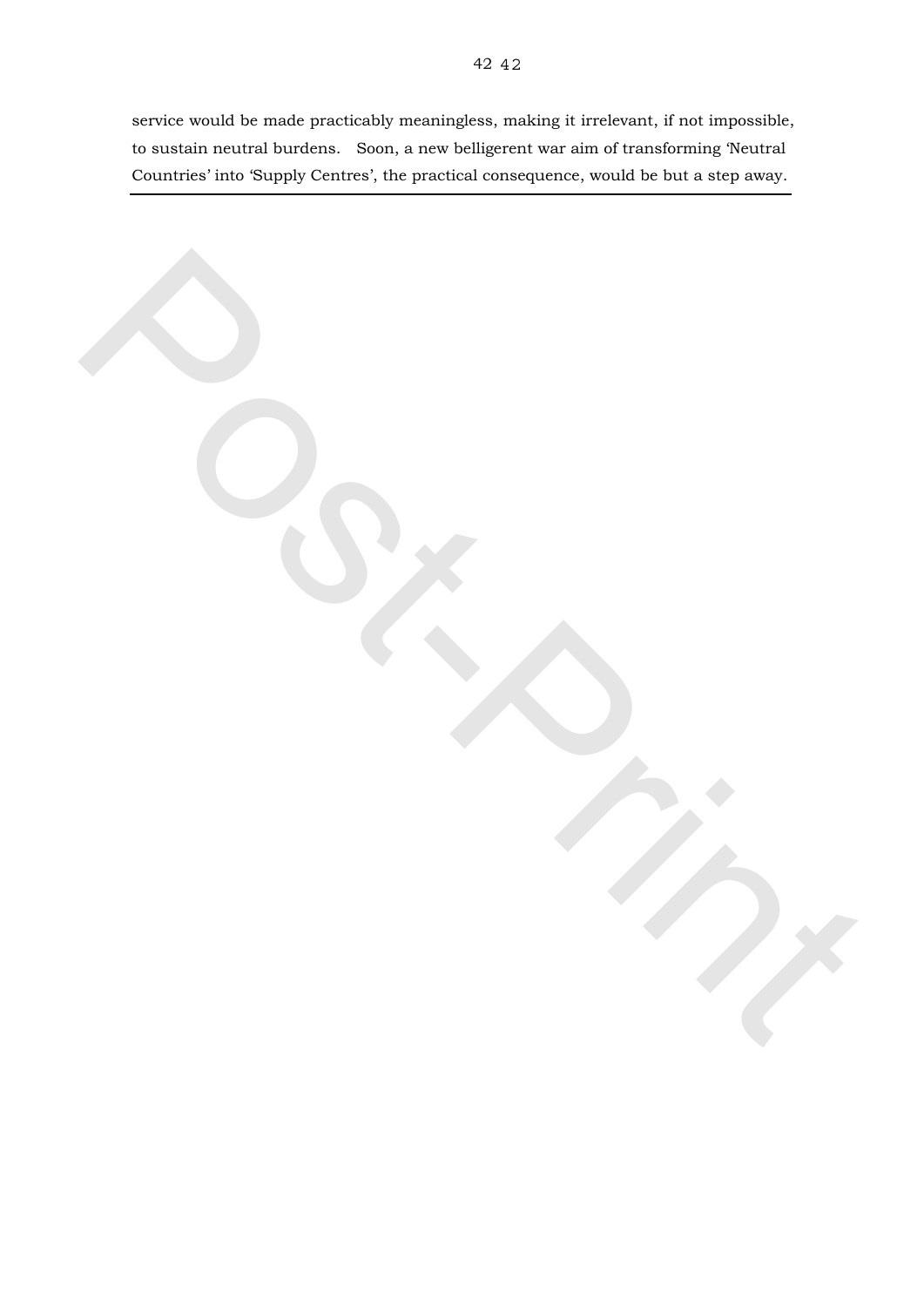service would be made practicably meaningless, making it irrelevant, if not impossible, to sustain neutral burdens. Soon, a new belligerent war aim of transforming 'Neutral Countries' into 'Supply Centres', the practical consequence, would be but a step away.

---